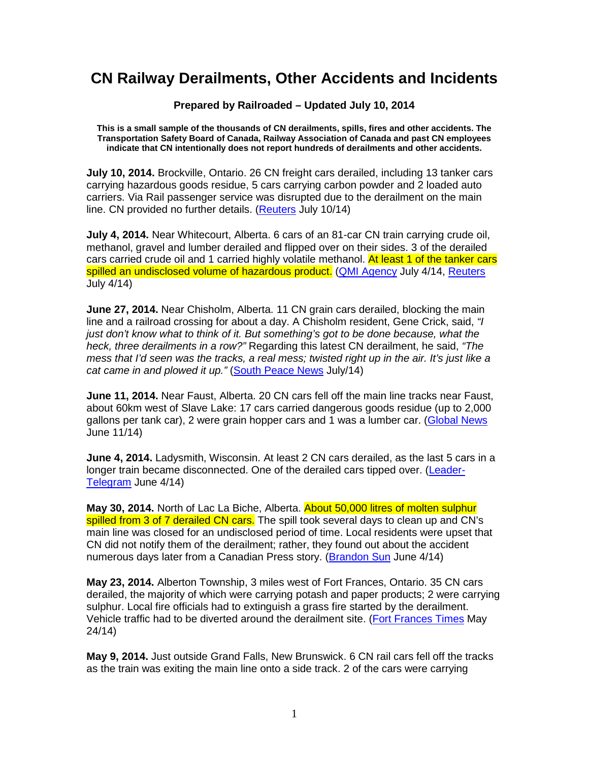# CN Railway Derailments, Other Accidents and Incidents

**Prepared by Railroaded – Updated July 10, 2014**

**This is a small sample of the thousands of CN derailments, spills, fires and other accidents. The Transportation Safety Board of Canada, Railway Association of Canada and past CN employees indicate that CN intentionally does not report hundreds of derailments and other accidents.**

**July 10, 2014.** Brockville, Ontario. 26 CN freight cars derailed, including 13 tanker cars carrying hazardous goods residue, 5 cars carrying carbon powder and 2 loaded auto carriers. Via Rail passenger service was disrupted due to the derailment on the main line. CN provided no further details. (Reuters July 10/14)

**July 4, 2014.** Near Whitecourt, Alberta. 6 cars of an 81-car CN train carrying crude oil, methanol, gravel and lumber derailed and flipped over on their sides. 3 of the derailed cars carried crude oil and 1 carried highly volatile methanol. At least 1 of the tanker cars spilled an undisclosed volume of hazardous product. (QMI Agency July 4/14, Reuters July 4/14)

**June 27, 2014.** Near Chisholm, Alberta. 11 CN grain cars derailed, blocking the main line and a railroad crossing for about a day. A Chisholm resident, Gene Crick, said, *"I just don't know what to think of it. But something's got to be done because, what the heck, three derailments in a row?"* Regarding this latest CN derailment, he said, *"The mess that I'd seen was the tracks, a real mess; twisted right up in the air. It's just like a cat came in and plowed it up."* (South Peace News July/14)

**June 11, 2014.** Near Faust, Alberta. 20 CN cars fell off the main line tracks near Faust, about 60km west of Slave Lake: 17 cars carried dangerous goods residue (up to 2,000 gallons per tank car), 2 were grain hopper cars and 1 was a lumber car. (Global News June 11/14)

**June 4, 2014.** Ladysmith, Wisconsin. At least 2 CN cars derailed, as the last 5 cars in a longer train became disconnected. One of the derailed cars tipped over. (Leader-Telegram June 4/14)

**May 30, 2014.** North of Lac La Biche, Alberta. About 50,000 litres of molten sulphur spilled from 3 of 7 derailed CN cars. The spill took several days to clean up and CN's main line was closed for an undisclosed period of time. Local residents were upset that CN did not notify them of the derailment; rather, they found out about the accident numerous days later from a Canadian Press story. (Brandon Sun June 4/14)

**May 23, 2014.** Alberton Township, 3 miles west of Fort Frances, Ontario. 35 CN cars derailed, the majority of which were carrying potash and paper products; 2 were carrying sulphur. Local fire officials had to extinguish a grass fire started by the derailment. Vehicle traffic had to be diverted around the derailment site. (Fort Frances Times May 24/14)

**May 9, 2014.** Just outside Grand Falls, New Brunswick. 6 CN rail cars fell off the tracks as the train was exiting the main line onto a side track. 2 of the cars were carrying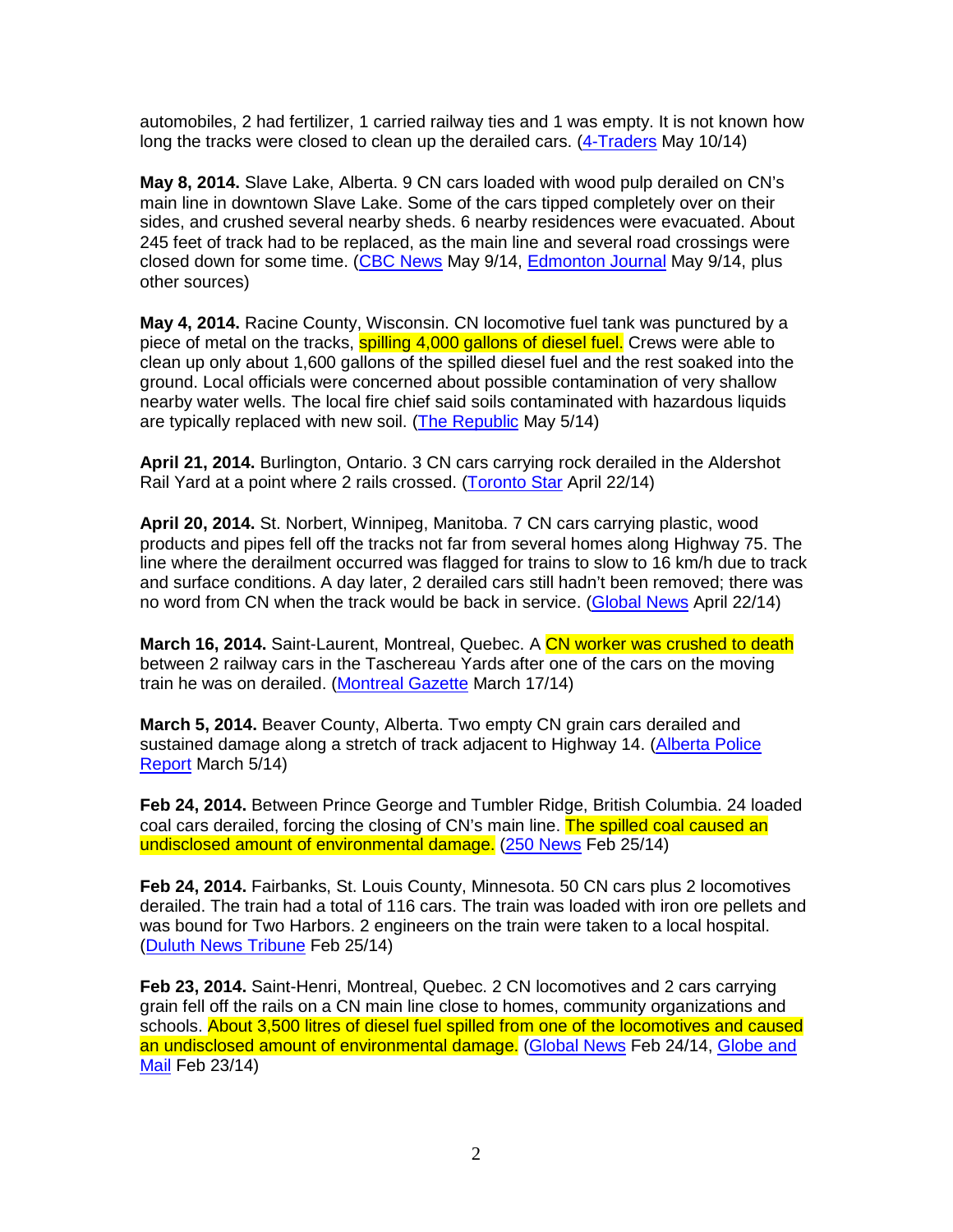automobiles, 2 had fertilizer, 1 carried railway ties and 1 was empty. It is not known how long the tracks were closed to clean up the derailed cars. (4-Traders May 10/14)

**May 8, 2014.** Slave Lake, Alberta. 9 CN cars loaded with wood pulp derailed on CN's main line in downtown Slave Lake. Some of the cars tipped completely over on their sides, and crushed several nearby sheds. 6 nearby residences were evacuated. About 245 feet of track had to be replaced, as the main line and several road crossings were closed down for some time. (CBC News May 9/14, Edmonton Journal May 9/14, plus other sources)

**May 4, 2014.** Racine County, Wisconsin. CN locomotive fuel tank was punctured by a piece of metal on the tracks, spilling 4,000 gallons of diesel fuel. Crews were able to clean up only about 1,600 gallons of the spilled diesel fuel and the rest soaked into the ground. Local officials were concerned about possible contamination of very shallow nearby water wells. The local fire chief said soils contaminated with hazardous liquids are typically replaced with new soil. (The Republic May 5/14)

**April 21, 2014.** Burlington, Ontario. 3 CN cars carrying rock derailed in the Aldershot Rail Yard at a point where 2 rails crossed. (Toronto Star April 22/14)

**April 20, 2014.** St. Norbert, Winnipeg, Manitoba. 7 CN cars carrying plastic, wood products and pipes fell off the tracks not far from several homes along Highway 75. The line where the derailment occurred was flagged for trains to slow to 16 km/h due to track and surface conditions. A day later, 2 derailed cars still hadn't been removed; there was no word from CN when the track would be back in service. (Global News April 22/14)

**March 16, 2014.** Saint-Laurent, Montreal, Quebec. A CN worker was crushed to death between 2 railway cars in the Taschereau Yards after one of the cars on the moving train he was on derailed. (Montreal Gazette March 17/14)

**March 5, 2014.** Beaver County, Alberta. Two empty CN grain cars derailed and sustained damage along a stretch of track adjacent to Highway 14. (Alberta Police Report March 5/14)

**Feb 24, 2014.** Between Prince George and Tumbler Ridge, British Columbia. 24 loaded coal cars derailed, forcing the closing of CN's main line. The spilled coal caused an undisclosed amount of environmental damage. (250 News Feb 25/14)

**Feb 24, 2014.** Fairbanks, St. Louis County, Minnesota. 50 CN cars plus 2 locomotives derailed. The train had a total of 116 cars. The train was loaded with iron ore pellets and was bound for Two Harbors. 2 engineers on the train were taken to a local hospital. (Duluth News Tribune Feb 25/14)

**Feb 23, 2014.** Saint-Henri, Montreal, Quebec. 2 CN locomotives and 2 cars carrying grain fell off the rails on a CN main line close to homes, community organizations and schools. About 3,500 litres of diesel fuel spilled from one of the locomotives and caused an undisclosed amount of environmental damage. (Global News Feb 24/14, Globe and Mail Feb 23/14)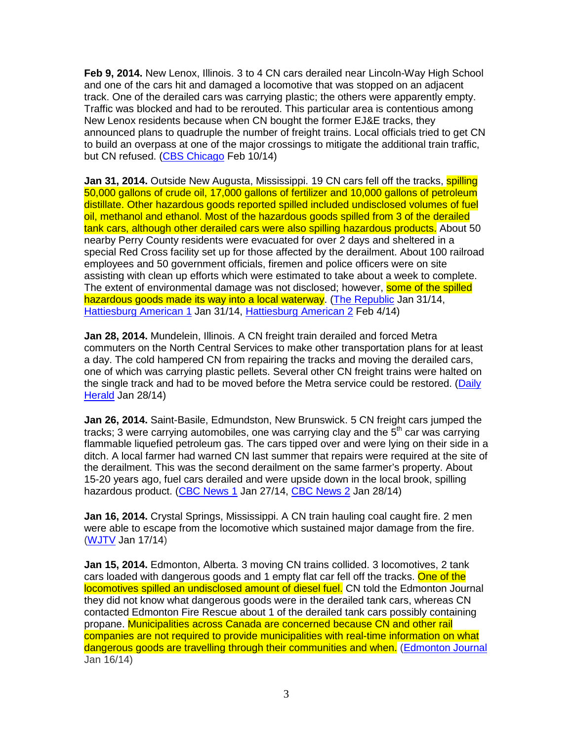**Feb 9, 2014.** New Lenox, Illinois. 3 to 4 CN cars derailed near Lincoln-Way High School and one of the cars hit and damaged a locomotive that was stopped on an adjacent track. One of the derailed cars was carrying plastic; the others were apparently empty. Traffic was blocked and had to be rerouted. This particular area is contentious among New Lenox residents because when CN bought the former EJ&E tracks, they announced plans to quadruple the number of freight trains. Local officials tried to get CN to build an overpass at one of the major crossings to mitigate the additional train traffic, but CN refused. (CBS Chicago Feb 10/14)

**Jan 31, 2014.** Outside New Augusta, Mississippi. 19 CN cars fell off the tracks, spilling 50,000 gallons of crude oil, 17,000 gallons of fertilizer and 10,000 gallons of petroleum distillate. Other hazardous goods reported spilled included undisclosed volumes of fuel oil, methanol and ethanol. Most of the hazardous goods spilled from 3 of the derailed tank cars, although other derailed cars were also spilling hazardous products. About 50 nearby Perry County residents were evacuated for over 2 days and sheltered in a special Red Cross facility set up for those affected by the derailment. About 100 railroad employees and 50 government officials, firemen and police officers were on site assisting with clean up efforts which were estimated to take about a week to complete. The extent of environmental damage was not disclosed; however, some of the spilled hazardous goods made its way into a local waterway. (The Republic Jan 31/14, Hattiesburg American 1 Jan 31/14, Hattiesburg American 2 Feb 4/14)

**Jan 28, 2014.** Mundelein, Illinois. A CN freight train derailed and forced Metra commuters on the North Central Services to make other transportation plans for at least a day. The cold hampered CN from repairing the tracks and moving the derailed cars, one of which was carrying plastic pellets. Several other CN freight trains were halted on the single track and had to be moved before the Metra service could be restored. (Daily Herald Jan 28/14)

**Jan 26, 2014.** Saint-Basile, Edmundston, New Brunswick. 5 CN freight cars jumped the tracks; 3 were carrying automobiles, one was carrying clay and the 5th car was carrying flammable liquefied petroleum gas. The cars tipped over and were lying on their side in a ditch. A local farmer had warned CN last summer that repairs were required at the site of the derailment. This was the second derailment on the same farmer's property. About 15-20 years ago, fuel cars derailed and were upside down in the local brook, spilling hazardous product. (CBC News 1 Jan 27/14, CBC News 2 Jan 28/14)

**Jan 16, 2014.** Crystal Springs, Mississippi. A CN train hauling coal caught fire. 2 men were able to escape from the locomotive which sustained major damage from the fire. (WJTV Jan 17/14)

**Jan 15, 2014.** Edmonton, Alberta. 3 moving CN trains collided. 3 locomotives, 2 tank cars loaded with dangerous goods and 1 empty flat car fell off the tracks. One of the locomotives spilled an undisclosed amount of diesel fuel. CN told the Edmonton Journal they did not know what dangerous goods were in the derailed tank cars, whereas CN contacted Edmonton Fire Rescue about 1 of the derailed tank cars possibly containing propane. Municipalities across Canada are concerned because CN and other rail companies are not required to provide municipalities with real-time information on what dangerous goods are travelling through their communities and when. (Edmonton Journal Jan 16/14)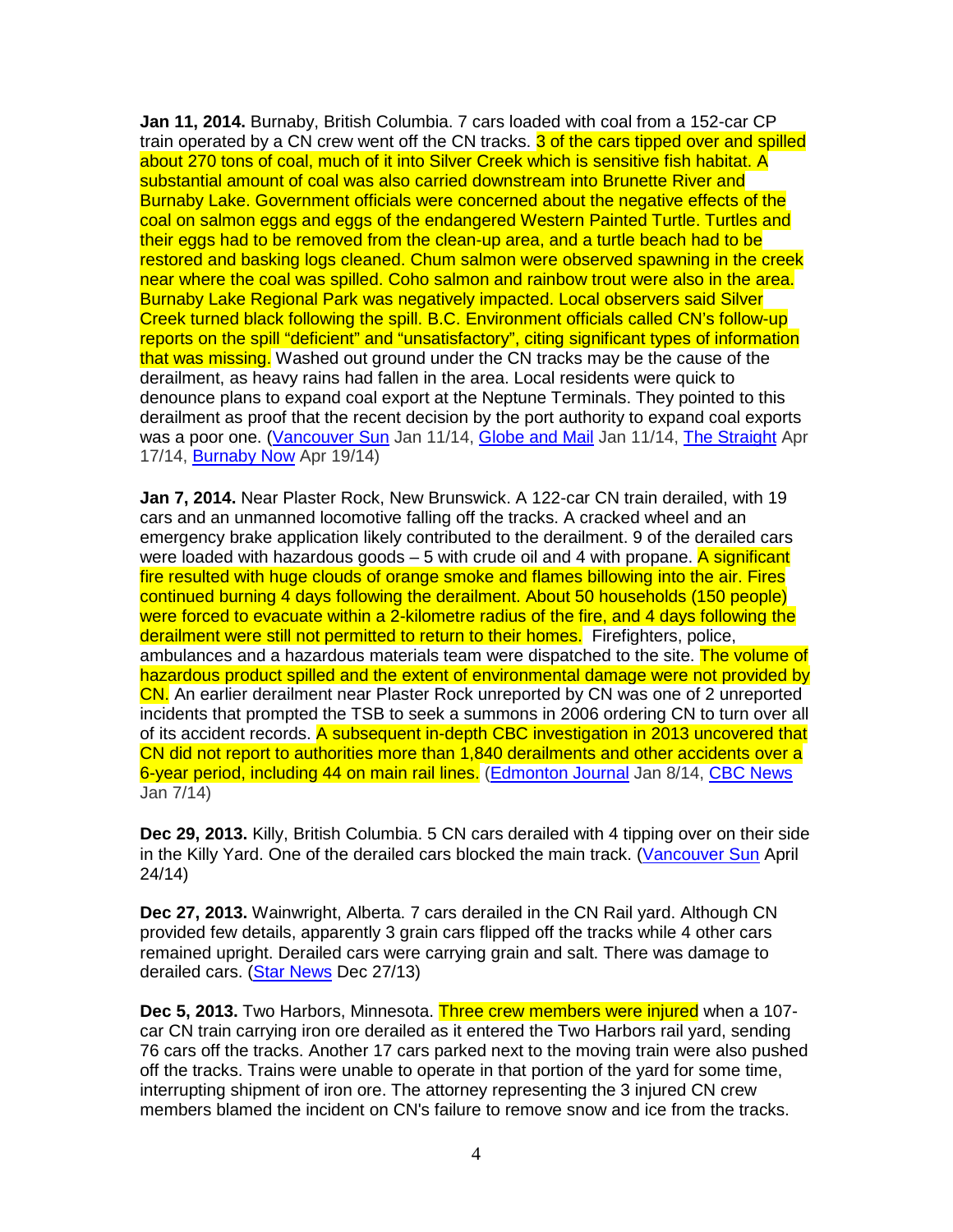**Jan 11, 2014.** Burnaby, British Columbia. 7 cars loaded with coal from a 152-car CP train operated by a CN crew went off the CN tracks. 3 of the cars tipped over and spilled about 270 tons of coal, much of it into Silver Creek which is sensitive fish habitat. A substantial amount of coal was also carried downstream into Brunette River and Burnaby Lake. Government officials were concerned about the negative effects of the coal on salmon eggs and eggs of the endangered Western Painted Turtle. Turtles and their eggs had to be removed from the clean-up area, and a turtle beach had to be restored and basking logs cleaned. Chum salmon were observed spawning in the creek near where the coal was spilled. Coho salmon and rainbow trout were also in the area. Burnaby Lake Regional Park was negatively impacted. Local observers said Silver Creek turned black following the spill. B.C. Environment officials called CN's follow-up reports on the spill "deficient" and "unsatisfactory", citing significant types of information that was missing. Washed out ground under the CN tracks may be the cause of the derailment, as heavy rains had fallen in the area. Local residents were quick to denounce plans to expand coal export at the Neptune Terminals. They pointed to this derailment as proof that the recent decision by the port authority to expand coal exports was a poor one. (Vancouver Sun Jan 11/14, Globe and Mail Jan 11/14, The Straight Apr 17/14, Burnaby Now Apr 19/14)

**Jan 7, 2014.** Near Plaster Rock, New Brunswick. A 122-car CN train derailed, with 19 cars and an unmanned locomotive falling off the tracks. A cracked wheel and an emergency brake application likely contributed to the derailment. 9 of the derailed cars were loaded with hazardous goods – 5 with crude oil and 4 with propane. A significant fire resulted with huge clouds of orange smoke and flames billowing into the air. Fires continued burning 4 days following the derailment. About 50 households (150 people) were forced to evacuate within a 2-kilometre radius of the fire, and 4 days following the derailment were still not permitted to return to their homes. Firefighters, police, ambulances and a hazardous materials team were dispatched to the site. The volume of hazardous product spilled and the extent of environmental damage were not provided by CN. An earlier derailment near Plaster Rock unreported by CN was one of 2 unreported incidents that prompted the TSB to seek a summons in 2006 ordering CN to turn over all of its accident records. A subsequent in-depth CBC investigation in 2013 uncovered that CN did not report to authorities more than 1,840 derailments and other accidents over a 6-year period, including 44 on main rail lines. (Edmonton Journal Jan 8/14, CBC News Jan 7/14)

**Dec 29, 2013.** Killy, British Columbia. 5 CN cars derailed with 4 tipping over on their side in the Killy Yard. One of the derailed cars blocked the main track. (Vancouver Sun April 24/14)

**Dec 27, 2013.** Wainwright, Alberta. 7 cars derailed in the CN Rail yard. Although CN provided few details, apparently 3 grain cars flipped off the tracks while 4 other cars remained upright. Derailed cars were carrying grain and salt. There was damage to derailed cars. (Star News Dec 27/13)

**Dec 5, 2013.** Two Harbors, Minnesota. Three crew members were injured when a 107-car CN train carrying iron ore derailed as it entered the Two Harbors rail yard, sending 76 cars off the tracks. Another 17 cars parked next to the moving train were also pushed off the tracks. Trains were unable to operate in that portion of the yard for some time, interrupting shipment of iron ore. The attorney representing the 3 injured CN crew members blamed the incident on CN's failure to remove snow and ice from the tracks.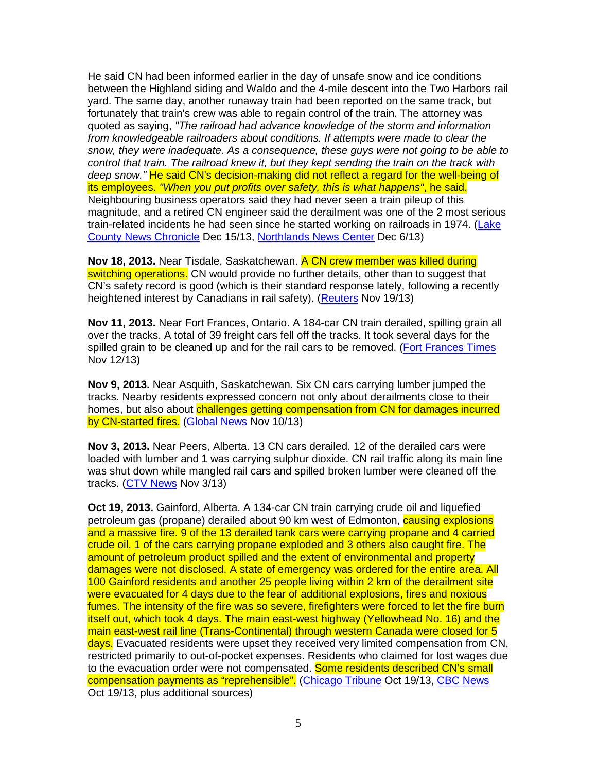He said CN had been informed earlier in the day of unsafe snow and ice conditions between the Highland siding and Waldo and the 4-mile descent into the Two Harbors rail yard. The same day, another runaway train had been reported on the same track, but fortunately that train's crew was able to regain control of the train. The attorney was quoted as saying, *"The railroad had advance knowledge of the storm and information from knowledgeable railroaders about conditions. If attempts were made to clear the snow, they were inadequate. As a consequence, these guys were not going to be able to control that train. The railroad knew it, but they kept sending the train on the track with deep snow."* He said CN's decision-making did not reflect a regard for the well-being of its employees. *"When you put profits over safety, this is what happens"*, he said. Neighbouring business operators said they had never seen a train pileup of this magnitude, and a retired CN engineer said the derailment was one of the 2 most serious train-related incidents he had seen since he started working on railroads in 1974. (Lake County News Chronicle Dec 15/13, Northlands News Center Dec 6/13)

**Nov 18, 2013.** Near Tisdale, Saskatchewan. A CN crew member was killed during switching operations. CN would provide no further details, other than to suggest that CN's safety record is good (which is their standard response lately, following a recently heightened interest by Canadians in rail safety). (Reuters Nov 19/13)

**Nov 11, 2013.** Near Fort Frances, Ontario. A 184-car CN train derailed, spilling grain all over the tracks. A total of 39 freight cars fell off the tracks. It took several days for the spilled grain to be cleaned up and for the rail cars to be removed. (Fort Frances Times Nov 12/13)

**Nov 9, 2013.** Near Asquith, Saskatchewan. Six CN cars carrying lumber jumped the tracks. Nearby residents expressed concern not only about derailments close to their homes, but also about challenges getting compensation from CN for damages incurred by CN-started fires. (Global News Nov 10/13)

**Nov 3, 2013.** Near Peers, Alberta. 13 CN cars derailed. 12 of the derailed cars were loaded with lumber and 1 was carrying sulphur dioxide. CN rail traffic along its main line was shut down while mangled rail cars and spilled broken lumber were cleaned off the tracks. (CTV News Nov 3/13)

**Oct 19, 2013.** Gainford, Alberta. A 134-car CN train carrying crude oil and liquefied petroleum gas (propane) derailed about 90 km west of Edmonton, causing explosions and a massive fire. 9 of the 13 derailed tank cars were carrying propane and 4 carried crude oil. 1 of the cars carrying propane exploded and 3 others also caught fire. The amount of petroleum product spilled and the extent of environmental and property damages were not disclosed. A state of emergency was ordered for the entire area. All 100 Gainford residents and another 25 people living within 2 km of the derailment site were evacuated for 4 days due to the fear of additional explosions, fires and noxious fumes. The intensity of the fire was so severe, firefighters were forced to let the fire burn itself out, which took 4 days. The main east-west highway (Yellowhead No. 16) and the main east-west rail line (Trans-Continental) through western Canada were closed for 5 days. Evacuated residents were upset they received very limited compensation from CN, restricted primarily to out-of-pocket expenses. Residents who claimed for lost wages due to the evacuation order were not compensated. Some residents described CN's small compensation payments as "reprehensible". (Chicago Tribune Oct 19/13, CBC News Oct 19/13, plus additional sources)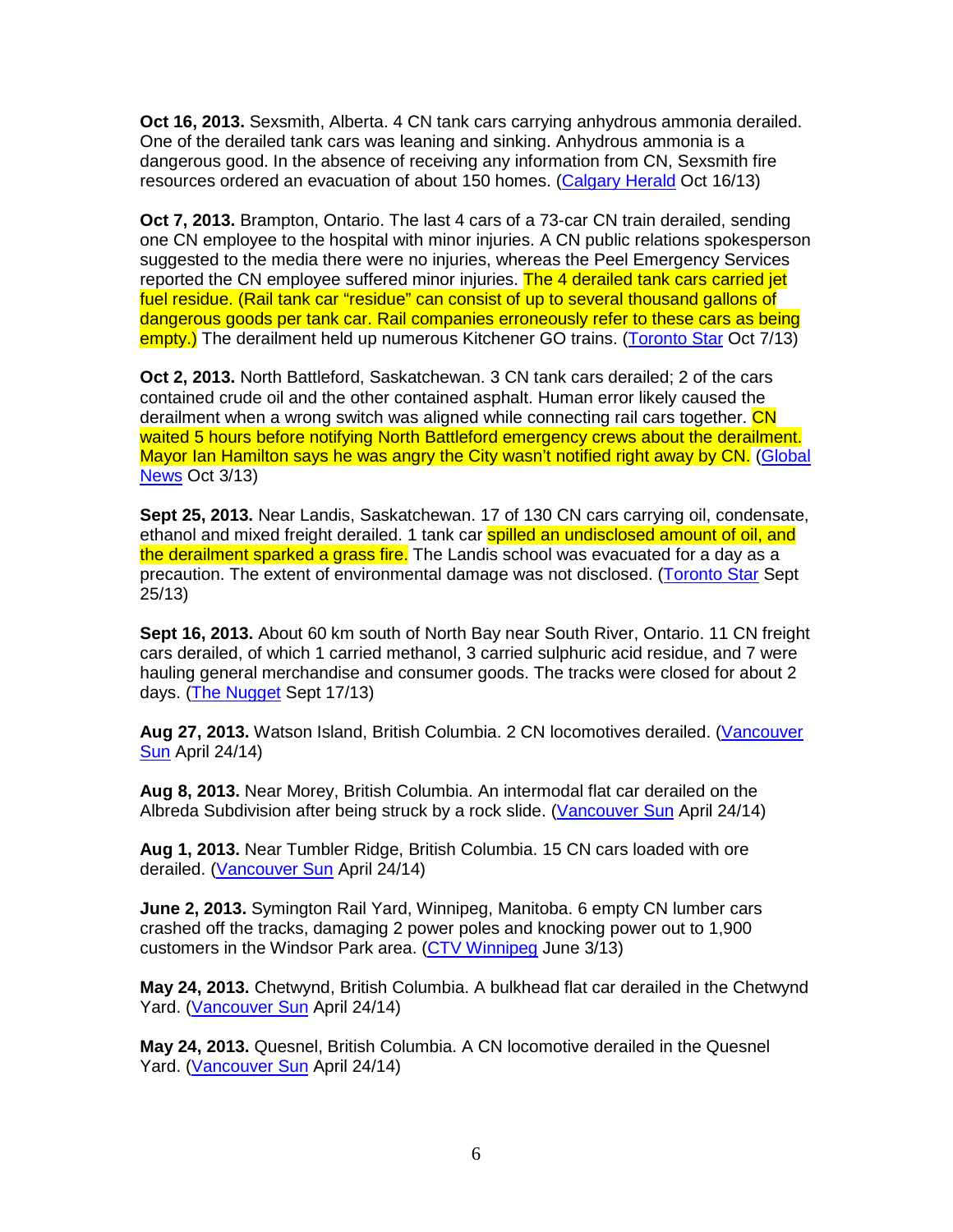**Oct 16, 2013.** Sexsmith, Alberta. 4 CN tank cars carrying anhydrous ammonia derailed. One of the derailed tank cars was leaning and sinking. Anhydrous ammonia is a dangerous good. In the absence of receiving any information from CN, Sexsmith fire resources ordered an evacuation of about 150 homes. (Calgary Herald Oct 16/13)

**Oct 7, 2013.** Brampton, Ontario. The last 4 cars of a 73-car CN train derailed, sending one CN employee to the hospital with minor injuries. A CN public relations spokesperson suggested to the media there were no injuries, whereas the Peel Emergency Services reported the CN employee suffered minor injuries. The 4 derailed tank cars carried jet fuel residue. (Rail tank car "residue" can consist of up to several thousand gallons of dangerous goods per tank car. Rail companies erroneously refer to these cars as being empty.) The derailment held up numerous Kitchener GO trains. (Toronto Star Oct 7/13)

**Oct 2, 2013.** North Battleford, Saskatchewan. 3 CN tank cars derailed; 2 of the cars contained crude oil and the other contained asphalt. Human error likely caused the derailment when a wrong switch was aligned while connecting rail cars together. CN waited 5 hours before notifying North Battleford emergency crews about the derailment. Mayor Ian Hamilton says he was angry the City wasn't notified right away by CN. (Global News Oct 3/13)

**Sept 25, 2013.** Near Landis, Saskatchewan. 17 of 130 CN cars carrying oil, condensate, ethanol and mixed freight derailed. 1 tank car spilled an undisclosed amount of oil, and the derailment sparked a grass fire. The Landis school was evacuated for a day as a precaution. The extent of environmental damage was not disclosed. (Toronto Star Sept 25/13)

**Sept 16, 2013.** About 60 km south of North Bay near South River, Ontario. 11 CN freight cars derailed, of which 1 carried methanol, 3 carried sulphuric acid residue, and 7 were hauling general merchandise and consumer goods. The tracks were closed for about 2 days. (The Nugget Sept 17/13)

**Aug 27, 2013.** Watson Island, British Columbia. 2 CN locomotives derailed. (Vancouver Sun April 24/14)

**Aug 8, 2013.** Near Morey, British Columbia. An intermodal flat car derailed on the Albreda Subdivision after being struck by a rock slide. (Vancouver Sun April 24/14)

**Aug 1, 2013.** Near Tumbler Ridge, British Columbia. 15 CN cars loaded with ore derailed. (Vancouver Sun April 24/14)

**June 2, 2013.** Symington Rail Yard, Winnipeg, Manitoba. 6 empty CN lumber cars crashed off the tracks, damaging 2 power poles and knocking power out to 1,900 customers in the Windsor Park area. (CTV Winnipeg June 3/13)

**May 24, 2013.** Chetwynd, British Columbia. A bulkhead flat car derailed in the Chetwynd Yard. (Vancouver Sun April 24/14)

**May 24, 2013.** Quesnel, British Columbia. A CN locomotive derailed in the Quesnel Yard. (Vancouver Sun April 24/14)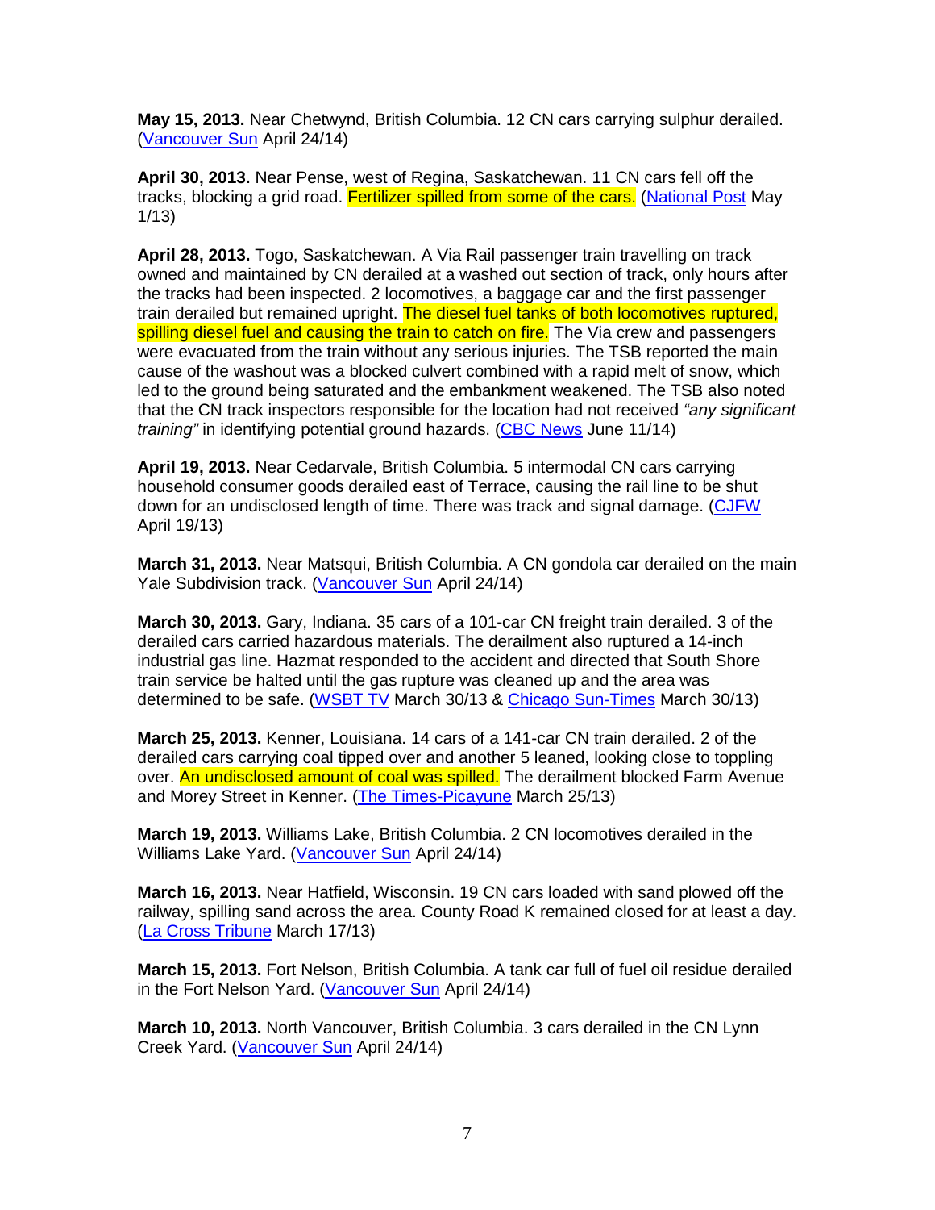**May 15, 2013.** Near Chetwynd, British Columbia. 12 CN cars carrying sulphur derailed. (Vancouver Sun April 24/14)

**April 30, 2013.** Near Pense, west of Regina, Saskatchewan. 11 CN cars fell off the tracks, blocking a grid road. Fertilizer spilled from some of the cars. (National Post May 1/13)

**April 28, 2013.** Togo, Saskatchewan. A Via Rail passenger train travelling on track owned and maintained by CN derailed at a washed out section of track, only hours after the tracks had been inspected. 2 locomotives, a baggage car and the first passenger train derailed but remained upright. The diesel fuel tanks of both locomotives ruptured, spilling diesel fuel and causing the train to catch on fire. The Via crew and passengers were evacuated from the train without any serious injuries. The TSB reported the main cause of the washout was a blocked culvert combined with a rapid melt of snow, which led to the ground being saturated and the embankment weakened. The TSB also noted that the CN track inspectors responsible for the location had not received *"any significant training"* in identifying potential ground hazards. (CBC News June 11/14)

**April 19, 2013.** Near Cedarvale, British Columbia. 5 intermodal CN cars carrying household consumer goods derailed east of Terrace, causing the rail line to be shut down for an undisclosed length of time. There was track and signal damage. (CJFW April 19/13)

**March 31, 2013.** Near Matsqui, British Columbia. A CN gondola car derailed on the main Yale Subdivision track. (Vancouver Sun April 24/14)

**March 30, 2013.** Gary, Indiana. 35 cars of a 101-car CN freight train derailed. 3 of the derailed cars carried hazardous materials. The derailment also ruptured a 14-inch industrial gas line. Hazmat responded to the accident and directed that South Shore train service be halted until the gas rupture was cleaned up and the area was determined to be safe. (WSBT TV March 30/13 & Chicago Sun-Times March 30/13)

**March 25, 2013.** Kenner, Louisiana. 14 cars of a 141-car CN train derailed. 2 of the derailed cars carrying coal tipped over and another 5 leaned, looking close to toppling over. An undisclosed amount of coal was spilled. The derailment blocked Farm Avenue and Morey Street in Kenner. (The Times-Picayune March 25/13)

**March 19, 2013.** Williams Lake, British Columbia. 2 CN locomotives derailed in the Williams Lake Yard. (Vancouver Sun April 24/14)

**March 16, 2013.** Near Hatfield, Wisconsin. 19 CN cars loaded with sand plowed off the railway, spilling sand across the area. County Road K remained closed for at least a day. (La Cross Tribune March 17/13)

**March 15, 2013.** Fort Nelson, British Columbia. A tank car full of fuel oil residue derailed in the Fort Nelson Yard. (Vancouver Sun April 24/14)

**March 10, 2013.** North Vancouver, British Columbia. 3 cars derailed in the CN Lynn Creek Yard. (Vancouver Sun April 24/14)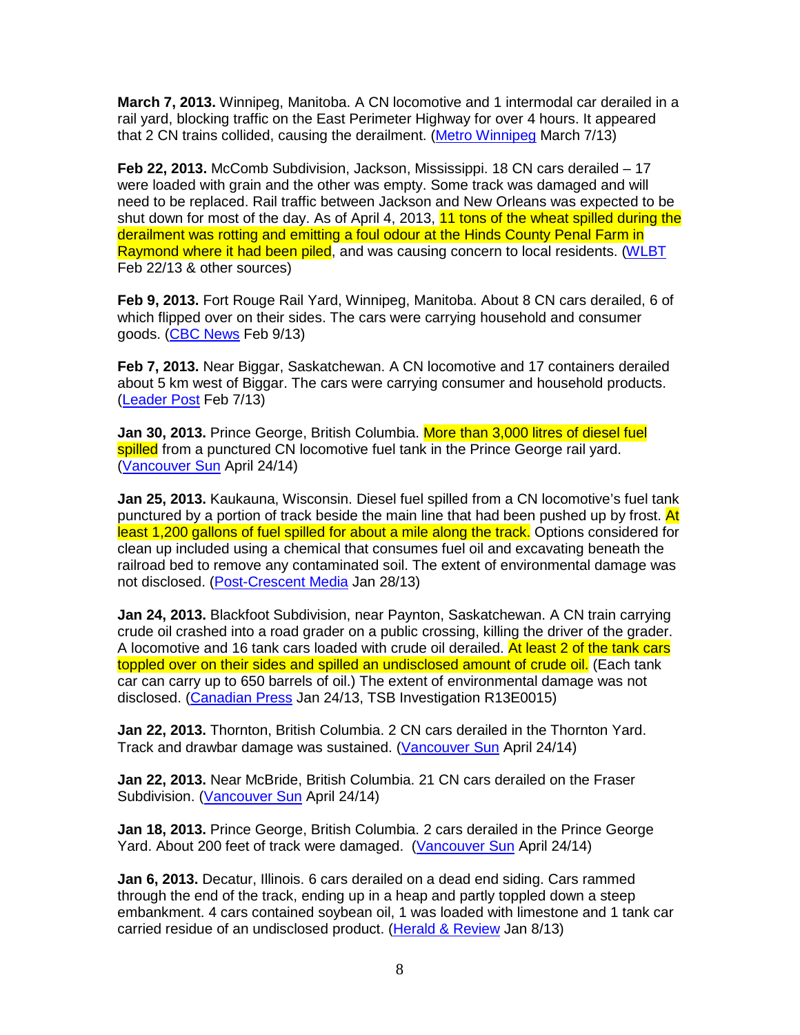**March 7, 2013.** Winnipeg, Manitoba. A CN locomotive and 1 intermodal car derailed in a rail yard, blocking traffic on the East Perimeter Highway for over 4 hours. It appeared that 2 CN trains collided, causing the derailment. (Metro Winnipeg March 7/13)

**Feb 22, 2013.** McComb Subdivision, Jackson, Mississippi. 18 CN cars derailed – 17 were loaded with grain and the other was empty. Some track was damaged and will need to be replaced. Rail traffic between Jackson and New Orleans was expected to be shut down for most of the day. As of April 4, 2013, 11 tons of the wheat spilled during the derailment was rotting and emitting a foul odour at the Hinds County Penal Farm in Raymond where it had been piled, and was causing concern to local residents. (WLBT Feb 22/13 & other sources)

**Feb 9, 2013.** Fort Rouge Rail Yard, Winnipeg, Manitoba. About 8 CN cars derailed, 6 of which flipped over on their sides. The cars were carrying household and consumer goods. (CBC News Feb 9/13)

**Feb 7, 2013.** Near Biggar, Saskatchewan. A CN locomotive and 17 containers derailed about 5 km west of Biggar. The cars were carrying consumer and household products. (Leader Post Feb 7/13)

**Jan 30, 2013.** Prince George, British Columbia. More than 3,000 litres of diesel fuel spilled from a punctured CN locomotive fuel tank in the Prince George rail yard. (Vancouver Sun April 24/14)

**Jan 25, 2013.** Kaukauna, Wisconsin. Diesel fuel spilled from a CN locomotive's fuel tank punctured by a portion of track beside the main line that had been pushed up by frost. At least 1,200 gallons of fuel spilled for about a mile along the track. Options considered for clean up included using a chemical that consumes fuel oil and excavating beneath the railroad bed to remove any contaminated soil. The extent of environmental damage was not disclosed. (Post-Crescent Media Jan 28/13)

**Jan 24, 2013.** Blackfoot Subdivision, near Paynton, Saskatchewan. A CN train carrying crude oil crashed into a road grader on a public crossing, killing the driver of the grader. A locomotive and 16 tank cars loaded with crude oil derailed. At least 2 of the tank cars toppled over on their sides and spilled an undisclosed amount of crude oil. (Each tank car can carry up to 650 barrels of oil.) The extent of environmental damage was not disclosed. (Canadian Press Jan 24/13, TSB Investigation R13E0015)

**Jan 22, 2013.** Thornton, British Columbia. 2 CN cars derailed in the Thornton Yard. Track and drawbar damage was sustained. (Vancouver Sun April 24/14)

**Jan 22, 2013.** Near McBride, British Columbia. 21 CN cars derailed on the Fraser Subdivision. (Vancouver Sun April 24/14)

**Jan 18, 2013.** Prince George, British Columbia. 2 cars derailed in the Prince George Yard. About 200 feet of track were damaged. (Vancouver Sun April 24/14)

**Jan 6, 2013.** Decatur, Illinois. 6 cars derailed on a dead end siding. Cars rammed through the end of the track, ending up in a heap and partly toppled down a steep embankment. 4 cars contained soybean oil, 1 was loaded with limestone and 1 tank car carried residue of an undisclosed product. (Herald & Review Jan 8/13)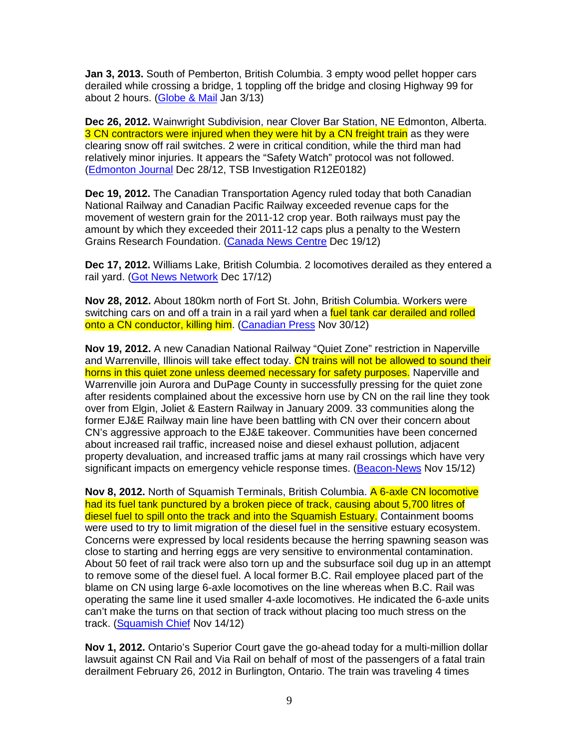**Jan 3, 2013.** South of Pemberton, British Columbia. 3 empty wood pellet hopper cars derailed while crossing a bridge, 1 toppling off the bridge and closing Highway 99 for about 2 hours. (Globe & Mail Jan 3/13)

**Dec 26, 2012.** Wainwright Subdivision, near Clover Bar Station, NE Edmonton, Alberta. 3 CN contractors were injured when they were hit by a CN freight train as they were clearing snow off rail switches. 2 were in critical condition, while the third man had relatively minor injuries. It appears the "Safety Watch" protocol was not followed. (Edmonton Journal Dec 28/12, TSB Investigation R12E0182)

**Dec 19, 2012.** The Canadian Transportation Agency ruled today that both Canadian National Railway and Canadian Pacific Railway exceeded revenue caps for the movement of western grain for the 2011-12 crop year. Both railways must pay the amount by which they exceeded their 2011-12 caps plus a penalty to the Western Grains Research Foundation. (Canada News Centre Dec 19/12)

**Dec 17, 2012.** Williams Lake, British Columbia. 2 locomotives derailed as they entered a rail yard. (Got News Network Dec 17/12)

**Nov 28, 2012.** About 180km north of Fort St. John, British Columbia. Workers were switching cars on and off a train in a rail yard when a fuel tank car derailed and rolled onto a CN conductor, killing him. (Canadian Press Nov 30/12)

**Nov 19, 2012.** A new Canadian National Railway "Quiet Zone" restriction in Naperville and Warrenville, Illinois will take effect today. CN trains will not be allowed to sound their horns in this quiet zone unless deemed necessary for safety purposes. Naperville and Warrenville join Aurora and DuPage County in successfully pressing for the quiet zone after residents complained about the excessive horn use by CN on the rail line they took over from Elgin, Joliet & Eastern Railway in January 2009. 33 communities along the former EJ&E Railway main line have been battling with CN over their concern about CN's aggressive approach to the EJ&E takeover. Communities have been concerned about increased rail traffic, increased noise and diesel exhaust pollution, adjacent property devaluation, and increased traffic jams at many rail crossings which have very significant impacts on emergency vehicle response times. (Beacon-News Nov 15/12)

**Nov 8, 2012.** North of Squamish Terminals, British Columbia. A 6-axle CN locomotive had its fuel tank punctured by a broken piece of track, causing about 5,700 litres of diesel fuel to spill onto the track and into the Squamish Estuary. Containment booms were used to try to limit migration of the diesel fuel in the sensitive estuary ecosystem. Concerns were expressed by local residents because the herring spawning season was close to starting and herring eggs are very sensitive to environmental contamination. About 50 feet of rail track were also torn up and the subsurface soil dug up in an attempt to remove some of the diesel fuel. A local former B.C. Rail employee placed part of the blame on CN using large 6-axle locomotives on the line whereas when B.C. Rail was operating the same line it used smaller 4-axle locomotives. He indicated the 6-axle units can't make the turns on that section of track without placing too much stress on the track. (Squamish Chief Nov 14/12)

**Nov 1, 2012.** Ontario's Superior Court gave the go-ahead today for a multi-million dollar lawsuit against CN Rail and Via Rail on behalf of most of the passengers of a fatal train derailment February 26, 2012 in Burlington, Ontario. The train was traveling 4 times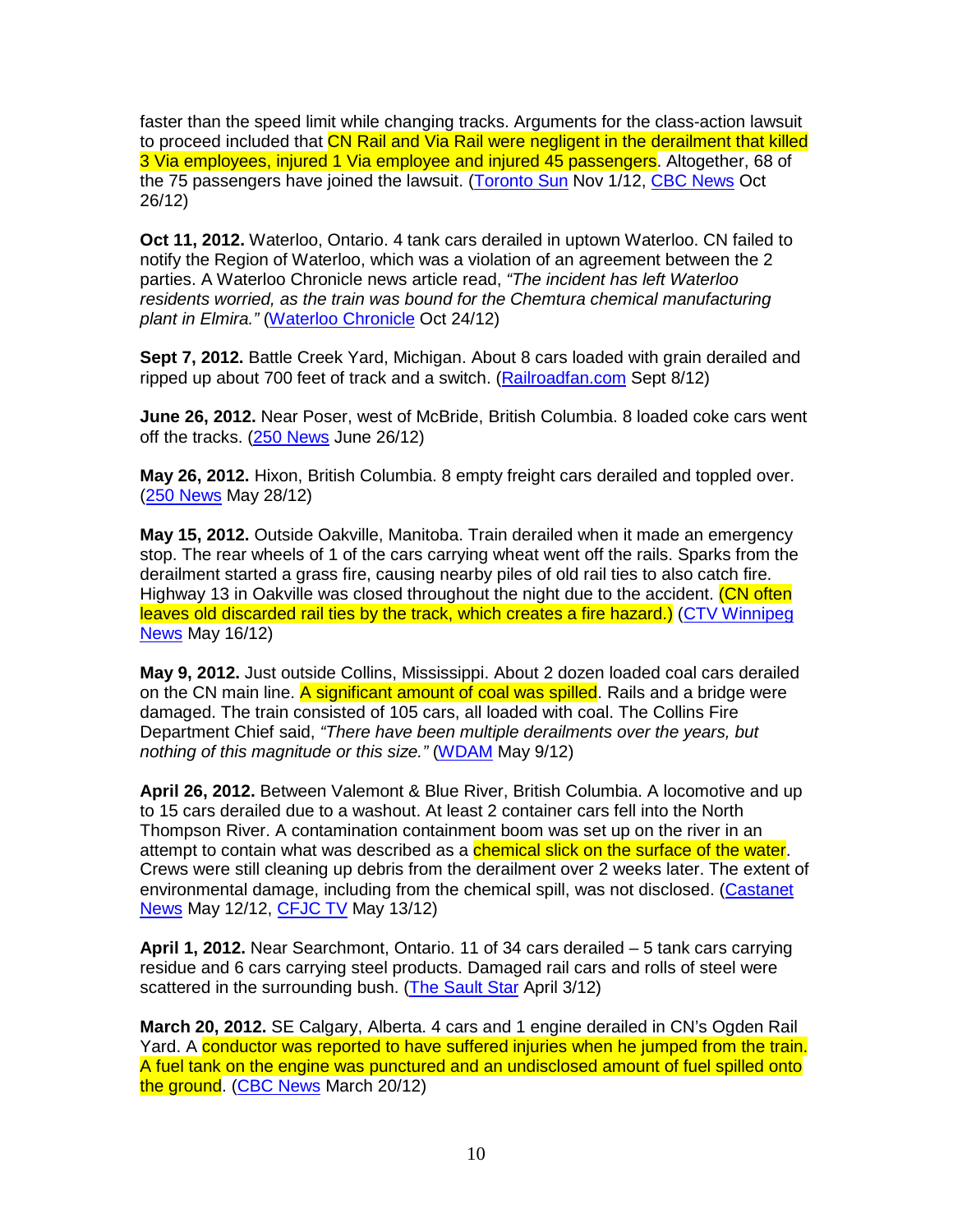faster than the speed limit while changing tracks. Arguments for the class-action lawsuit to proceed included that CN Rail and Via Rail were negligent in the derailment that killed 3 Via employees, injured 1 Via employee and injured 45 passengers. Altogether, 68 of the 75 passengers have joined the lawsuit. (Toronto Sun Nov 1/12, CBC News Oct 26/12)

**Oct 11, 2012.** Waterloo, Ontario. 4 tank cars derailed in uptown Waterloo. CN failed to notify the Region of Waterloo, which was a violation of an agreement between the 2 parties. A Waterloo Chronicle news article read, *"The incident has left Waterloo residents worried, as the train was bound for the Chemtura chemical manufacturing plant in Elmira."* (Waterloo Chronicle Oct 24/12)

**Sept 7, 2012.** Battle Creek Yard, Michigan. About 8 cars loaded with grain derailed and ripped up about 700 feet of track and a switch. (Railroadfan.com Sept 8/12)

**June 26, 2012.** Near Poser, west of McBride, British Columbia. 8 loaded coke cars went off the tracks. (250 News June 26/12)

**May 26, 2012.** Hixon, British Columbia. 8 empty freight cars derailed and toppled over. (250 News May 28/12)

**May 15, 2012.** Outside Oakville, Manitoba. Train derailed when it made an emergency stop. The rear wheels of 1 of the cars carrying wheat went off the rails. Sparks from the derailment started a grass fire, causing nearby piles of old rail ties to also catch fire. Highway 13 in Oakville was closed throughout the night due to the accident. (CN often leaves old discarded rail ties by the track, which creates a fire hazard.) (CTV Winnipeg News May 16/12)

**May 9, 2012.** Just outside Collins, Mississippi. About 2 dozen loaded coal cars derailed on the CN main line. A significant amount of coal was spilled. Rails and a bridge were damaged. The train consisted of 105 cars, all loaded with coal. The Collins Fire Department Chief said, *"There have been multiple derailments over the years, but nothing of this magnitude or this size."* (WDAM May 9/12)

**April 26, 2012.** Between Valemont & Blue River, British Columbia. A locomotive and up to 15 cars derailed due to a washout. At least 2 container cars fell into the North Thompson River. A contamination containment boom was set up on the river in an attempt to contain what was described as a chemical slick on the surface of the water. Crews were still cleaning up debris from the derailment over 2 weeks later. The extent of environmental damage, including from the chemical spill, was not disclosed. (Castanet News May 12/12, CFJC TV May 13/12)

**April 1, 2012.** Near Searchmont, Ontario. 11 of 34 cars derailed – 5 tank cars carrying residue and 6 cars carrying steel products. Damaged rail cars and rolls of steel were scattered in the surrounding bush. (The Sault Star April 3/12)

**March 20, 2012.** SE Calgary, Alberta. 4 cars and 1 engine derailed in CN's Ogden Rail Yard. A conductor was reported to have suffered injuries when he jumped from the train. A fuel tank on the engine was punctured and an undisclosed amount of fuel spilled onto the ground. (CBC News March 20/12)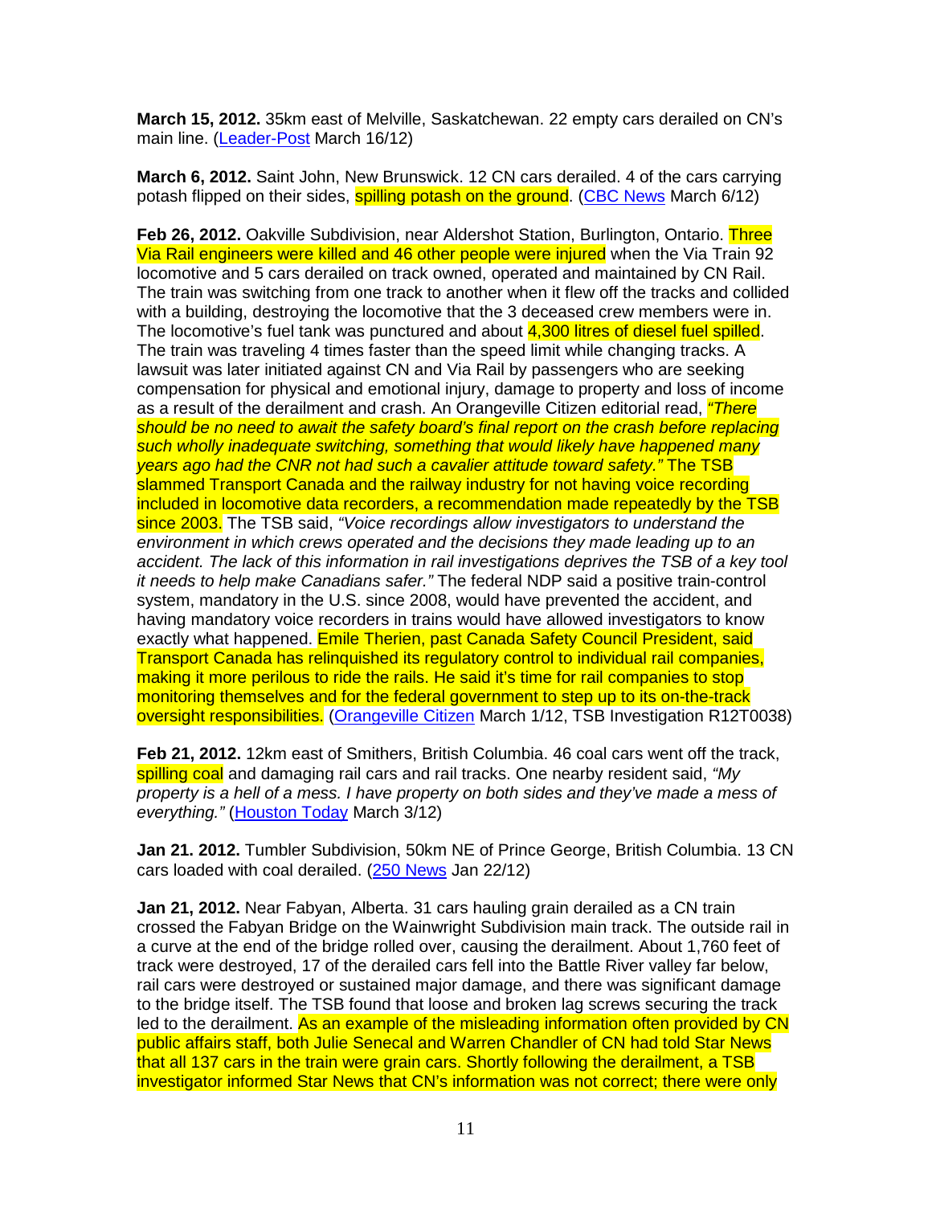**March 15, 2012.** 35km east of Melville, Saskatchewan. 22 empty cars derailed on CN's main line. (Leader-Post March 16/12)

**March 6, 2012.** Saint John, New Brunswick. 12 CN cars derailed. 4 of the cars carrying potash flipped on their sides, spilling potash on the ground. (CBC News March 6/12)

**Feb 26, 2012.** Oakville Subdivision, near Aldershot Station, Burlington, Ontario. Three Via Rail engineers were killed and 46 other people were injured when the Via Train 92 locomotive and 5 cars derailed on track owned, operated and maintained by CN Rail. The train was switching from one track to another when it flew off the tracks and collided with a building, destroying the locomotive that the 3 deceased crew members were in. The locomotive's fuel tank was punctured and about 4,300 litres of diesel fuel spilled. The train was traveling 4 times faster than the speed limit while changing tracks. A lawsuit was later initiated against CN and Via Rail by passengers who are seeking compensation for physical and emotional injury, damage to property and loss of income as a result of the derailment and crash. An Orangeville Citizen editorial read, *"There should be no need to await the safety board's final report on the crash before replacing such wholly inadequate switching, something that would likely have happened many years ago had the CNR not had such a cavalier attitude toward safety."* The TSB slammed Transport Canada and the railway industry for not having voice recording included in locomotive data recorders, a recommendation made repeatedly by the TSB since 2003. The TSB said, *"Voice recordings allow investigators to understand the environment in which crews operated and the decisions they made leading up to an accident. The lack of this information in rail investigations deprives the TSB of a key tool it needs to help make Canadians safer."* The federal NDP said a positive train-control system, mandatory in the U.S. since 2008, would have prevented the accident, and having mandatory voice recorders in trains would have allowed investigators to know exactly what happened. Emile Therien, past Canada Safety Council President, said Transport Canada has relinquished its regulatory control to individual rail companies, making it more perilous to ride the rails. He said it's time for rail companies to stop monitoring themselves and for the federal government to step up to its on-the-track oversight responsibilities. (Orangeville Citizen March 1/12, TSB Investigation R12T0038)

**Feb 21, 2012.** 12km east of Smithers, British Columbia. 46 coal cars went off the track, spilling coal and damaging rail cars and rail tracks. One nearby resident said, *"My property is a hell of a mess. I have property on both sides and they've made a mess of everything."* (Houston Today March 3/12)

**Jan 21. 2012.** Tumbler Subdivision, 50km NE of Prince George, British Columbia. 13 CN cars loaded with coal derailed. (250 News Jan 22/12)

**Jan 21, 2012.** Near Fabyan, Alberta. 31 cars hauling grain derailed as a CN train crossed the Fabyan Bridge on the Wainwright Subdivision main track. The outside rail in a curve at the end of the bridge rolled over, causing the derailment. About 1,760 feet of track were destroyed, 17 of the derailed cars fell into the Battle River valley far below, rail cars were destroyed or sustained major damage, and there was significant damage to the bridge itself. The TSB found that loose and broken lag screws securing the track led to the derailment. As an example of the misleading information often provided by CN public affairs staff, both Julie Senecal and Warren Chandler of CN had told Star News that all 137 cars in the train were grain cars. Shortly following the derailment, a TSB investigator informed Star News that CN's information was not correct; there were only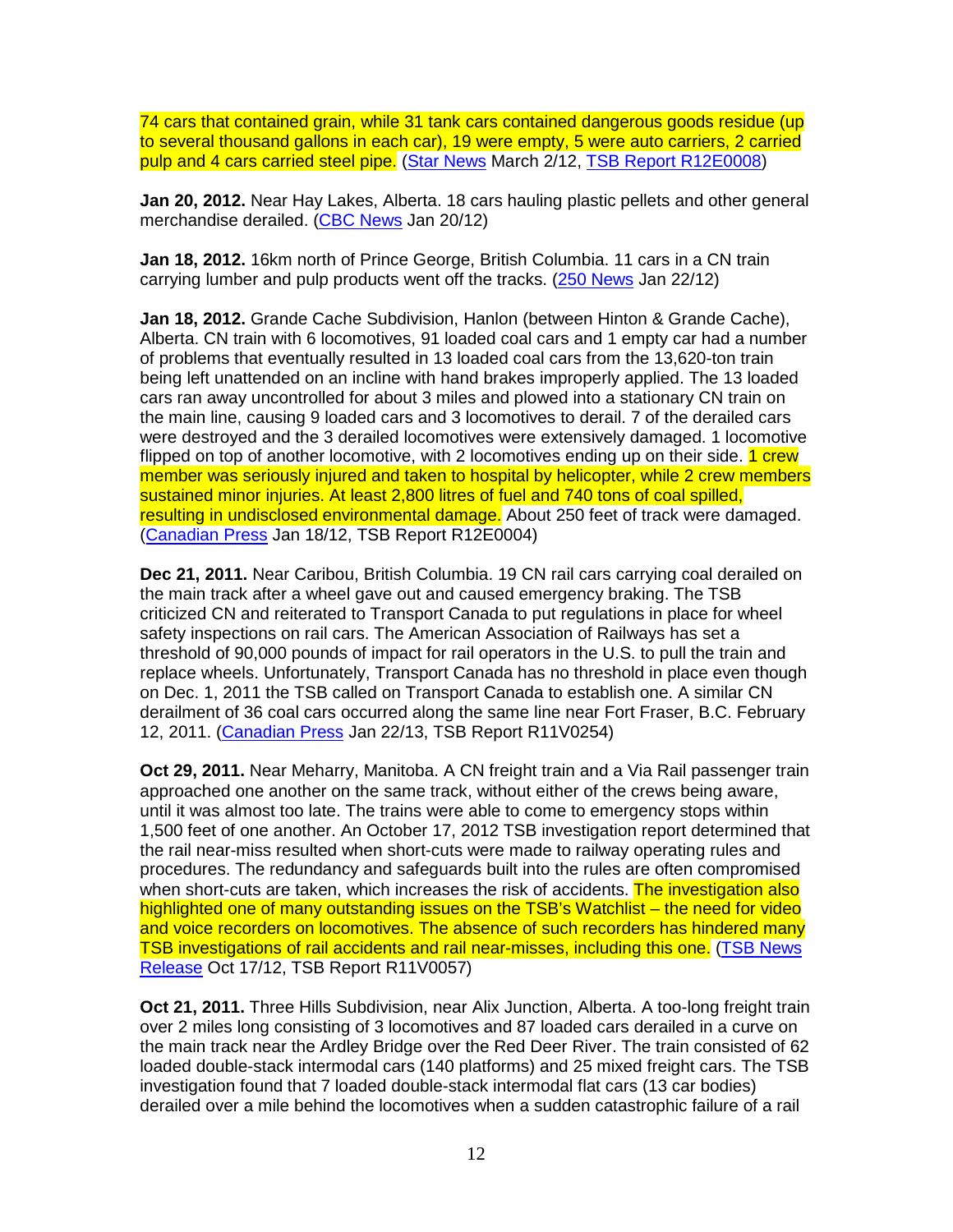74 cars that contained grain, while 31 tank cars contained dangerous goods residue (up to several thousand gallons in each car), 19 were empty, 5 were auto carriers, 2 carried pulp and 4 cars carried steel pipe. (Star News March 2/12, TSB Report R12E0008)

**Jan 20, 2012.** Near Hay Lakes, Alberta. 18 cars hauling plastic pellets and other general merchandise derailed. (CBC News Jan 20/12)

**Jan 18, 2012.** 16km north of Prince George, British Columbia. 11 cars in a CN train carrying lumber and pulp products went off the tracks. (250 News Jan 22/12)

**Jan 18, 2012.** Grande Cache Subdivision, Hanlon (between Hinton & Grande Cache), Alberta. CN train with 6 locomotives, 91 loaded coal cars and 1 empty car had a number of problems that eventually resulted in 13 loaded coal cars from the 13,620-ton train being left unattended on an incline with hand brakes improperly applied. The 13 loaded cars ran away uncontrolled for about 3 miles and plowed into a stationary CN train on the main line, causing 9 loaded cars and 3 locomotives to derail. 7 of the derailed cars were destroyed and the 3 derailed locomotives were extensively damaged. 1 locomotive flipped on top of another locomotive, with 2 locomotives ending up on their side. 1 crew member was seriously injured and taken to hospital by helicopter, while 2 crew members sustained minor injuries. At least 2,800 litres of fuel and 740 tons of coal spilled, resulting in undisclosed environmental damage. About 250 feet of track were damaged. (Canadian Press Jan 18/12, TSB Report R12E0004)

**Dec 21, 2011.** Near Caribou, British Columbia. 19 CN rail cars carrying coal derailed on the main track after a wheel gave out and caused emergency braking. The TSB criticized CN and reiterated to Transport Canada to put regulations in place for wheel safety inspections on rail cars. The American Association of Railways has set a threshold of 90,000 pounds of impact for rail operators in the U.S. to pull the train and replace wheels. Unfortunately, Transport Canada has no threshold in place even though on Dec. 1, 2011 the TSB called on Transport Canada to establish one. A similar CN derailment of 36 coal cars occurred along the same line near Fort Fraser, B.C. February 12, 2011. (Canadian Press Jan 22/13, TSB Report R11V0254)

**Oct 29, 2011.** Near Meharry, Manitoba. A CN freight train and a Via Rail passenger train approached one another on the same track, without either of the crews being aware, until it was almost too late. The trains were able to come to emergency stops within 1,500 feet of one another. An October 17, 2012 TSB investigation report determined that the rail near-miss resulted when short-cuts were made to railway operating rules and procedures. The redundancy and safeguards built into the rules are often compromised when short-cuts are taken, which increases the risk of accidents. The investigation also highlighted one of many outstanding issues on the TSB's Watchlist – the need for video and voice recorders on locomotives. The absence of such recorders has hindered many TSB investigations of rail accidents and rail near-misses, including this one. (TSB News Release Oct 17/12, TSB Report R11V0057)

**Oct 21, 2011.** Three Hills Subdivision, near Alix Junction, Alberta. A too-long freight train over 2 miles long consisting of 3 locomotives and 87 loaded cars derailed in a curve on the main track near the Ardley Bridge over the Red Deer River. The train consisted of 62 loaded double-stack intermodal cars (140 platforms) and 25 mixed freight cars. The TSB investigation found that 7 loaded double-stack intermodal flat cars (13 car bodies) derailed over a mile behind the locomotives when a sudden catastrophic failure of a rail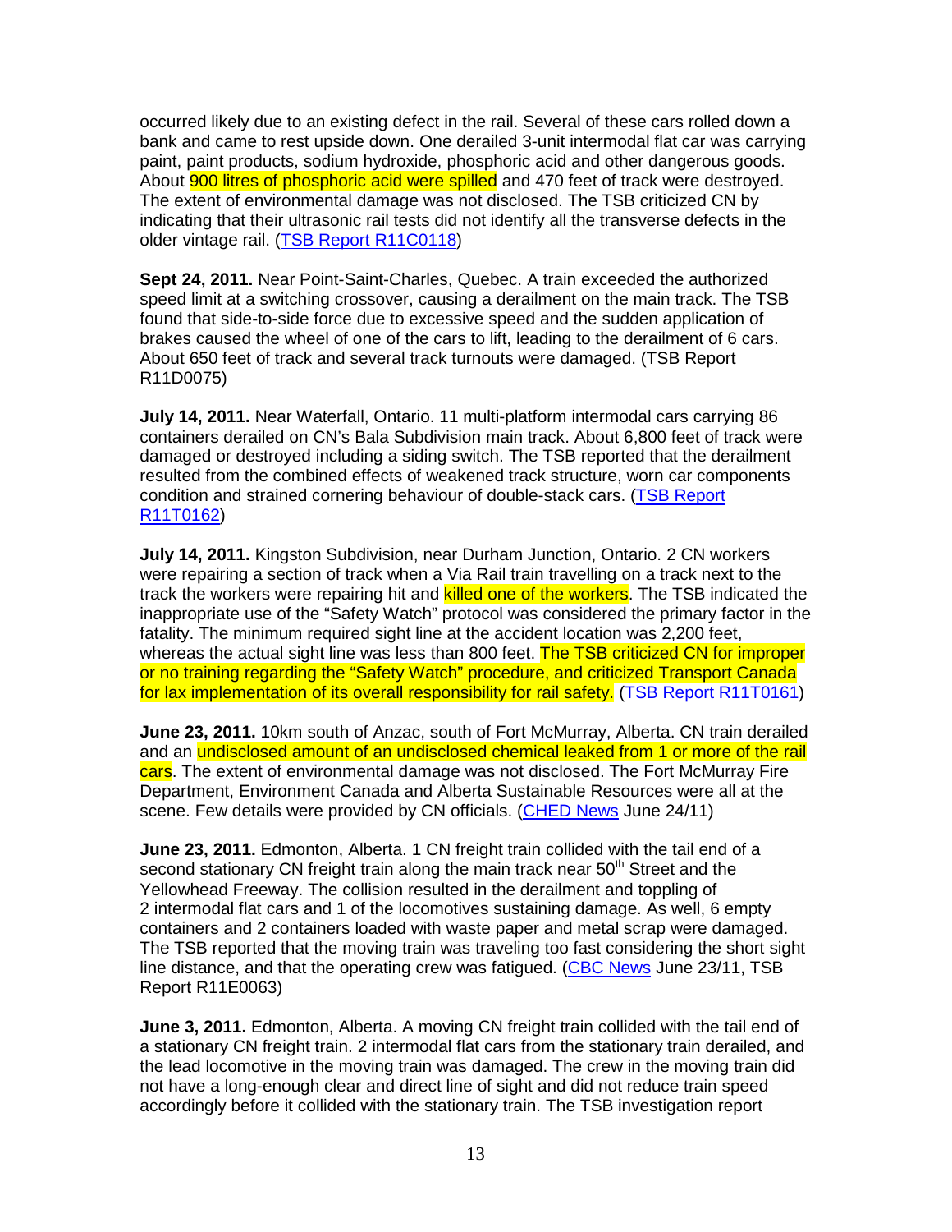occurred likely due to an existing defect in the rail. Several of these cars rolled down a bank and came to rest upside down. One derailed 3-unit intermodal flat car was carrying paint, paint products, sodium hydroxide, phosphoric acid and other dangerous goods. About 900 litres of phosphoric acid were spilled and 470 feet of track were destroyed. The extent of environmental damage was not disclosed. The TSB criticized CN by indicating that their ultrasonic rail tests did not identify all the transverse defects in the older vintage rail. (TSB Report R11C0118)

**Sept 24, 2011.** Near Point-Saint-Charles, Quebec. A train exceeded the authorized speed limit at a switching crossover, causing a derailment on the main track. The TSB found that side-to-side force due to excessive speed and the sudden application of brakes caused the wheel of one of the cars to lift, leading to the derailment of 6 cars. About 650 feet of track and several track turnouts were damaged. (TSB Report R11D0075)

**July 14, 2011.** Near Waterfall, Ontario. 11 multi-platform intermodal cars carrying 86 containers derailed on CN's Bala Subdivision main track. About 6,800 feet of track were damaged or destroyed including a siding switch. The TSB reported that the derailment resulted from the combined effects of weakened track structure, worn car components condition and strained cornering behaviour of double-stack cars. (TSB Report R11T0162)

**July 14, 2011.** Kingston Subdivision, near Durham Junction, Ontario. 2 CN workers were repairing a section of track when a Via Rail train travelling on a track next to the track the workers were repairing hit and killed one of the workers. The TSB indicated the inappropriate use of the "Safety Watch" protocol was considered the primary factor in the fatality. The minimum required sight line at the accident location was 2,200 feet, whereas the actual sight line was less than 800 feet. The TSB criticized CN for improper or no training regarding the "Safety Watch" procedure, and criticized Transport Canada for lax implementation of its overall responsibility for rail safety. (TSB Report R11T0161)

**June 23, 2011.** 10km south of Anzac, south of Fort McMurray, Alberta. CN train derailed and an undisclosed amount of an undisclosed chemical leaked from 1 or more of the rail cars. The extent of environmental damage was not disclosed. The Fort McMurray Fire Department, Environment Canada and Alberta Sustainable Resources were all at the scene. Few details were provided by CN officials. (CHED News June 24/11)

**June 23, 2011.** Edmonton, Alberta. 1 CN freight train collided with the tail end of a second stationary CN freight train along the main track near 50th Street and the Yellowhead Freeway. The collision resulted in the derailment and toppling of 2 intermodal flat cars and 1 of the locomotives sustaining damage. As well, 6 empty containers and 2 containers loaded with waste paper and metal scrap were damaged. The TSB reported that the moving train was traveling too fast considering the short sight line distance, and that the operating crew was fatigued. (CBC News June 23/11, TSB Report R11E0063)

**June 3, 2011.** Edmonton, Alberta. A moving CN freight train collided with the tail end of a stationary CN freight train. 2 intermodal flat cars from the stationary train derailed, and the lead locomotive in the moving train was damaged. The crew in the moving train did not have a long-enough clear and direct line of sight and did not reduce train speed accordingly before it collided with the stationary train. The TSB investigation report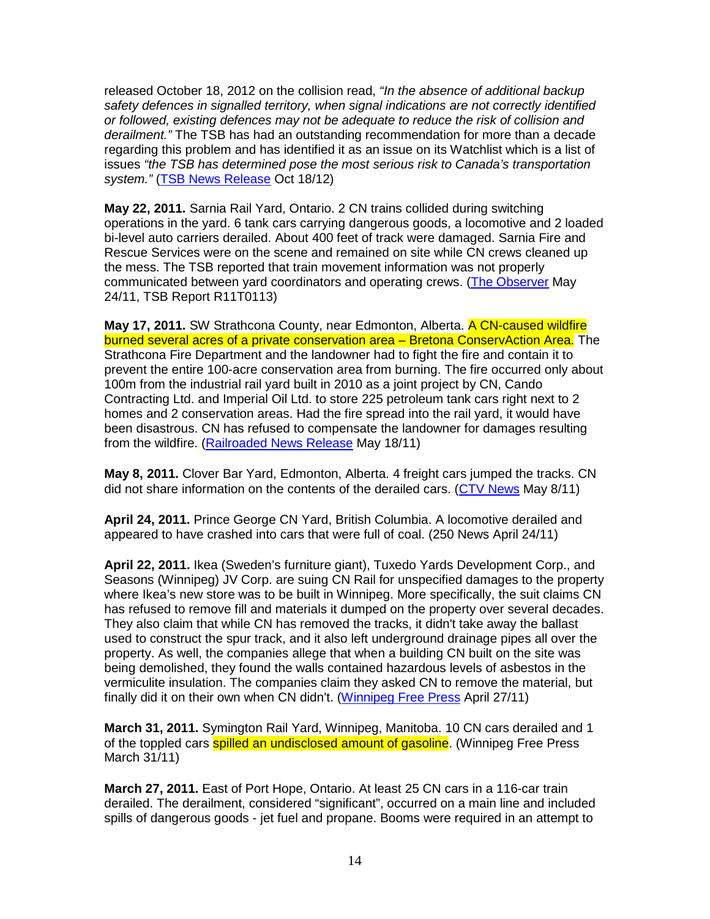released October 18, 2012 on the collision read, *"In the absence of additional backup safety defences in signalled territory, when signal indications are not correctly identified or followed, existing defences may not be adequate to reduce the risk of collision and derailment."* The TSB has had an outstanding recommendation for more than a decade regarding this problem and has identified it as an issue on its Watchlist which is a list of issues *"the TSB has determined pose the most serious risk to Canada's transportation system."* (TSB News Release Oct 18/12)

**May 22, 2011.** Sarnia Rail Yard, Ontario. 2 CN trains collided during switching operations in the yard. 6 tank cars carrying dangerous goods, a locomotive and 2 loaded bi-level auto carriers derailed. About 400 feet of track were damaged. Sarnia Fire and Rescue Services were on the scene and remained on site while CN crews cleaned up the mess. The TSB reported that train movement information was not properly communicated between yard coordinators and operating crews. (The Observer May 24/11, TSB Report R11T0113)

**May 17, 2011.** SW Strathcona County, near Edmonton, Alberta. A CN-caused wildfire burned several acres of a private conservation area – Bretona ConservAction Area. The Strathcona Fire Department and the landowner had to fight the fire and contain it to prevent the entire 100-acre conservation area from burning. The fire occurred only about 100m from the industrial rail yard built in 2010 as a joint project by CN, Cando Contracting Ltd. and Imperial Oil Ltd. to store 225 petroleum tank cars right next to 2 homes and 2 conservation areas. Had the fire spread into the rail yard, it would have been disastrous. CN has refused to compensate the landowner for damages resulting from the wildfire. (Railroaded News Release May 18/11)

**May 8, 2011.** Clover Bar Yard, Edmonton, Alberta. 4 freight cars jumped the tracks. CN did not share information on the contents of the derailed cars. (CTV News May 8/11)

**April 24, 2011.** Prince George CN Yard, British Columbia. A locomotive derailed and appeared to have crashed into cars that were full of coal. (250 News April 24/11)

**April 22, 2011.** Ikea (Sweden's furniture giant), Tuxedo Yards Development Corp., and Seasons (Winnipeg) JV Corp. are suing CN Rail for unspecified damages to the property where Ikea's new store was to be built in Winnipeg. More specifically, the suit claims CN has refused to remove fill and materials it dumped on the property over several decades. They also claim that while CN has removed the tracks, it didn't take away the ballast used to construct the spur track, and it also left underground drainage pipes all over the property. As well, the companies allege that when a building CN built on the site was being demolished, they found the walls contained hazardous levels of asbestos in the vermiculite insulation. The companies claim they asked CN to remove the material, but finally did it on their own when CN didn't. (Winnipeg Free Press April 27/11)

**March 31, 2011.** Symington Rail Yard, Winnipeg, Manitoba. 10 CN cars derailed and 1 of the toppled cars spilled an undisclosed amount of gasoline. (Winnipeg Free Press March 31/11)

**March 27, 2011.** East of Port Hope, Ontario. At least 25 CN cars in a 116-car train derailed. The derailment, considered "significant", occurred on a main line and included spills of dangerous goods - jet fuel and propane. Booms were required in an attempt to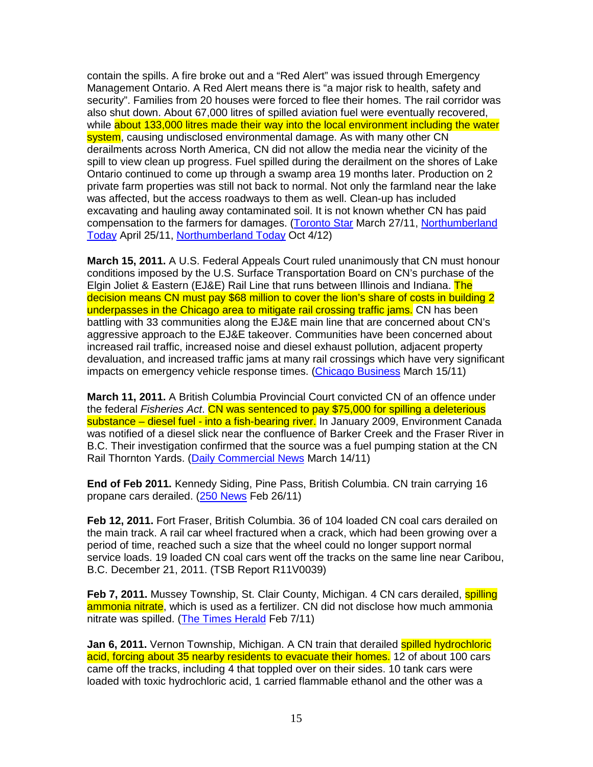contain the spills. A fire broke out and a "Red Alert" was issued through Emergency Management Ontario. A Red Alert means there is "a major risk to health, safety and security". Families from 20 houses were forced to flee their homes. The rail corridor was also shut down. About 67,000 litres of spilled aviation fuel were eventually recovered, while about 133,000 litres made their way into the local environment including the water system, causing undisclosed environmental damage. As with many other CN derailments across North America, CN did not allow the media near the vicinity of the spill to view clean up progress. Fuel spilled during the derailment on the shores of Lake Ontario continued to come up through a swamp area 19 months later. Production on 2 private farm properties was still not back to normal. Not only the farmland near the lake was affected, but the access roadways to them as well. Clean-up has included excavating and hauling away contaminated soil. It is not known whether CN has paid compensation to the farmers for damages. (Toronto Star March 27/11, Northumberland Today April 25/11, Northumberland Today Oct 4/12)

**March 15, 2011.** A U.S. Federal Appeals Court ruled unanimously that CN must honour conditions imposed by the U.S. Surface Transportation Board on CN's purchase of the Elgin Joliet & Eastern (EJ&E) Rail Line that runs between Illinois and Indiana. The decision means CN must pay $68 million to cover the lion's share of costs in building 2 underpasses in the Chicago area to mitigate rail crossing traffic jams. CN has been battling with 33 communities along the EJ&E main line that are concerned about CN's aggressive approach to the EJ&E takeover. Communities have been concerned about increased rail traffic, increased noise and diesel exhaust pollution, adjacent property devaluation, and increased traffic jams at many rail crossings which have very significant impacts on emergency vehicle response times. (Chicago Business March 15/11)

**March 11, 2011.** A British Columbia Provincial Court convicted CN of an offence under the federal *Fisheries Act*. CN was sentenced to pay $75,000 for spilling a deleterious substance – diesel fuel - into a fish-bearing river. In January 2009, Environment Canada was notified of a diesel slick near the confluence of Barker Creek and the Fraser River in B.C. Their investigation confirmed that the source was a fuel pumping station at the CN Rail Thornton Yards. (Daily Commercial News March 14/11)

**End of Feb 2011.** Kennedy Siding, Pine Pass, British Columbia. CN train carrying 16 propane cars derailed. (250 News Feb 26/11)

**Feb 12, 2011.** Fort Fraser, British Columbia. 36 of 104 loaded CN coal cars derailed on the main track. A rail car wheel fractured when a crack, which had been growing over a period of time, reached such a size that the wheel could no longer support normal service loads. 19 loaded CN coal cars went off the tracks on the same line near Caribou, B.C. December 21, 2011. (TSB Report R11V0039)

**Feb 7, 2011.** Mussey Township, St. Clair County, Michigan. 4 CN cars derailed, spilling ammonia nitrate, which is used as a fertilizer. CN did not disclose how much ammonia nitrate was spilled. (The Times Herald Feb 7/11)

**Jan 6, 2011.** Vernon Township, Michigan. A CN train that derailed spilled hydrochloric acid, forcing about 35 nearby residents to evacuate their homes. 12 of about 100 cars came off the tracks, including 4 that toppled over on their sides. 10 tank cars were loaded with toxic hydrochloric acid, 1 carried flammable ethanol and the other was a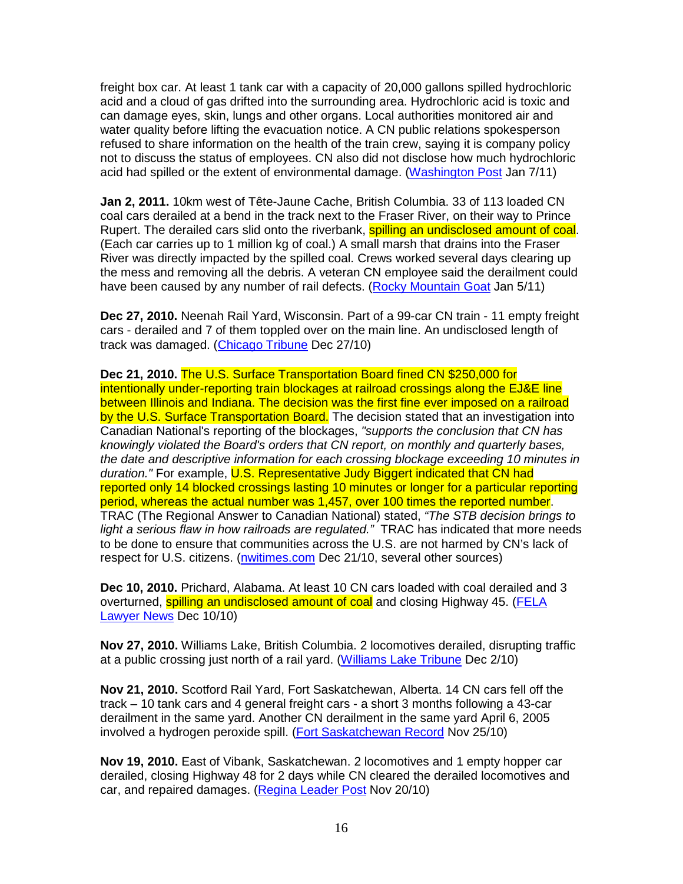freight box car. At least 1 tank car with a capacity of 20,000 gallons spilled hydrochloric acid and a cloud of gas drifted into the surrounding area. Hydrochloric acid is toxic and can damage eyes, skin, lungs and other organs. Local authorities monitored air and water quality before lifting the evacuation notice. A CN public relations spokesperson refused to share information on the health of the train crew, saying it is company policy not to discuss the status of employees. CN also did not disclose how much hydrochloric acid had spilled or the extent of environmental damage. (Washington Post Jan 7/11)

**Jan 2, 2011.** 10km west of Tête-Jaune Cache, British Columbia. 33 of 113 loaded CN coal cars derailed at a bend in the track next to the Fraser River, on their way to Prince Rupert. The derailed cars slid onto the riverbank, spilling an undisclosed amount of coal. (Each car carries up to 1 million kg of coal.) A small marsh that drains into the Fraser River was directly impacted by the spilled coal. Crews worked several days clearing up the mess and removing all the debris. A veteran CN employee said the derailment could have been caused by any number of rail defects. (Rocky Mountain Goat Jan 5/11)

**Dec 27, 2010.** Neenah Rail Yard, Wisconsin. Part of a 99-car CN train - 11 empty freight cars - derailed and 7 of them toppled over on the main line. An undisclosed length of track was damaged. (Chicago Tribune Dec 27/10)

**Dec 21, 2010.** The U.S. Surface Transportation Board fined CN $250,000 for intentionally under-reporting train blockages at railroad crossings along the EJ&E line between Illinois and Indiana. The decision was the first fine ever imposed on a railroad by the U.S. Surface Transportation Board. The decision stated that an investigation into Canadian National's reporting of the blockages, *"supports the conclusion that CN has knowingly violated the Board's orders that CN report, on monthly and quarterly bases, the date and descriptive information for each crossing blockage exceeding 10 minutes in duration."* For example, U.S. Representative Judy Biggert indicated that CN had reported only 14 blocked crossings lasting 10 minutes or longer for a particular reporting period, whereas the actual number was 1,457, over 100 times the reported number. TRAC (The Regional Answer to Canadian National) stated, *"The STB decision brings to light a serious flaw in how railroads are regulated."* TRAC has indicated that more needs to be done to ensure that communities across the U.S. are not harmed by CN's lack of respect for U.S. citizens. (nwitimes.com Dec 21/10, several other sources)

**Dec 10, 2010.** Prichard, Alabama. At least 10 CN cars loaded with coal derailed and 3 overturned, spilling an undisclosed amount of coal and closing Highway 45. (FELA Lawyer News Dec 10/10)

**Nov 27, 2010.** Williams Lake, British Columbia. 2 locomotives derailed, disrupting traffic at a public crossing just north of a rail yard. (Williams Lake Tribune Dec 2/10)

**Nov 21, 2010.** Scotford Rail Yard, Fort Saskatchewan, Alberta. 14 CN cars fell off the track – 10 tank cars and 4 general freight cars - a short 3 months following a 43-car derailment in the same yard. Another CN derailment in the same yard April 6, 2005 involved a hydrogen peroxide spill. (Fort Saskatchewan Record Nov 25/10)

**Nov 19, 2010.** East of Vibank, Saskatchewan. 2 locomotives and 1 empty hopper car derailed, closing Highway 48 for 2 days while CN cleared the derailed locomotives and car, and repaired damages. (Regina Leader Post Nov 20/10)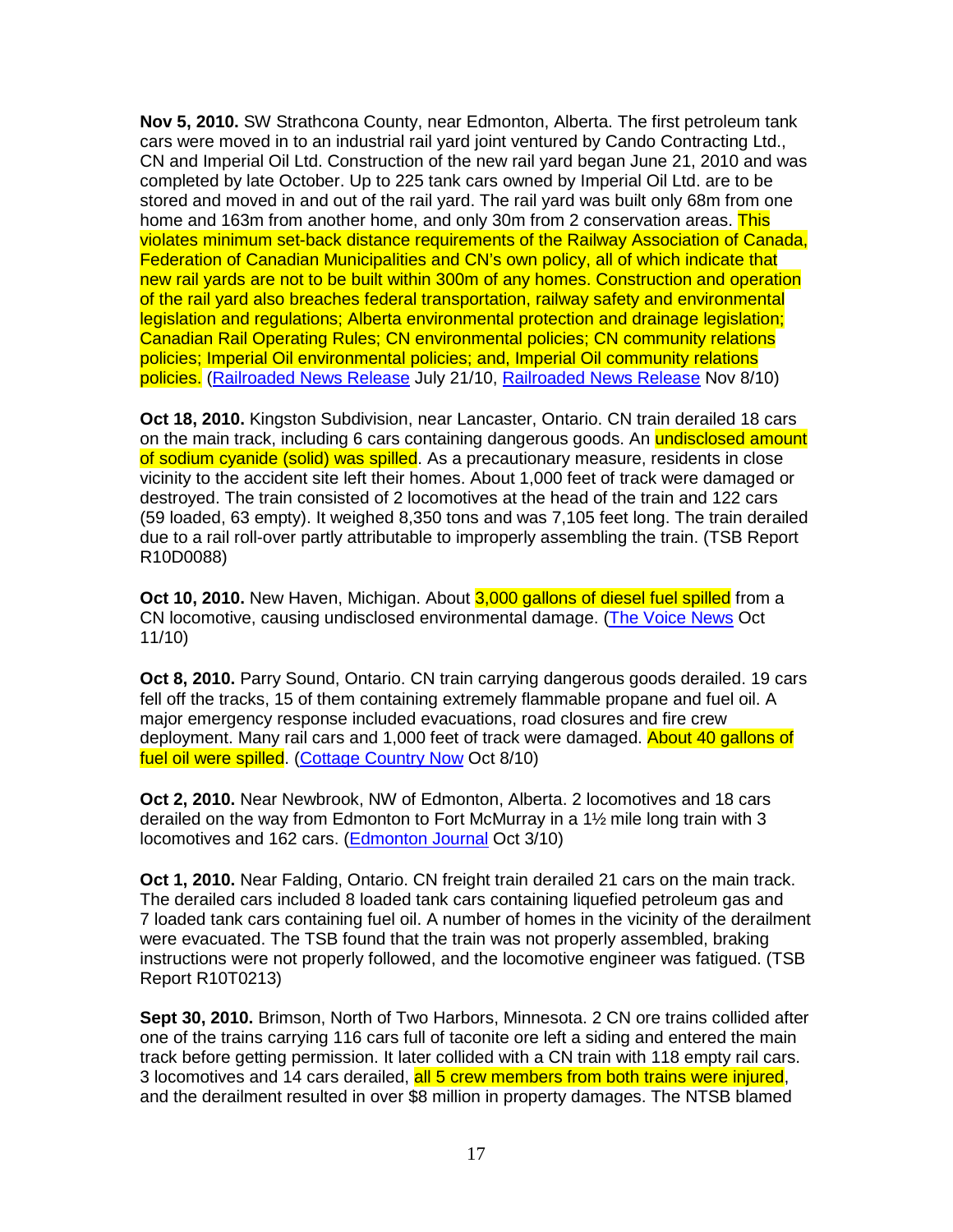**Nov 5, 2010.** SW Strathcona County, near Edmonton, Alberta. The first petroleum tank cars were moved in to an industrial rail yard joint ventured by Cando Contracting Ltd., CN and Imperial Oil Ltd. Construction of the new rail yard began June 21, 2010 and was completed by late October. Up to 225 tank cars owned by Imperial Oil Ltd. are to be stored and moved in and out of the rail yard. The rail yard was built only 68m from one home and 163m from another home, and only 30m from 2 conservation areas. This violates minimum set-back distance requirements of the Railway Association of Canada, Federation of Canadian Municipalities and CN's own policy, all of which indicate that new rail yards are not to be built within 300m of any homes. Construction and operation of the rail yard also breaches federal transportation, railway safety and environmental legislation and regulations; Alberta environmental protection and drainage legislation; Canadian Rail Operating Rules; CN environmental policies; CN community relations policies; Imperial Oil environmental policies; and, Imperial Oil community relations policies. (Railroaded News Release July 21/10, Railroaded News Release Nov 8/10)

**Oct 18, 2010.** Kingston Subdivision, near Lancaster, Ontario. CN train derailed 18 cars on the main track, including 6 cars containing dangerous goods. An undisclosed amount of sodium cyanide (solid) was spilled. As a precautionary measure, residents in close vicinity to the accident site left their homes. About 1,000 feet of track were damaged or destroyed. The train consisted of 2 locomotives at the head of the train and 122 cars (59 loaded, 63 empty). It weighed 8,350 tons and was 7,105 feet long. The train derailed due to a rail roll-over partly attributable to improperly assembling the train. (TSB Report R10D0088)

**Oct 10, 2010.** New Haven, Michigan. About 3,000 gallons of diesel fuel spilled from a CN locomotive, causing undisclosed environmental damage. (The Voice News Oct 11/10)

**Oct 8, 2010.** Parry Sound, Ontario. CN train carrying dangerous goods derailed. 19 cars fell off the tracks, 15 of them containing extremely flammable propane and fuel oil. A major emergency response included evacuations, road closures and fire crew deployment. Many rail cars and 1,000 feet of track were damaged. About 40 gallons of fuel oil were spilled. (Cottage Country Now Oct 8/10)

**Oct 2, 2010.** Near Newbrook, NW of Edmonton, Alberta. 2 locomotives and 18 cars derailed on the way from Edmonton to Fort McMurray in a 1½ mile long train with 3 locomotives and 162 cars. (Edmonton Journal Oct 3/10)

**Oct 1, 2010.** Near Falding, Ontario. CN freight train derailed 21 cars on the main track. The derailed cars included 8 loaded tank cars containing liquefied petroleum gas and 7 loaded tank cars containing fuel oil. A number of homes in the vicinity of the derailment were evacuated. The TSB found that the train was not properly assembled, braking instructions were not properly followed, and the locomotive engineer was fatigued. (TSB Report R10T0213)

**Sept 30, 2010.** Brimson, North of Two Harbors, Minnesota. 2 CN ore trains collided after one of the trains carrying 116 cars full of taconite ore left a siding and entered the main track before getting permission. It later collided with a CN train with 118 empty rail cars. 3 locomotives and 14 cars derailed, all 5 crew members from both trains were injured, and the derailment resulted in over $8 million in property damages. The NTSB blamed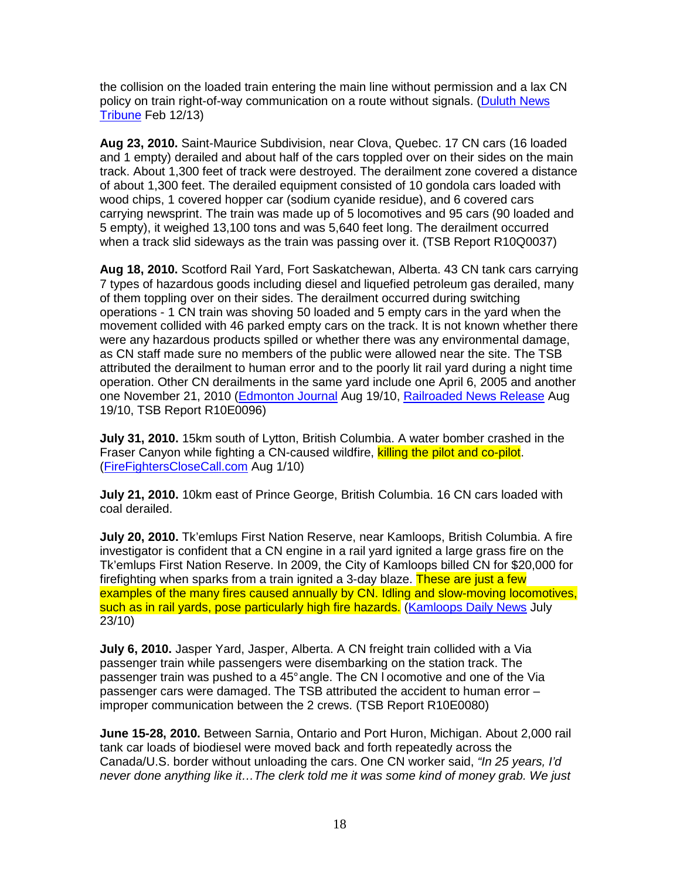the collision on the loaded train entering the main line without permission and a lax CN policy on train right-of-way communication on a route without signals. (Duluth News Tribune Feb 12/13)

**Aug 23, 2010.** Saint-Maurice Subdivision, near Clova, Quebec. 17 CN cars (16 loaded and 1 empty) derailed and about half of the cars toppled over on their sides on the main track. About 1,300 feet of track were destroyed. The derailment zone covered a distance of about 1,300 feet. The derailed equipment consisted of 10 gondola cars loaded with wood chips, 1 covered hopper car (sodium cyanide residue), and 6 covered cars carrying newsprint. The train was made up of 5 locomotives and 95 cars (90 loaded and 5 empty), it weighed 13,100 tons and was 5,640 feet long. The derailment occurred when a track slid sideways as the train was passing over it. (TSB Report R10Q0037)

**Aug 18, 2010.** Scotford Rail Yard, Fort Saskatchewan, Alberta. 43 CN tank cars carrying 7 types of hazardous goods including diesel and liquefied petroleum gas derailed, many of them toppling over on their sides. The derailment occurred during switching operations - 1 CN train was shoving 50 loaded and 5 empty cars in the yard when the movement collided with 46 parked empty cars on the track. It is not known whether there were any hazardous products spilled or whether there was any environmental damage, as CN staff made sure no members of the public were allowed near the site. The TSB attributed the derailment to human error and to the poorly lit rail yard during a night time operation. Other CN derailments in the same yard include one April 6, 2005 and another one November 21, 2010 (Edmonton Journal Aug 19/10, Railroaded News Release Aug 19/10, TSB Report R10E0096)

**July 31, 2010.** 15km south of Lytton, British Columbia. A water bomber crashed in the Fraser Canyon while fighting a CN-caused wildfire, killing the pilot and co-pilot. (FireFightersCloseCall.com Aug 1/10)

**July 21, 2010.** 10km east of Prince George, British Columbia. 16 CN cars loaded with coal derailed.

**July 20, 2010.** Tk'emlups First Nation Reserve, near Kamloops, British Columbia. A fire investigator is confident that a CN engine in a rail yard ignited a large grass fire on the Tk'emlups First Nation Reserve. In 2009, the City of Kamloops billed CN for $20,000 for firefighting when sparks from a train ignited a 3-day blaze. These are just a few examples of the many fires caused annually by CN. Idling and slow-moving locomotives, such as in rail yards, pose particularly high fire hazards. (Kamloops Daily News July 23/10)

**July 6, 2010.** Jasper Yard, Jasper, Alberta. A CN freight train collided with a Via passenger train while passengers were disembarking on the station track. The passenger train was pushed to a 45° angle. The CN locomotive and one of the Via passenger cars were damaged. The TSB attributed the accident to human error – improper communication between the 2 crews. (TSB Report R10E0080)

**June 15-28, 2010.** Between Sarnia, Ontario and Port Huron, Michigan. About 2,000 rail tank car loads of biodiesel were moved back and forth repeatedly across the Canada/U.S. border without unloading the cars. One CN worker said, *"In 25 years, I'd never done anything like it…The clerk told me it was some kind of money grab. We just*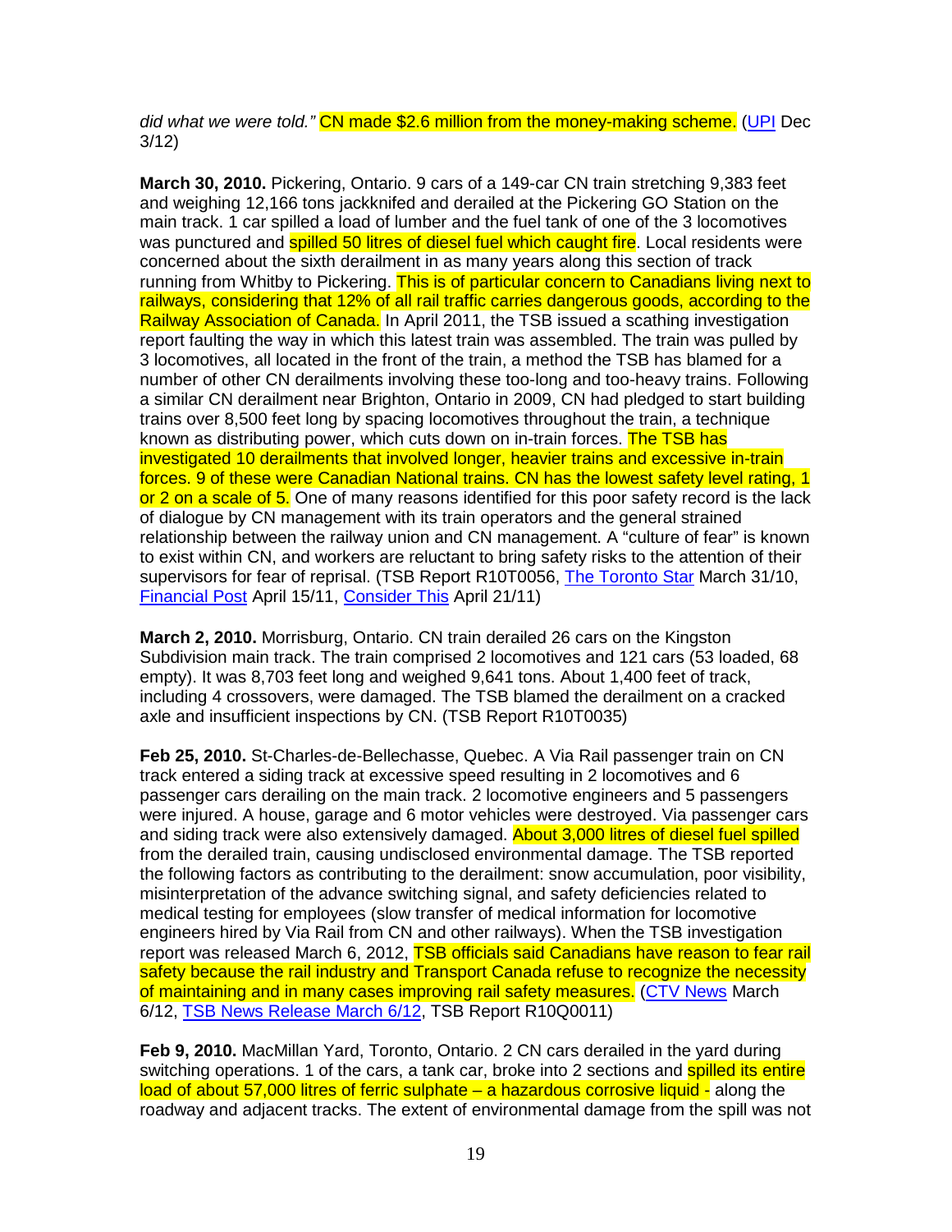*did what we were told."* CN made $2.6 million from the money-making scheme. (UPI Dec 3/12)

**March 30, 2010.** Pickering, Ontario. 9 cars of a 149-car CN train stretching 9,383 feet and weighing 12,166 tons jackknifed and derailed at the Pickering GO Station on the main track. 1 car spilled a load of lumber and the fuel tank of one of the 3 locomotives was punctured and spilled 50 litres of diesel fuel which caught fire. Local residents were concerned about the sixth derailment in as many years along this section of track running from Whitby to Pickering. This is of particular concern to Canadians living next to railways, considering that 12% of all rail traffic carries dangerous goods, according to the Railway Association of Canada. In April 2011, the TSB issued a scathing investigation report faulting the way in which this latest train was assembled. The train was pulled by 3 locomotives, all located in the front of the train, a method the TSB has blamed for a number of other CN derailments involving these too-long and too-heavy trains. Following a similar CN derailment near Brighton, Ontario in 2009, CN had pledged to start building trains over 8,500 feet long by spacing locomotives throughout the train, a technique known as distributing power, which cuts down on in-train forces. The TSB has investigated 10 derailments that involved longer, heavier trains and excessive in-train forces. 9 of these were Canadian National trains. CN has the lowest safety level rating, 1 or 2 on a scale of 5. One of many reasons identified for this poor safety record is the lack of dialogue by CN management with its train operators and the general strained relationship between the railway union and CN management. A "culture of fear" is known to exist within CN, and workers are reluctant to bring safety risks to the attention of their supervisors for fear of reprisal. (TSB Report R10T0056, The Toronto Star March 31/10, Financial Post April 15/11, Consider This April 21/11)

**March 2, 2010.** Morrisburg, Ontario. CN train derailed 26 cars on the Kingston Subdivision main track. The train comprised 2 locomotives and 121 cars (53 loaded, 68 empty). It was 8,703 feet long and weighed 9,641 tons. About 1,400 feet of track, including 4 crossovers, were damaged. The TSB blamed the derailment on a cracked axle and insufficient inspections by CN. (TSB Report R10T0035)

**Feb 25, 2010.** St-Charles-de-Bellechasse, Quebec. A Via Rail passenger train on CN track entered a siding track at excessive speed resulting in 2 locomotives and 6 passenger cars derailing on the main track. 2 locomotive engineers and 5 passengers were injured. A house, garage and 6 motor vehicles were destroyed. Via passenger cars and siding track were also extensively damaged. About 3,000 litres of diesel fuel spilled from the derailed train, causing undisclosed environmental damage. The TSB reported the following factors as contributing to the derailment: snow accumulation, poor visibility, misinterpretation of the advance switching signal, and safety deficiencies related to medical testing for employees (slow transfer of medical information for locomotive engineers hired by Via Rail from CN and other railways). When the TSB investigation report was released March 6, 2012, TSB officials said Canadians have reason to fear rail safety because the rail industry and Transport Canada refuse to recognize the necessity of maintaining and in many cases improving rail safety measures. (CTV News March 6/12, TSB News Release March 6/12, TSB Report R10Q0011)

**Feb 9, 2010.** MacMillan Yard, Toronto, Ontario. 2 CN cars derailed in the yard during switching operations. 1 of the cars, a tank car, broke into 2 sections and spilled its entire load of about 57,000 litres of ferric sulphate – a hazardous corrosive liquid - along the roadway and adjacent tracks. The extent of environmental damage from the spill was not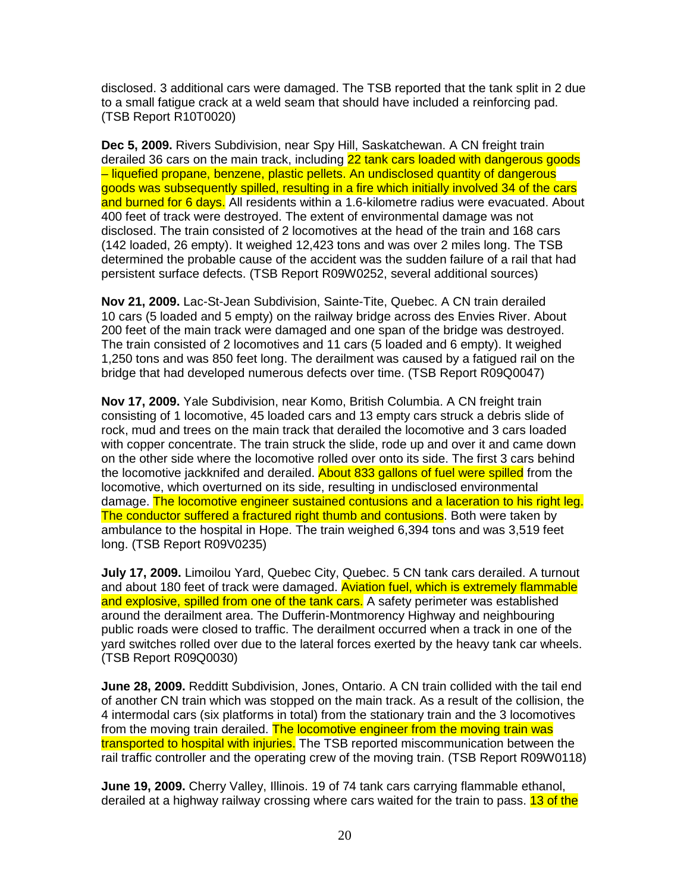disclosed. 3 additional cars were damaged. The TSB reported that the tank split in 2 due to a small fatigue crack at a weld seam that should have included a reinforcing pad. (TSB Report R10T0020)

**Dec 5, 2009.** Rivers Subdivision, near Spy Hill, Saskatchewan. A CN freight train derailed 36 cars on the main track, including 22 tank cars loaded with dangerous goods – liquefied propane, benzene, plastic pellets. An undisclosed quantity of dangerous goods was subsequently spilled, resulting in a fire which initially involved 34 of the cars and burned for 6 days. All residents within a 1.6-kilometre radius were evacuated. About 400 feet of track were destroyed. The extent of environmental damage was not disclosed. The train consisted of 2 locomotives at the head of the train and 168 cars (142 loaded, 26 empty). It weighed 12,423 tons and was over 2 miles long. The TSB determined the probable cause of the accident was the sudden failure of a rail that had persistent surface defects. (TSB Report R09W0252, several additional sources)

**Nov 21, 2009.** Lac-St-Jean Subdivision, Sainte-Tite, Quebec. A CN train derailed 10 cars (5 loaded and 5 empty) on the railway bridge across des Envies River. About 200 feet of the main track were damaged and one span of the bridge was destroyed. The train consisted of 2 locomotives and 11 cars (5 loaded and 6 empty). It weighed 1,250 tons and was 850 feet long. The derailment was caused by a fatigued rail on the bridge that had developed numerous defects over time. (TSB Report R09Q0047)

**Nov 17, 2009.** Yale Subdivision, near Komo, British Columbia. A CN freight train consisting of 1 locomotive, 45 loaded cars and 13 empty cars struck a debris slide of rock, mud and trees on the main track that derailed the locomotive and 3 cars loaded with copper concentrate. The train struck the slide, rode up and over it and came down on the other side where the locomotive rolled over onto its side. The first 3 cars behind the locomotive jackknifed and derailed. About 833 gallons of fuel were spilled from the locomotive, which overturned on its side, resulting in undisclosed environmental damage. The locomotive engineer sustained contusions and a laceration to his right leg. The conductor suffered a fractured right thumb and contusions. Both were taken by ambulance to the hospital in Hope. The train weighed 6,394 tons and was 3,519 feet long. (TSB Report R09V0235)

**July 17, 2009.** Limoilou Yard, Quebec City, Quebec. 5 CN tank cars derailed. A turnout and about 180 feet of track were damaged. Aviation fuel, which is extremely flammable and explosive, spilled from one of the tank cars. A safety perimeter was established around the derailment area. The Dufferin-Montmorency Highway and neighbouring public roads were closed to traffic. The derailment occurred when a track in one of the yard switches rolled over due to the lateral forces exerted by the heavy tank car wheels. (TSB Report R09Q0030)

**June 28, 2009.** Redditt Subdivision, Jones, Ontario. A CN train collided with the tail end of another CN train which was stopped on the main track. As a result of the collision, the 4 intermodal cars (six platforms in total) from the stationary train and the 3 locomotives from the moving train derailed. The locomotive engineer from the moving train was transported to hospital with injuries. The TSB reported miscommunication between the rail traffic controller and the operating crew of the moving train. (TSB Report R09W0118)

**June 19, 2009.** Cherry Valley, Illinois. 19 of 74 tank cars carrying flammable ethanol, derailed at a highway railway crossing where cars waited for the train to pass. 13 of the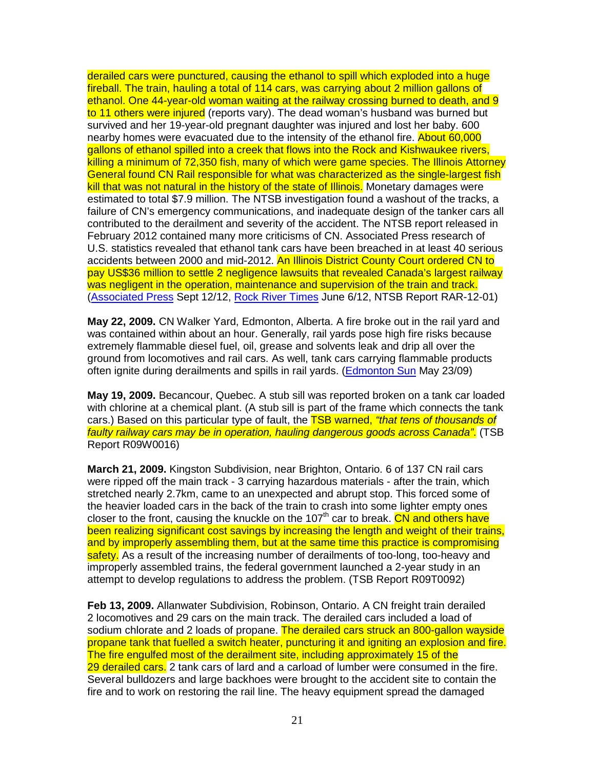derailed cars were punctured, causing the ethanol to spill which exploded into a huge fireball. The train, hauling a total of 114 cars, was carrying about 2 million gallons of ethanol. One 44-year-old woman waiting at the railway crossing burned to death, and 9 to 11 others were injured (reports vary). The dead woman's husband was burned but survived and her 19-year-old pregnant daughter was injured and lost her baby. 600 nearby homes were evacuated due to the intensity of the ethanol fire. About 60,000 gallons of ethanol spilled into a creek that flows into the Rock and Kishwaukee rivers, killing a minimum of 72,350 fish, many of which were game species. The Illinois Attorney General found CN Rail responsible for what was characterized as the single-largest fish kill that was not natural in the history of the state of Illinois. Monetary damages were estimated to total $7.9 million. The NTSB investigation found a washout of the tracks, a failure of CN's emergency communications, and inadequate design of the tanker cars all contributed to the derailment and severity of the accident. The NTSB report released in February 2012 contained many more criticisms of CN. Associated Press research of U.S. statistics revealed that ethanol tank cars have been breached in at least 40 serious accidents between 2000 and mid-2012. An Illinois District County Court ordered CN to pay US$36 million to settle 2 negligence lawsuits that revealed Canada's largest railway was negligent in the operation, maintenance and supervision of the train and track. (Associated Press Sept 12/12, Rock River Times June 6/12, NTSB Report RAR-12-01)

**May 22, 2009.** CN Walker Yard, Edmonton, Alberta. A fire broke out in the rail yard and was contained within about an hour. Generally, rail yards pose high fire risks because extremely flammable diesel fuel, oil, grease and solvents leak and drip all over the ground from locomotives and rail cars. As well, tank cars carrying flammable products often ignite during derailments and spills in rail yards. (Edmonton Sun May 23/09)

**May 19, 2009.** Becancour, Quebec. A stub sill was reported broken on a tank car loaded with chlorine at a chemical plant. (A stub sill is part of the frame which connects the tank cars.) Based on this particular type of fault, the TSB warned, *"that tens of thousands of faulty railway cars may be in operation, hauling dangerous goods across Canada"*. (TSB Report R09W0016)

**March 21, 2009.** Kingston Subdivision, near Brighton, Ontario. 6 of 137 CN rail cars were ripped off the main track - 3 carrying hazardous materials - after the train, which stretched nearly 2.7km, came to an unexpected and abrupt stop. This forced some of the heavier loaded cars in the back of the train to crash into some lighter empty ones closer to the front, causing the knuckle on the 107th car to break. CN and others have been realizing significant cost savings by increasing the length and weight of their trains, and by improperly assembling them, but at the same time this practice is compromising safety. As a result of the increasing number of derailments of too-long, too-heavy and improperly assembled trains, the federal government launched a 2-year study in an attempt to develop regulations to address the problem. (TSB Report R09T0092)

**Feb 13, 2009.** Allanwater Subdivision, Robinson, Ontario. A CN freight train derailed 2 locomotives and 29 cars on the main track. The derailed cars included a load of sodium chlorate and 2 loads of propane. The derailed cars struck an 800-gallon wayside propane tank that fuelled a switch heater, puncturing it and igniting an explosion and fire. The fire engulfed most of the derailment site, including approximately 15 of the 29 derailed cars. 2 tank cars of lard and a carload of lumber were consumed in the fire. Several bulldozers and large backhoes were brought to the accident site to contain the fire and to work on restoring the rail line. The heavy equipment spread the damaged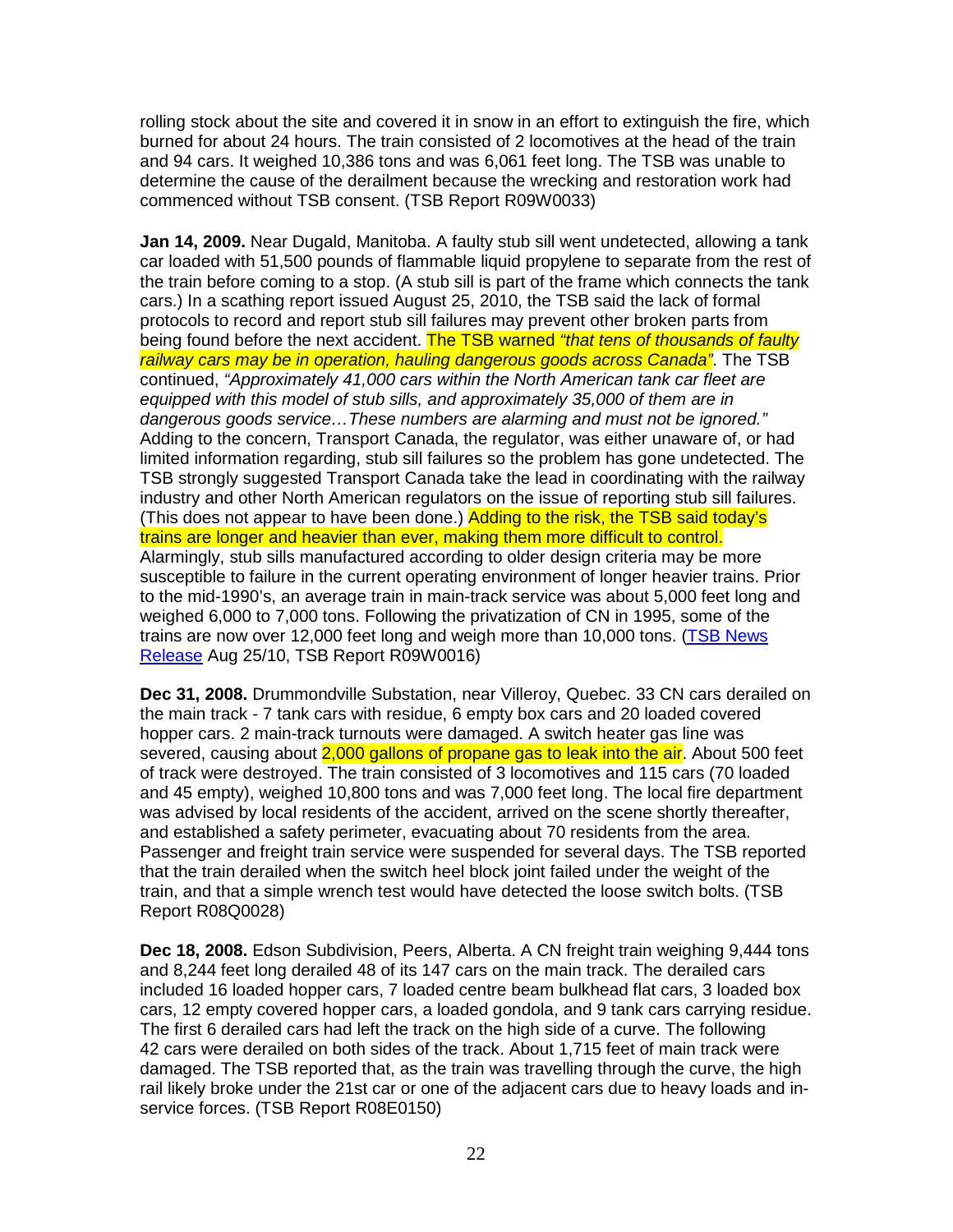rolling stock about the site and covered it in snow in an effort to extinguish the fire, which burned for about 24 hours. The train consisted of 2 locomotives at the head of the train and 94 cars. It weighed 10,386 tons and was 6,061 feet long. The TSB was unable to determine the cause of the derailment because the wrecking and restoration work had commenced without TSB consent. (TSB Report R09W0033)

**Jan 14, 2009.** Near Dugald, Manitoba. A faulty stub sill went undetected, allowing a tank car loaded with 51,500 pounds of flammable liquid propylene to separate from the rest of the train before coming to a stop. (A stub sill is part of the frame which connects the tank cars.) In a scathing report issued August 25, 2010, the TSB said the lack of formal protocols to record and report stub sill failures may prevent other broken parts from being found before the next accident. The TSB warned *"that tens of thousands of faulty railway cars may be in operation, hauling dangerous goods across Canada"*. The TSB continued, *"Approximately 41,000 cars within the North American tank car fleet are equipped with this model of stub sills, and approximately 35,000 of them are in dangerous goods service…These numbers are alarming and must not be ignored."* Adding to the concern, Transport Canada, the regulator, was either unaware of, or had limited information regarding, stub sill failures so the problem has gone undetected. The TSB strongly suggested Transport Canada take the lead in coordinating with the railway industry and other North American regulators on the issue of reporting stub sill failures. (This does not appear to have been done.) Adding to the risk, the TSB said today's trains are longer and heavier than ever, making them more difficult to control. Alarmingly, stub sills manufactured according to older design criteria may be more susceptible to failure in the current operating environment of longer heavier trains. Prior to the mid-1990's, an average train in main-track service was about 5,000 feet long and weighed 6,000 to 7,000 tons. Following the privatization of CN in 1995, some of the trains are now over 12,000 feet long and weigh more than 10,000 tons. (TSB News Release Aug 25/10, TSB Report R09W0016)

**Dec 31, 2008.** Drummondville Substation, near Villeroy, Quebec. 33 CN cars derailed on the main track - 7 tank cars with residue, 6 empty box cars and 20 loaded covered hopper cars. 2 main-track turnouts were damaged. A switch heater gas line was severed, causing about 2,000 gallons of propane gas to leak into the air. About 500 feet of track were destroyed. The train consisted of 3 locomotives and 115 cars (70 loaded and 45 empty), weighed 10,800 tons and was 7,000 feet long. The local fire department was advised by local residents of the accident, arrived on the scene shortly thereafter, and established a safety perimeter, evacuating about 70 residents from the area. Passenger and freight train service were suspended for several days. The TSB reported that the train derailed when the switch heel block joint failed under the weight of the train, and that a simple wrench test would have detected the loose switch bolts. (TSB Report R08Q0028)

**Dec 18, 2008.** Edson Subdivision, Peers, Alberta. A CN freight train weighing 9,444 tons and 8,244 feet long derailed 48 of its 147 cars on the main track. The derailed cars included 16 loaded hopper cars, 7 loaded centre beam bulkhead flat cars, 3 loaded box cars, 12 empty covered hopper cars, a loaded gondola, and 9 tank cars carrying residue. The first 6 derailed cars had left the track on the high side of a curve. The following 42 cars were derailed on both sides of the track. About 1,715 feet of main track were damaged. The TSB reported that, as the train was travelling through the curve, the high rail likely broke under the 21st car or one of the adjacent cars due to heavy loads and in-service forces. (TSB Report R08E0150)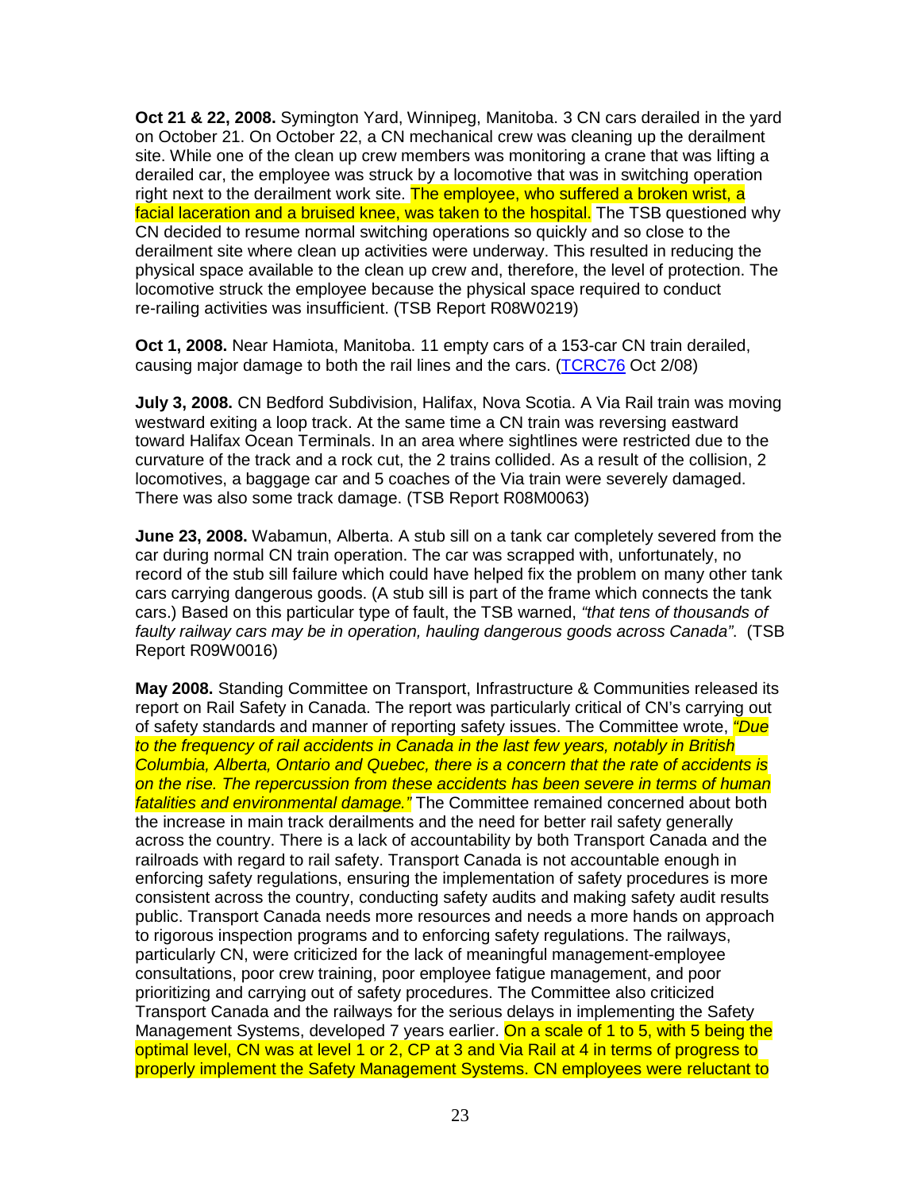**Oct 21 & 22, 2008.** Symington Yard, Winnipeg, Manitoba. 3 CN cars derailed in the yard on October 21. On October 22, a CN mechanical crew was cleaning up the derailment site. While one of the clean up crew members was monitoring a crane that was lifting a derailed car, the employee was struck by a locomotive that was in switching operation right next to the derailment work site. The employee, who suffered a broken wrist, a facial laceration and a bruised knee, was taken to the hospital. The TSB questioned why CN decided to resume normal switching operations so quickly and so close to the derailment site where clean up activities were underway. This resulted in reducing the physical space available to the clean up crew and, therefore, the level of protection. The locomotive struck the employee because the physical space required to conduct re-railing activities was insufficient. (TSB Report R08W0219)

**Oct 1, 2008.** Near Hamiota, Manitoba. 11 empty cars of a 153-car CN train derailed, causing major damage to both the rail lines and the cars. (TCRC76 Oct 2/08)

**July 3, 2008.** CN Bedford Subdivision, Halifax, Nova Scotia. A Via Rail train was moving westward exiting a loop track. At the same time a CN train was reversing eastward toward Halifax Ocean Terminals. In an area where sightlines were restricted due to the curvature of the track and a rock cut, the 2 trains collided. As a result of the collision, 2 locomotives, a baggage car and 5 coaches of the Via train were severely damaged. There was also some track damage. (TSB Report R08M0063)

**June 23, 2008.** Wabamun, Alberta. A stub sill on a tank car completely severed from the car during normal CN train operation. The car was scrapped with, unfortunately, no record of the stub sill failure which could have helped fix the problem on many other tank cars carrying dangerous goods. (A stub sill is part of the frame which connects the tank cars.) Based on this particular type of fault, the TSB warned, *"that tens of thousands of faulty railway cars may be in operation, hauling dangerous goods across Canada"*. (TSB Report R09W0016)

**May 2008.** Standing Committee on Transport, Infrastructure & Communities released its report on Rail Safety in Canada. The report was particularly critical of CN's carrying out of safety standards and manner of reporting safety issues. The Committee wrote, *"Due to the frequency of rail accidents in Canada in the last few years, notably in British Columbia, Alberta, Ontario and Quebec, there is a concern that the rate of accidents is on the rise. The repercussion from these accidents has been severe in terms of human fatalities and environmental damage."* The Committee remained concerned about both the increase in main track derailments and the need for better rail safety generally across the country. There is a lack of accountability by both Transport Canada and the railroads with regard to rail safety. Transport Canada is not accountable enough in enforcing safety regulations, ensuring the implementation of safety procedures is more consistent across the country, conducting safety audits and making safety audit results public. Transport Canada needs more resources and needs a more hands on approach to rigorous inspection programs and to enforcing safety regulations. The railways, particularly CN, were criticized for the lack of meaningful management-employee consultations, poor crew training, poor employee fatigue management, and poor prioritizing and carrying out of safety procedures. The Committee also criticized Transport Canada and the railways for the serious delays in implementing the Safety Management Systems, developed 7 years earlier. On a scale of 1 to 5, with 5 being the optimal level, CN was at level 1 or 2, CP at 3 and Via Rail at 4 in terms of progress to properly implement the Safety Management Systems. CN employees were reluctant to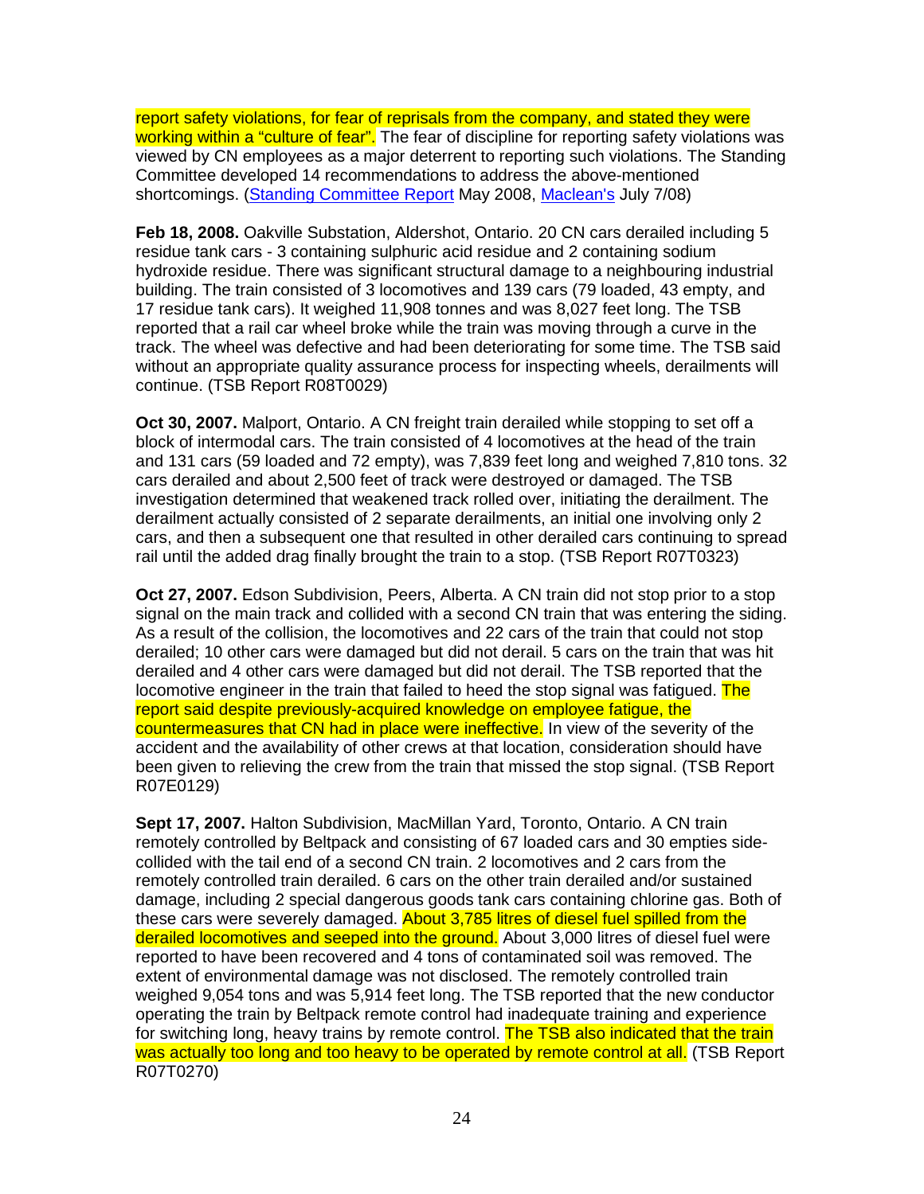report safety violations, for fear of reprisals from the company, and stated they were working within a "culture of fear". The fear of discipline for reporting safety violations was viewed by CN employees as a major deterrent to reporting such violations. The Standing Committee developed 14 recommendations to address the above-mentioned shortcomings. (Standing Committee Report May 2008, Maclean's July 7/08)

**Feb 18, 2008.** Oakville Substation, Aldershot, Ontario. 20 CN cars derailed including 5 residue tank cars - 3 containing sulphuric acid residue and 2 containing sodium hydroxide residue. There was significant structural damage to a neighbouring industrial building. The train consisted of 3 locomotives and 139 cars (79 loaded, 43 empty, and 17 residue tank cars). It weighed 11,908 tonnes and was 8,027 feet long. The TSB reported that a rail car wheel broke while the train was moving through a curve in the track. The wheel was defective and had been deteriorating for some time. The TSB said without an appropriate quality assurance process for inspecting wheels, derailments will continue. (TSB Report R08T0029)

**Oct 30, 2007.** Malport, Ontario. A CN freight train derailed while stopping to set off a block of intermodal cars. The train consisted of 4 locomotives at the head of the train and 131 cars (59 loaded and 72 empty), was 7,839 feet long and weighed 7,810 tons. 32 cars derailed and about 2,500 feet of track were destroyed or damaged. The TSB investigation determined that weakened track rolled over, initiating the derailment. The derailment actually consisted of 2 separate derailments, an initial one involving only 2 cars, and then a subsequent one that resulted in other derailed cars continuing to spread rail until the added drag finally brought the train to a stop. (TSB Report R07T0323)

**Oct 27, 2007.** Edson Subdivision, Peers, Alberta. A CN train did not stop prior to a stop signal on the main track and collided with a second CN train that was entering the siding. As a result of the collision, the locomotives and 22 cars of the train that could not stop derailed; 10 other cars were damaged but did not derail. 5 cars on the train that was hit derailed and 4 other cars were damaged but did not derail. The TSB reported that the locomotive engineer in the train that failed to heed the stop signal was fatigued. The report said despite previously-acquired knowledge on employee fatigue, the countermeasures that CN had in place were ineffective. In view of the severity of the accident and the availability of other crews at that location, consideration should have been given to relieving the crew from the train that missed the stop signal. (TSB Report R07E0129)

**Sept 17, 2007.** Halton Subdivision, MacMillan Yard, Toronto, Ontario. A CN train remotely controlled by Beltpack and consisting of 67 loaded cars and 30 empties side-collided with the tail end of a second CN train. 2 locomotives and 2 cars from the remotely controlled train derailed. 6 cars on the other train derailed and/or sustained damage, including 2 special dangerous goods tank cars containing chlorine gas. Both of these cars were severely damaged. About 3,785 litres of diesel fuel spilled from the derailed locomotives and seeped into the ground. About 3,000 litres of diesel fuel were reported to have been recovered and 4 tons of contaminated soil was removed. The extent of environmental damage was not disclosed. The remotely controlled train weighed 9,054 tons and was 5,914 feet long. The TSB reported that the new conductor operating the train by Beltpack remote control had inadequate training and experience for switching long, heavy trains by remote control. The TSB also indicated that the train was actually too long and too heavy to be operated by remote control at all. (TSB Report R07T0270)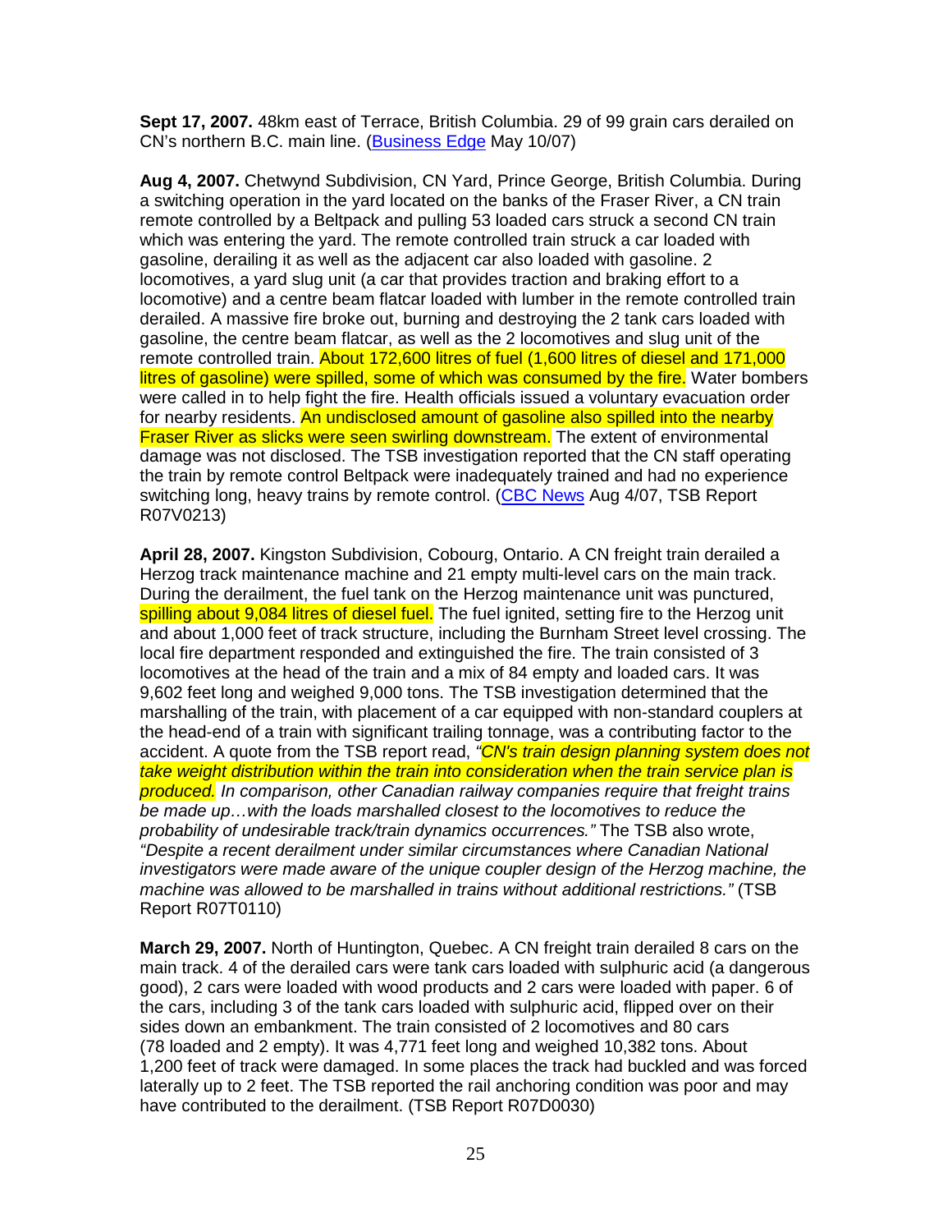**Sept 17, 2007.** 48km east of Terrace, British Columbia. 29 of 99 grain cars derailed on CN's northern B.C. main line. ([Business Edge](#) May 10/07)

**Aug 4, 2007.** Chetwynd Subdivision, CN Yard, Prince George, British Columbia. During a switching operation in the yard located on the banks of the Fraser River, a CN train remote controlled by a Beltpack and pulling 53 loaded cars struck a second CN train which was entering the yard. The remote controlled train struck a car loaded with gasoline, derailing it as well as the adjacent car also loaded with gasoline. 2 locomotives, a yard slug unit (a car that provides traction and braking effort to a locomotive) and a centre beam flatcar loaded with lumber in the remote controlled train derailed. A massive fire broke out, burning and destroying the 2 tank cars loaded with gasoline, the centre beam flatcar, as well as the 2 locomotives and slug unit of the remote controlled train. About 172,600 litres of fuel (1,600 litres of diesel and 171,000 litres of gasoline) were spilled, some of which was consumed by the fire. Water bombers were called in to help fight the fire. Health officials issued a voluntary evacuation order for nearby residents. An undisclosed amount of gasoline also spilled into the nearby Fraser River as slicks were seen swirling downstream. The extent of environmental damage was not disclosed. The TSB investigation reported that the CN staff operating the train by remote control Beltpack were inadequately trained and had no experience switching long, heavy trains by remote control. ([CBC News](#) Aug 4/07, TSB Report R07V0213)

**April 28, 2007.** Kingston Subdivision, Cobourg, Ontario. A CN freight train derailed a Herzog track maintenance machine and 21 empty multi-level cars on the main track. During the derailment, the fuel tank on the Herzog maintenance unit was punctured, spilling about 9,084 litres of diesel fuel. The fuel ignited, setting fire to the Herzog unit and about 1,000 feet of track structure, including the Burnham Street level crossing. The local fire department responded and extinguished the fire. The train consisted of 3 locomotives at the head of the train and a mix of 84 empty and loaded cars. It was 9,602 feet long and weighed 9,000 tons. The TSB investigation determined that the marshalling of the train, with placement of a car equipped with non-standard couplers at the head-end of a train with significant trailing tonnage, was a contributing factor to the accident. A quote from the TSB report read, *"CN's train design planning system does not take weight distribution within the train into consideration when the train service plan is produced. In comparison, other Canadian railway companies require that freight trains be made up…with the loads marshalled closest to the locomotives to reduce the probability of undesirable track/train dynamics occurrences."* The TSB also wrote, *"Despite a recent derailment under similar circumstances where Canadian National investigators were made aware of the unique coupler design of the Herzog machine, the machine was allowed to be marshalled in trains without additional restrictions."* (TSB Report R07T0110)

**March 29, 2007.** North of Huntington, Quebec. A CN freight train derailed 8 cars on the main track. 4 of the derailed cars were tank cars loaded with sulphuric acid (a dangerous good), 2 cars were loaded with wood products and 2 cars were loaded with paper. 6 of the cars, including 3 of the tank cars loaded with sulphuric acid, flipped over on their sides down an embankment. The train consisted of 2 locomotives and 80 cars (78 loaded and 2 empty). It was 4,771 feet long and weighed 10,382 tons. About 1,200 feet of track were damaged. In some places the track had buckled and was forced laterally up to 2 feet. The TSB reported the rail anchoring condition was poor and may have contributed to the derailment. (TSB Report R07D0030)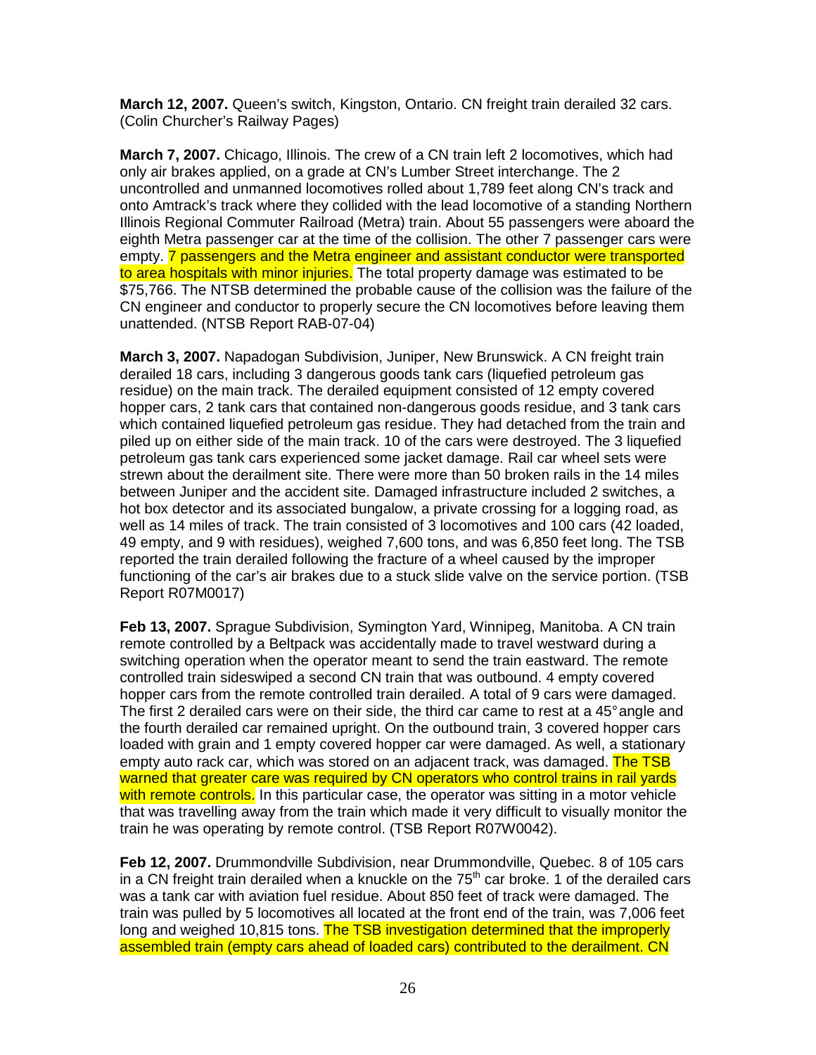**March 12, 2007.** Queen's switch, Kingston, Ontario. CN freight train derailed 32 cars. (Colin Churcher's Railway Pages)

**March 7, 2007.** Chicago, Illinois. The crew of a CN train left 2 locomotives, which had only air brakes applied, on a grade at CN's Lumber Street interchange. The 2 uncontrolled and unmanned locomotives rolled about 1,789 feet along CN's track and onto Amtrack's track where they collided with the lead locomotive of a standing Northern Illinois Regional Commuter Railroad (Metra) train. About 55 passengers were aboard the eighth Metra passenger car at the time of the collision. The other 7 passenger cars were empty. 7 passengers and the Metra engineer and assistant conductor were transported to area hospitals with minor injuries. The total property damage was estimated to be $75,766. The NTSB determined the probable cause of the collision was the failure of the CN engineer and conductor to properly secure the CN locomotives before leaving them unattended. (NTSB Report RAB-07-04)

**March 3, 2007.** Napadogan Subdivision, Juniper, New Brunswick. A CN freight train derailed 18 cars, including 3 dangerous goods tank cars (liquefied petroleum gas residue) on the main track. The derailed equipment consisted of 12 empty covered hopper cars, 2 tank cars that contained non-dangerous goods residue, and 3 tank cars which contained liquefied petroleum gas residue. They had detached from the train and piled up on either side of the main track. 10 of the cars were destroyed. The 3 liquefied petroleum gas tank cars experienced some jacket damage. Rail car wheel sets were strewn about the derailment site. There were more than 50 broken rails in the 14 miles between Juniper and the accident site. Damaged infrastructure included 2 switches, a hot box detector and its associated bungalow, a private crossing for a logging road, as well as 14 miles of track. The train consisted of 3 locomotives and 100 cars (42 loaded, 49 empty, and 9 with residues), weighed 7,600 tons, and was 6,850 feet long. The TSB reported the train derailed following the fracture of a wheel caused by the improper functioning of the car's air brakes due to a stuck slide valve on the service portion. (TSB Report R07M0017)

**Feb 13, 2007.** Sprague Subdivision, Symington Yard, Winnipeg, Manitoba. A CN train remote controlled by a Beltpack was accidentally made to travel westward during a switching operation when the operator meant to send the train eastward. The remote controlled train sideswiped a second CN train that was outbound. 4 empty covered hopper cars from the remote controlled train derailed. A total of 9 cars were damaged. The first 2 derailed cars were on their side, the third car came to rest at a 45° angle and the fourth derailed car remained upright. On the outbound train, 3 covered hopper cars loaded with grain and 1 empty covered hopper car were damaged. As well, a stationary empty auto rack car, which was stored on an adjacent track, was damaged. The TSB warned that greater care was required by CN operators who control trains in rail yards with remote controls. In this particular case, the operator was sitting in a motor vehicle that was travelling away from the train which made it very difficult to visually monitor the train he was operating by remote control. (TSB Report R07W0042).

**Feb 12, 2007.** Drummondville Subdivision, near Drummondville, Quebec. 8 of 105 cars in a CN freight train derailed when a knuckle on the 75th car broke. 1 of the derailed cars was a tank car with aviation fuel residue. About 850 feet of track were damaged. The train was pulled by 5 locomotives all located at the front end of the train, was 7,006 feet long and weighed 10,815 tons. The TSB investigation determined that the improperly assembled train (empty cars ahead of loaded cars) contributed to the derailment. CN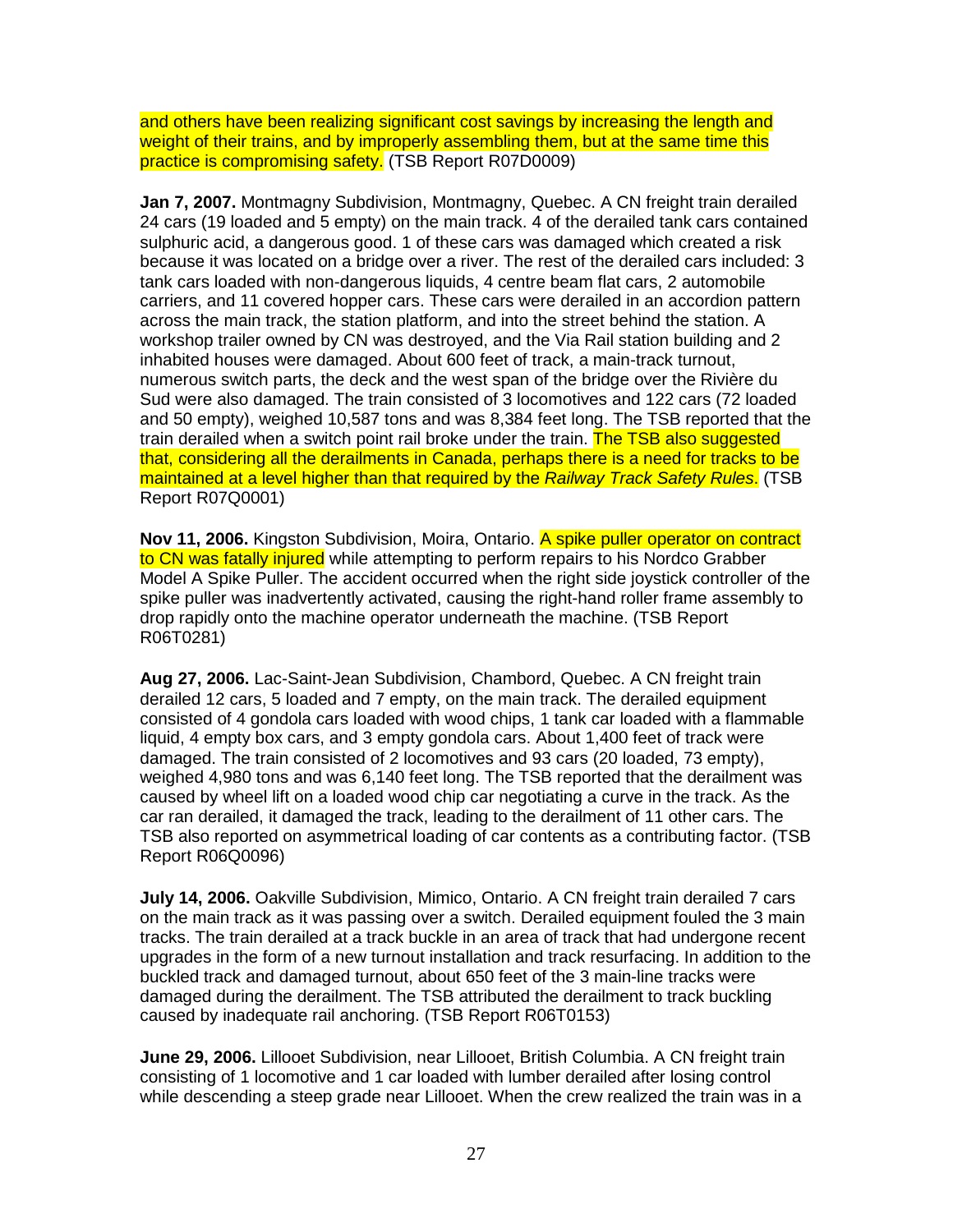and others have been realizing significant cost savings by increasing the length and weight of their trains, and by improperly assembling them, but at the same time this practice is compromising safety. (TSB Report R07D0009)

**Jan 7, 2007.** Montmagny Subdivision, Montmagny, Quebec. A CN freight train derailed 24 cars (19 loaded and 5 empty) on the main track. 4 of the derailed tank cars contained sulphuric acid, a dangerous good. 1 of these cars was damaged which created a risk because it was located on a bridge over a river. The rest of the derailed cars included: 3 tank cars loaded with non-dangerous liquids, 4 centre beam flat cars, 2 automobile carriers, and 11 covered hopper cars. These cars were derailed in an accordion pattern across the main track, the station platform, and into the street behind the station. A workshop trailer owned by CN was destroyed, and the Via Rail station building and 2 inhabited houses were damaged. About 600 feet of track, a main-track turnout, numerous switch parts, the deck and the west span of the bridge over the Rivière du Sud were also damaged. The train consisted of 3 locomotives and 122 cars (72 loaded and 50 empty), weighed 10,587 tons and was 8,384 feet long. The TSB reported that the train derailed when a switch point rail broke under the train. The TSB also suggested that, considering all the derailments in Canada, perhaps there is a need for tracks to be maintained at a level higher than that required by the *Railway Track Safety Rules*. (TSB Report R07Q0001)

**Nov 11, 2006.** Kingston Subdivision, Moira, Ontario. A spike puller operator on contract to CN was fatally injured while attempting to perform repairs to his Nordco Grabber Model A Spike Puller. The accident occurred when the right side joystick controller of the spike puller was inadvertently activated, causing the right-hand roller frame assembly to drop rapidly onto the machine operator underneath the machine. (TSB Report R06T0281)

**Aug 27, 2006.** Lac-Saint-Jean Subdivision, Chambord, Quebec. A CN freight train derailed 12 cars, 5 loaded and 7 empty, on the main track. The derailed equipment consisted of 4 gondola cars loaded with wood chips, 1 tank car loaded with a flammable liquid, 4 empty box cars, and 3 empty gondola cars. About 1,400 feet of track were damaged. The train consisted of 2 locomotives and 93 cars (20 loaded, 73 empty), weighed 4,980 tons and was 6,140 feet long. The TSB reported that the derailment was caused by wheel lift on a loaded wood chip car negotiating a curve in the track. As the car ran derailed, it damaged the track, leading to the derailment of 11 other cars. The TSB also reported on asymmetrical loading of car contents as a contributing factor. (TSB Report R06Q0096)

**July 14, 2006.** Oakville Subdivision, Mimico, Ontario. A CN freight train derailed 7 cars on the main track as it was passing over a switch. Derailed equipment fouled the 3 main tracks. The train derailed at a track buckle in an area of track that had undergone recent upgrades in the form of a new turnout installation and track resurfacing. In addition to the buckled track and damaged turnout, about 650 feet of the 3 main-line tracks were damaged during the derailment. The TSB attributed the derailment to track buckling caused by inadequate rail anchoring. (TSB Report R06T0153)

**June 29, 2006.** Lillooet Subdivision, near Lillooet, British Columbia. A CN freight train consisting of 1 locomotive and 1 car loaded with lumber derailed after losing control while descending a steep grade near Lillooet. When the crew realized the train was in a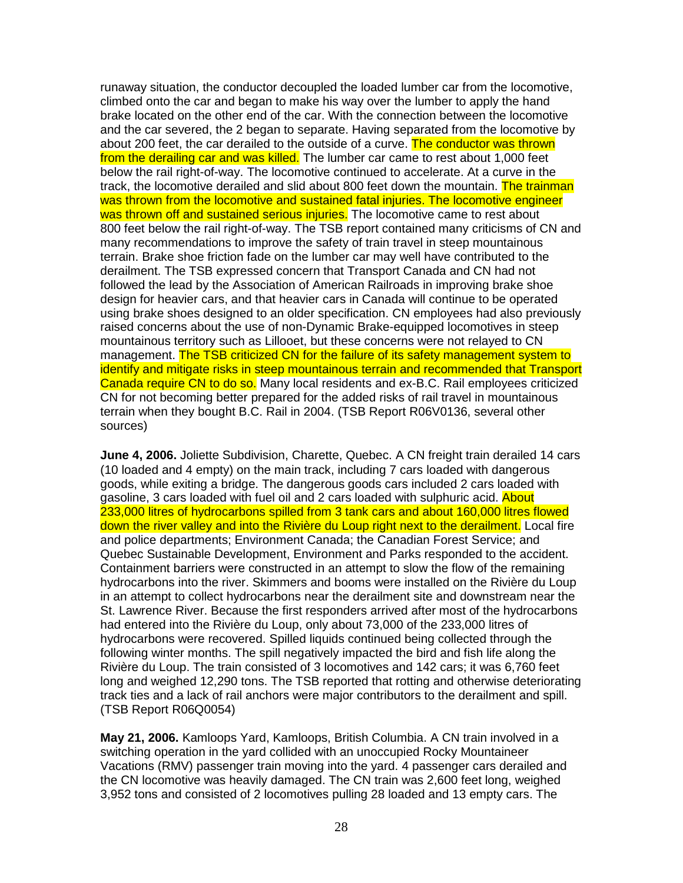runaway situation, the conductor decoupled the loaded lumber car from the locomotive, climbed onto the car and began to make his way over the lumber to apply the hand brake located on the other end of the car. With the connection between the locomotive and the car severed, the 2 began to separate. Having separated from the locomotive by about 200 feet, the car derailed to the outside of a curve. The conductor was thrown from the derailing car and was killed. The lumber car came to rest about 1,000 feet below the rail right-of-way. The locomotive continued to accelerate. At a curve in the track, the locomotive derailed and slid about 800 feet down the mountain. The trainman was thrown from the locomotive and sustained fatal injuries. The locomotive engineer was thrown off and sustained serious injuries. The locomotive came to rest about 800 feet below the rail right-of-way. The TSB report contained many criticisms of CN and many recommendations to improve the safety of train travel in steep mountainous terrain. Brake shoe friction fade on the lumber car may well have contributed to the derailment. The TSB expressed concern that Transport Canada and CN had not followed the lead by the Association of American Railroads in improving brake shoe design for heavier cars, and that heavier cars in Canada will continue to be operated using brake shoes designed to an older specification. CN employees had also previously raised concerns about the use of non-Dynamic Brake-equipped locomotives in steep mountainous territory such as Lillooet, but these concerns were not relayed to CN management. The TSB criticized CN for the failure of its safety management system to identify and mitigate risks in steep mountainous terrain and recommended that Transport Canada require CN to do so. Many local residents and ex-B.C. Rail employees criticized CN for not becoming better prepared for the added risks of rail travel in mountainous terrain when they bought B.C. Rail in 2004. (TSB Report R06V0136, several other sources)

**June 4, 2006.** Joliette Subdivision, Charette, Quebec. A CN freight train derailed 14 cars (10 loaded and 4 empty) on the main track, including 7 cars loaded with dangerous goods, while exiting a bridge. The dangerous goods cars included 2 cars loaded with gasoline, 3 cars loaded with fuel oil and 2 cars loaded with sulphuric acid. About 233,000 litres of hydrocarbons spilled from 3 tank cars and about 160,000 litres flowed down the river valley and into the Rivière du Loup right next to the derailment. Local fire and police departments; Environment Canada; the Canadian Forest Service; and Quebec Sustainable Development, Environment and Parks responded to the accident. Containment barriers were constructed in an attempt to slow the flow of the remaining hydrocarbons into the river. Skimmers and booms were installed on the Rivière du Loup in an attempt to collect hydrocarbons near the derailment site and downstream near the St. Lawrence River. Because the first responders arrived after most of the hydrocarbons had entered into the Rivière du Loup, only about 73,000 of the 233,000 litres of hydrocarbons were recovered. Spilled liquids continued being collected through the following winter months. The spill negatively impacted the bird and fish life along the Rivière du Loup. The train consisted of 3 locomotives and 142 cars; it was 6,760 feet long and weighed 12,290 tons. The TSB reported that rotting and otherwise deteriorating track ties and a lack of rail anchors were major contributors to the derailment and spill. (TSB Report R06Q0054)

**May 21, 2006.** Kamloops Yard, Kamloops, British Columbia. A CN train involved in a switching operation in the yard collided with an unoccupied Rocky Mountaineer Vacations (RMV) passenger train moving into the yard. 4 passenger cars derailed and the CN locomotive was heavily damaged. The CN train was 2,600 feet long, weighed 3,952 tons and consisted of 2 locomotives pulling 28 loaded and 13 empty cars. The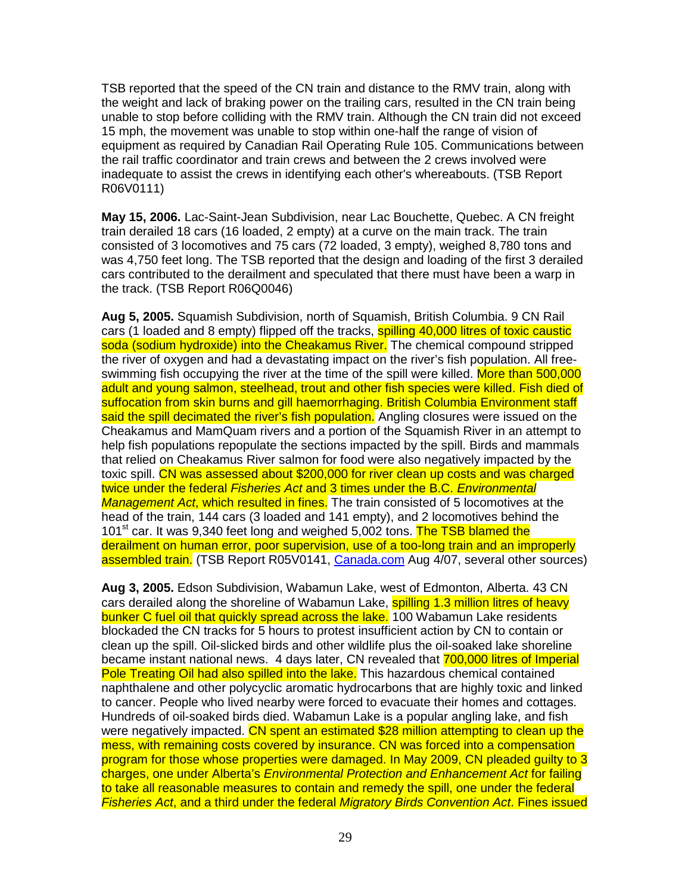TSB reported that the speed of the CN train and distance to the RMV train, along with the weight and lack of braking power on the trailing cars, resulted in the CN train being unable to stop before colliding with the RMV train. Although the CN train did not exceed 15 mph, the movement was unable to stop within one-half the range of vision of equipment as required by Canadian Rail Operating Rule 105. Communications between the rail traffic coordinator and train crews and between the 2 crews involved were inadequate to assist the crews in identifying each other's whereabouts. (TSB Report R06V0111)

**May 15, 2006.** Lac-Saint-Jean Subdivision, near Lac Bouchette, Quebec. A CN freight train derailed 18 cars (16 loaded, 2 empty) at a curve on the main track. The train consisted of 3 locomotives and 75 cars (72 loaded, 3 empty), weighed 8,780 tons and was 4,750 feet long. The TSB reported that the design and loading of the first 3 derailed cars contributed to the derailment and speculated that there must have been a warp in the track. (TSB Report R06Q0046)

**Aug 5, 2005.** Squamish Subdivision, north of Squamish, British Columbia. 9 CN Rail cars (1 loaded and 8 empty) flipped off the tracks, spilling 40,000 litres of toxic caustic soda (sodium hydroxide) into the Cheakamus River. The chemical compound stripped the river of oxygen and had a devastating impact on the river's fish population. All free-swimming fish occupying the river at the time of the spill were killed. More than 500,000 adult and young salmon, steelhead, trout and other fish species were killed. Fish died of suffocation from skin burns and gill haemorrhaging. British Columbia Environment staff said the spill decimated the river's fish population. Angling closures were issued on the Cheakamus and MamQuam rivers and a portion of the Squamish River in an attempt to help fish populations repopulate the sections impacted by the spill. Birds and mammals that relied on Cheakamus River salmon for food were also negatively impacted by the toxic spill. CN was assessed about $200,000 for river clean up costs and was charged twice under the federal *Fisheries Act* and 3 times under the B.C. *Environmental Management Act*, which resulted in fines. The train consisted of 5 locomotives at the head of the train, 144 cars (3 loaded and 141 empty), and 2 locomotives behind the 101st car. It was 9,340 feet long and weighed 5,002 tons. The TSB blamed the derailment on human error, poor supervision, use of a too-long train and an improperly assembled train. (TSB Report R05V0141, Canada.com Aug 4/07, several other sources)

**Aug 3, 2005.** Edson Subdivision, Wabamun Lake, west of Edmonton, Alberta. 43 CN cars derailed along the shoreline of Wabamun Lake, spilling 1.3 million litres of heavy bunker C fuel oil that quickly spread across the lake. 100 Wabamun Lake residents blockaded the CN tracks for 5 hours to protest insufficient action by CN to contain or clean up the spill. Oil-slicked birds and other wildlife plus the oil-soaked lake shoreline became instant national news. 4 days later, CN revealed that 700,000 litres of Imperial Pole Treating Oil had also spilled into the lake. This hazardous chemical contained naphthalene and other polycyclic aromatic hydrocarbons that are highly toxic and linked to cancer. People who lived nearby were forced to evacuate their homes and cottages. Hundreds of oil-soaked birds died. Wabamun Lake is a popular angling lake, and fish were negatively impacted. CN spent an estimated $28 million attempting to clean up the mess, with remaining costs covered by insurance. CN was forced into a compensation program for those whose properties were damaged. In May 2009, CN pleaded guilty to 3 charges, one under Alberta's *Environmental Protection and Enhancement Act* for failing to take all reasonable measures to contain and remedy the spill, one under the federal *Fisheries Act*, and a third under the federal *Migratory Birds Convention Act*. Fines issued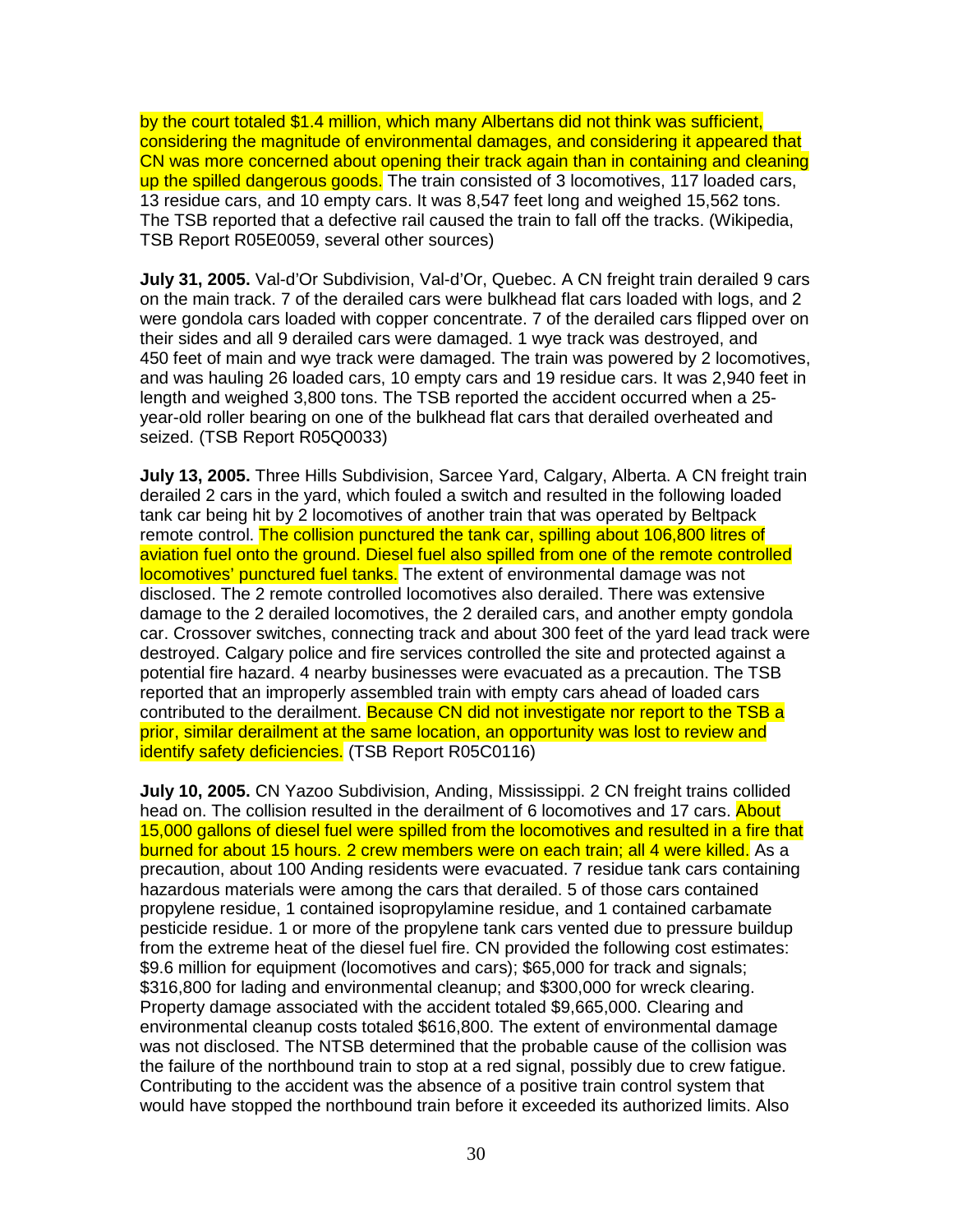by the court totaled $1.4 million, which many Albertans did not think was sufficient, considering the magnitude of environmental damages, and considering it appeared that CN was more concerned about opening their track again than in containing and cleaning up the spilled dangerous goods. The train consisted of 3 locomotives, 117 loaded cars, 13 residue cars, and 10 empty cars. It was 8,547 feet long and weighed 15,562 tons. The TSB reported that a defective rail caused the train to fall off the tracks. (Wikipedia, TSB Report R05E0059, several other sources)

**July 31, 2005.** Val-d'Or Subdivision, Val-d'Or, Quebec. A CN freight train derailed 9 cars on the main track. 7 of the derailed cars were bulkhead flat cars loaded with logs, and 2 were gondola cars loaded with copper concentrate. 7 of the derailed cars flipped over on their sides and all 9 derailed cars were damaged. 1 wye track was destroyed, and 450 feet of main and wye track were damaged. The train was powered by 2 locomotives, and was hauling 26 loaded cars, 10 empty cars and 19 residue cars. It was 2,940 feet in length and weighed 3,800 tons. The TSB reported the accident occurred when a 25-year-old roller bearing on one of the bulkhead flat cars that derailed overheated and seized. (TSB Report R05Q0033)

**July 13, 2005.** Three Hills Subdivision, Sarcee Yard, Calgary, Alberta. A CN freight train derailed 2 cars in the yard, which fouled a switch and resulted in the following loaded tank car being hit by 2 locomotives of another train that was operated by Beltpack remote control. The collision punctured the tank car, spilling about 106,800 litres of aviation fuel onto the ground. Diesel fuel also spilled from one of the remote controlled locomotives' punctured fuel tanks. The extent of environmental damage was not disclosed. The 2 remote controlled locomotives also derailed. There was extensive damage to the 2 derailed locomotives, the 2 derailed cars, and another empty gondola car. Crossover switches, connecting track and about 300 feet of the yard lead track were destroyed. Calgary police and fire services controlled the site and protected against a potential fire hazard. 4 nearby businesses were evacuated as a precaution. The TSB reported that an improperly assembled train with empty cars ahead of loaded cars contributed to the derailment. Because CN did not investigate nor report to the TSB a prior, similar derailment at the same location, an opportunity was lost to review and identify safety deficiencies. (TSB Report R05C0116)

**July 10, 2005.** CN Yazoo Subdivision, Anding, Mississippi. 2 CN freight trains collided head on. The collision resulted in the derailment of 6 locomotives and 17 cars. About 15,000 gallons of diesel fuel were spilled from the locomotives and resulted in a fire that burned for about 15 hours. 2 crew members were on each train; all 4 were killed. As a precaution, about 100 Anding residents were evacuated. 7 residue tank cars containing hazardous materials were among the cars that derailed. 5 of those cars contained propylene residue, 1 contained isopropylamine residue, and 1 contained carbamate pesticide residue. 1 or more of the propylene tank cars vented due to pressure buildup from the extreme heat of the diesel fuel fire. CN provided the following cost estimates: $9.6 million for equipment (locomotives and cars); $65,000 for track and signals; $316,800 for lading and environmental cleanup; and $300,000 for wreck clearing. Property damage associated with the accident totaled $9,665,000. Clearing and environmental cleanup costs totaled $616,800. The extent of environmental damage was not disclosed. The NTSB determined that the probable cause of the collision was the failure of the northbound train to stop at a red signal, possibly due to crew fatigue. Contributing to the accident was the absence of a positive train control system that would have stopped the northbound train before it exceeded its authorized limits. Also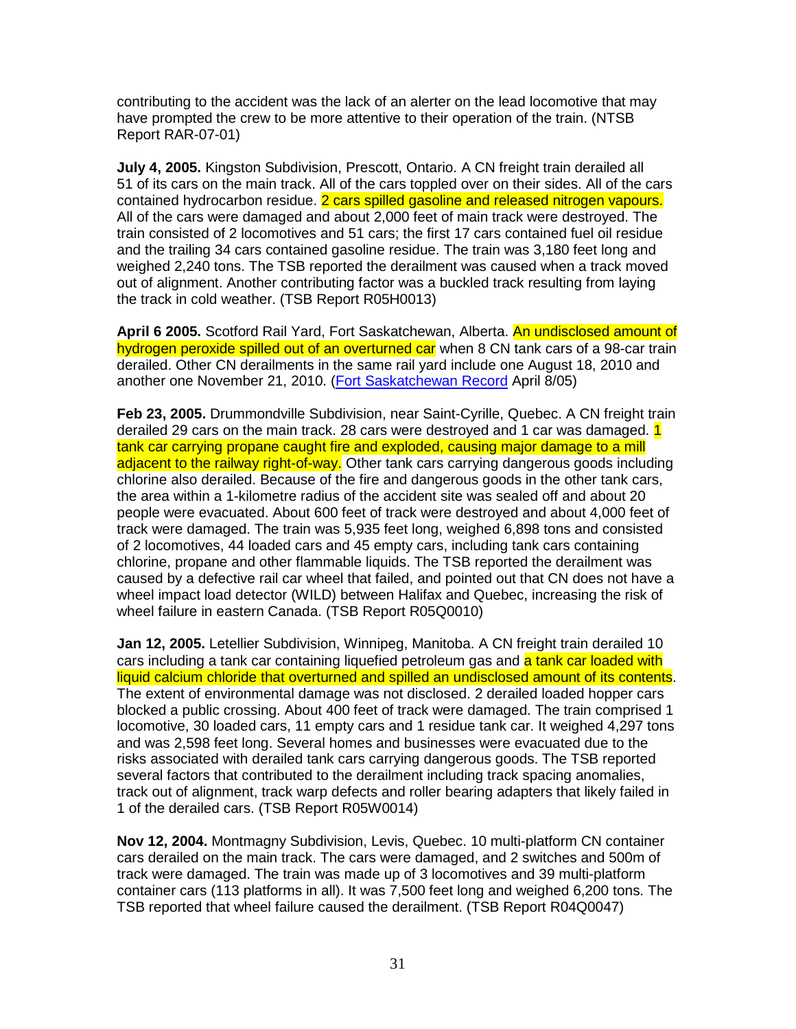contributing to the accident was the lack of an alerter on the lead locomotive that may have prompted the crew to be more attentive to their operation of the train. (NTSB Report RAR-07-01)

**July 4, 2005.** Kingston Subdivision, Prescott, Ontario. A CN freight train derailed all 51 of its cars on the main track. All of the cars toppled over on their sides. All of the cars contained hydrocarbon residue. 2 cars spilled gasoline and released nitrogen vapours. All of the cars were damaged and about 2,000 feet of main track were destroyed. The train consisted of 2 locomotives and 51 cars; the first 17 cars contained fuel oil residue and the trailing 34 cars contained gasoline residue. The train was 3,180 feet long and weighed 2,240 tons. The TSB reported the derailment was caused when a track moved out of alignment. Another contributing factor was a buckled track resulting from laying the track in cold weather. (TSB Report R05H0013)

**April 6 2005.** Scotford Rail Yard, Fort Saskatchewan, Alberta. An undisclosed amount of hydrogen peroxide spilled out of an overturned car when 8 CN tank cars of a 98-car train derailed. Other CN derailments in the same rail yard include one August 18, 2010 and another one November 21, 2010. (Fort Saskatchewan Record April 8/05)

**Feb 23, 2005.** Drummondville Subdivision, near Saint-Cyrille, Quebec. A CN freight train derailed 29 cars on the main track. 28 cars were destroyed and 1 car was damaged. 1 tank car carrying propane caught fire and exploded, causing major damage to a mill adjacent to the railway right-of-way. Other tank cars carrying dangerous goods including chlorine also derailed. Because of the fire and dangerous goods in the other tank cars, the area within a 1-kilometre radius of the accident site was sealed off and about 20 people were evacuated. About 600 feet of track were destroyed and about 4,000 feet of track were damaged. The train was 5,935 feet long, weighed 6,898 tons and consisted of 2 locomotives, 44 loaded cars and 45 empty cars, including tank cars containing chlorine, propane and other flammable liquids. The TSB reported the derailment was caused by a defective rail car wheel that failed, and pointed out that CN does not have a wheel impact load detector (WILD) between Halifax and Quebec, increasing the risk of wheel failure in eastern Canada. (TSB Report R05Q0010)

**Jan 12, 2005.** Letellier Subdivision, Winnipeg, Manitoba. A CN freight train derailed 10 cars including a tank car containing liquefied petroleum gas and a tank car loaded with liquid calcium chloride that overturned and spilled an undisclosed amount of its contents. The extent of environmental damage was not disclosed. 2 derailed loaded hopper cars blocked a public crossing. About 400 feet of track were damaged. The train comprised 1 locomotive, 30 loaded cars, 11 empty cars and 1 residue tank car. It weighed 4,297 tons and was 2,598 feet long. Several homes and businesses were evacuated due to the risks associated with derailed tank cars carrying dangerous goods. The TSB reported several factors that contributed to the derailment including track spacing anomalies, track out of alignment, track warp defects and roller bearing adapters that likely failed in 1 of the derailed cars. (TSB Report R05W0014)

**Nov 12, 2004.** Montmagny Subdivision, Levis, Quebec. 10 multi-platform CN container cars derailed on the main track. The cars were damaged, and 2 switches and 500m of track were damaged. The train was made up of 3 locomotives and 39 multi-platform container cars (113 platforms in all). It was 7,500 feet long and weighed 6,200 tons. The TSB reported that wheel failure caused the derailment. (TSB Report R04Q0047)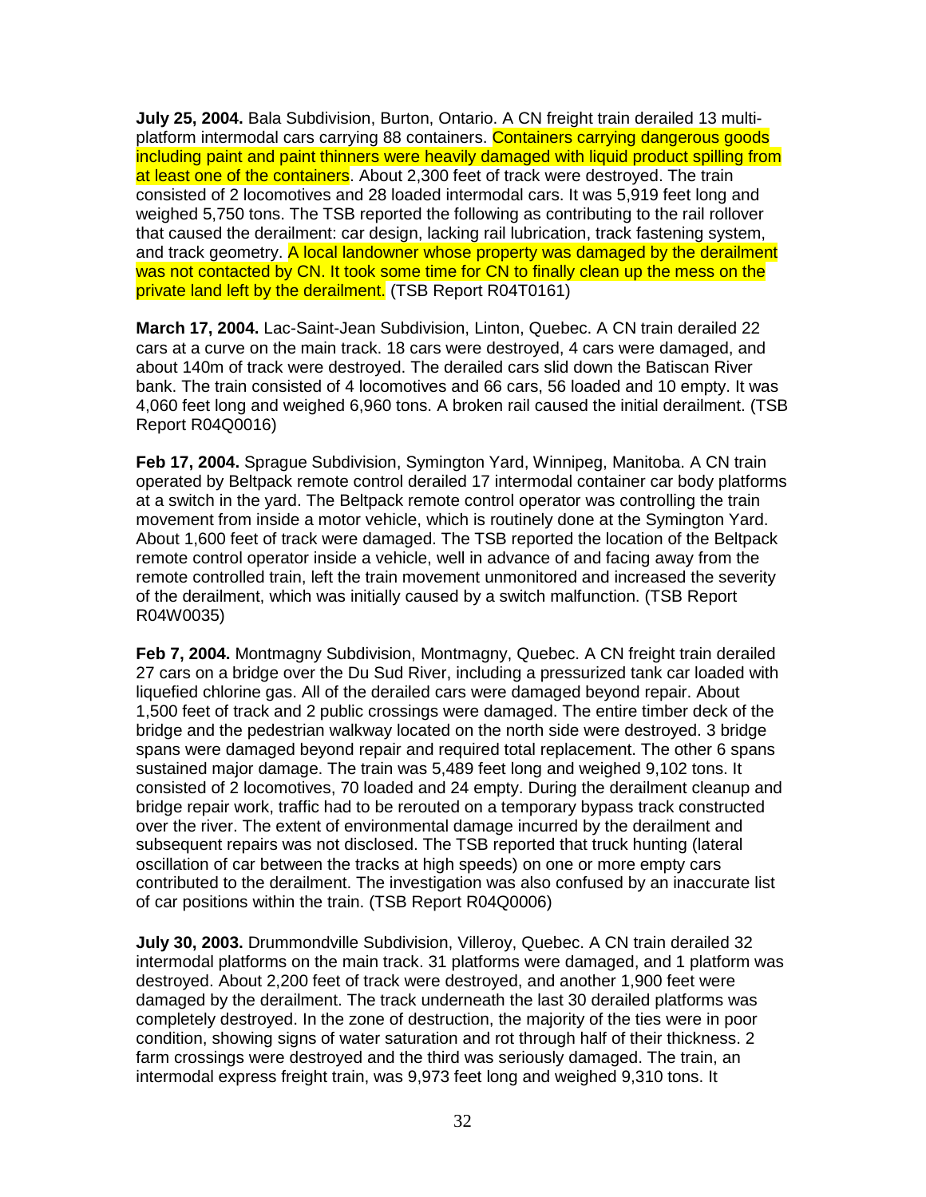**July 25, 2004.** Bala Subdivision, Burton, Ontario. A CN freight train derailed 13 multi-platform intermodal cars carrying 88 containers. Containers carrying dangerous goods including paint and paint thinners were heavily damaged with liquid product spilling from at least one of the containers. About 2,300 feet of track were destroyed. The train consisted of 2 locomotives and 28 loaded intermodal cars. It was 5,919 feet long and weighed 5,750 tons. The TSB reported the following as contributing to the rail rollover that caused the derailment: car design, lacking rail lubrication, track fastening system, and track geometry. A local landowner whose property was damaged by the derailment was not contacted by CN. It took some time for CN to finally clean up the mess on the private land left by the derailment. (TSB Report R04T0161)

**March 17, 2004.** Lac-Saint-Jean Subdivision, Linton, Quebec. A CN train derailed 22 cars at a curve on the main track. 18 cars were destroyed, 4 cars were damaged, and about 140m of track were destroyed. The derailed cars slid down the Batiscan River bank. The train consisted of 4 locomotives and 66 cars, 56 loaded and 10 empty. It was 4,060 feet long and weighed 6,960 tons. A broken rail caused the initial derailment. (TSB Report R04Q0016)

**Feb 17, 2004.** Sprague Subdivision, Symington Yard, Winnipeg, Manitoba. A CN train operated by Beltpack remote control derailed 17 intermodal container car body platforms at a switch in the yard. The Beltpack remote control operator was controlling the train movement from inside a motor vehicle, which is routinely done at the Symington Yard. About 1,600 feet of track were damaged. The TSB reported the location of the Beltpack remote control operator inside a vehicle, well in advance of and facing away from the remote controlled train, left the train movement unmonitored and increased the severity of the derailment, which was initially caused by a switch malfunction. (TSB Report R04W0035)

**Feb 7, 2004.** Montmagny Subdivision, Montmagny, Quebec. A CN freight train derailed 27 cars on a bridge over the Du Sud River, including a pressurized tank car loaded with liquefied chlorine gas. All of the derailed cars were damaged beyond repair. About 1,500 feet of track and 2 public crossings were damaged. The entire timber deck of the bridge and the pedestrian walkway located on the north side were destroyed. 3 bridge spans were damaged beyond repair and required total replacement. The other 6 spans sustained major damage. The train was 5,489 feet long and weighed 9,102 tons. It consisted of 2 locomotives, 70 loaded and 24 empty. During the derailment cleanup and bridge repair work, traffic had to be rerouted on a temporary bypass track constructed over the river. The extent of environmental damage incurred by the derailment and subsequent repairs was not disclosed. The TSB reported that truck hunting (lateral oscillation of car between the tracks at high speeds) on one or more empty cars contributed to the derailment. The investigation was also confused by an inaccurate list of car positions within the train. (TSB Report R04Q0006)

**July 30, 2003.** Drummondville Subdivision, Villeroy, Quebec. A CN train derailed 32 intermodal platforms on the main track. 31 platforms were damaged, and 1 platform was destroyed. About 2,200 feet of track were destroyed, and another 1,900 feet were damaged by the derailment. The track underneath the last 30 derailed platforms was completely destroyed. In the zone of destruction, the majority of the ties were in poor condition, showing signs of water saturation and rot through half of their thickness. 2 farm crossings were destroyed and the third was seriously damaged. The train, an intermodal express freight train, was 9,973 feet long and weighed 9,310 tons. It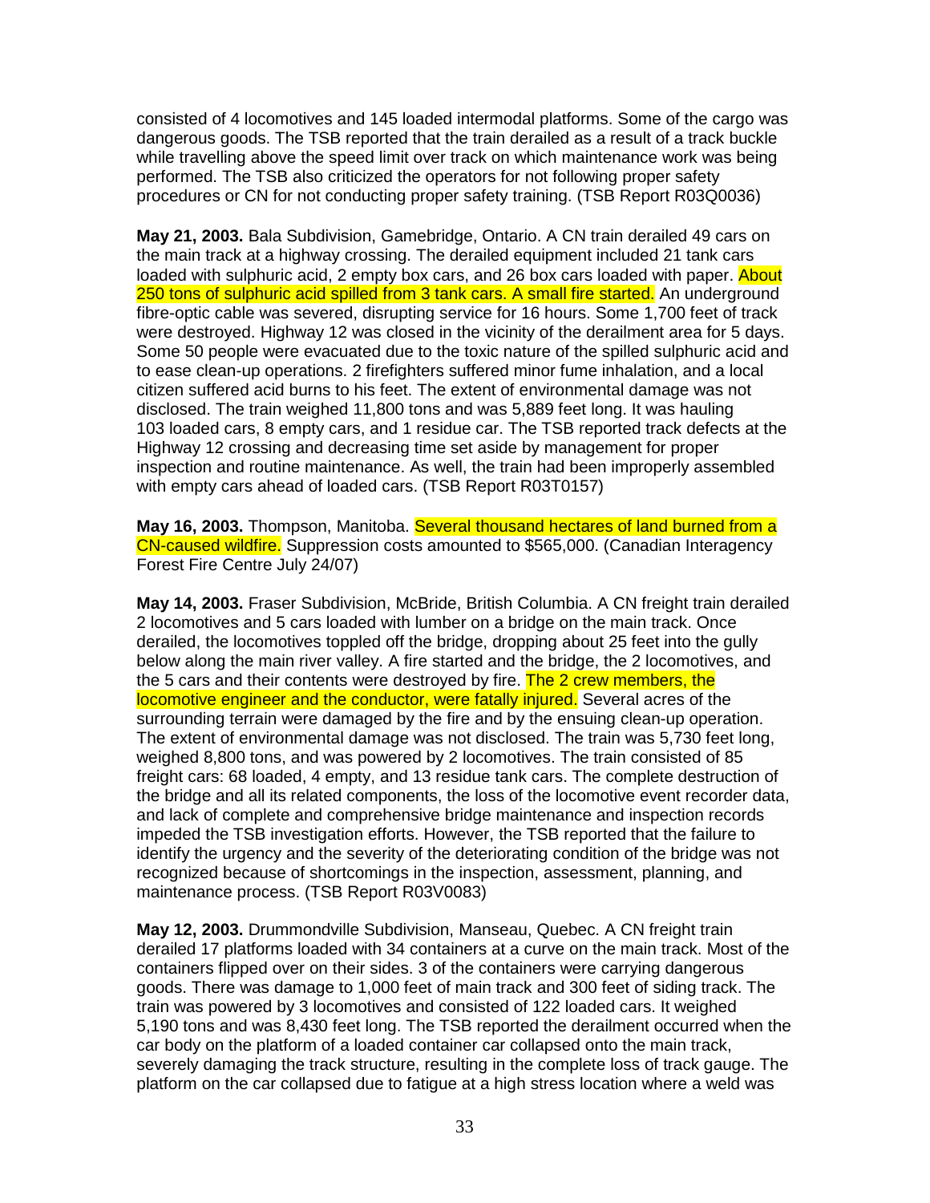consisted of 4 locomotives and 145 loaded intermodal platforms. Some of the cargo was dangerous goods. The TSB reported that the train derailed as a result of a track buckle while travelling above the speed limit over track on which maintenance work was being performed. The TSB also criticized the operators for not following proper safety procedures or CN for not conducting proper safety training. (TSB Report R03Q0036)

**May 21, 2003.** Bala Subdivision, Gamebridge, Ontario. A CN train derailed 49 cars on the main track at a highway crossing. The derailed equipment included 21 tank cars loaded with sulphuric acid, 2 empty box cars, and 26 box cars loaded with paper. About 250 tons of sulphuric acid spilled from 3 tank cars. A small fire started. An underground fibre-optic cable was severed, disrupting service for 16 hours. Some 1,700 feet of track were destroyed. Highway 12 was closed in the vicinity of the derailment area for 5 days. Some 50 people were evacuated due to the toxic nature of the spilled sulphuric acid and to ease clean-up operations. 2 firefighters suffered minor fume inhalation, and a local citizen suffered acid burns to his feet. The extent of environmental damage was not disclosed. The train weighed 11,800 tons and was 5,889 feet long. It was hauling 103 loaded cars, 8 empty cars, and 1 residue car. The TSB reported track defects at the Highway 12 crossing and decreasing time set aside by management for proper inspection and routine maintenance. As well, the train had been improperly assembled with empty cars ahead of loaded cars. (TSB Report R03T0157)

**May 16, 2003.** Thompson, Manitoba. Several thousand hectares of land burned from a CN-caused wildfire. Suppression costs amounted to $565,000. (Canadian Interagency Forest Fire Centre July 24/07)

**May 14, 2003.** Fraser Subdivision, McBride, British Columbia. A CN freight train derailed 2 locomotives and 5 cars loaded with lumber on a bridge on the main track. Once derailed, the locomotives toppled off the bridge, dropping about 25 feet into the gully below along the main river valley. A fire started and the bridge, the 2 locomotives, and the 5 cars and their contents were destroyed by fire. The 2 crew members, the locomotive engineer and the conductor, were fatally injured. Several acres of the surrounding terrain were damaged by the fire and by the ensuing clean-up operation. The extent of environmental damage was not disclosed. The train was 5,730 feet long, weighed 8,800 tons, and was powered by 2 locomotives. The train consisted of 85 freight cars: 68 loaded, 4 empty, and 13 residue tank cars. The complete destruction of the bridge and all its related components, the loss of the locomotive event recorder data, and lack of complete and comprehensive bridge maintenance and inspection records impeded the TSB investigation efforts. However, the TSB reported that the failure to identify the urgency and the severity of the deteriorating condition of the bridge was not recognized because of shortcomings in the inspection, assessment, planning, and maintenance process. (TSB Report R03V0083)

**May 12, 2003.** Drummondville Subdivision, Manseau, Quebec. A CN freight train derailed 17 platforms loaded with 34 containers at a curve on the main track. Most of the containers flipped over on their sides. 3 of the containers were carrying dangerous goods. There was damage to 1,000 feet of main track and 300 feet of siding track. The train was powered by 3 locomotives and consisted of 122 loaded cars. It weighed 5,190 tons and was 8,430 feet long. The TSB reported the derailment occurred when the car body on the platform of a loaded container car collapsed onto the main track, severely damaging the track structure, resulting in the complete loss of track gauge. The platform on the car collapsed due to fatigue at a high stress location where a weld was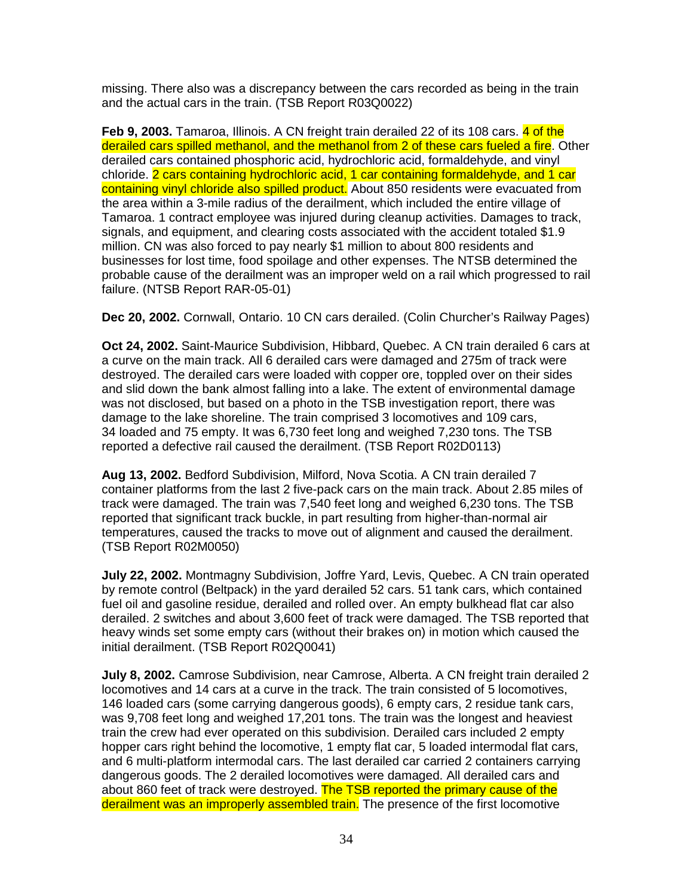missing. There also was a discrepancy between the cars recorded as being in the train and the actual cars in the train. (TSB Report R03Q0022)

**Feb 9, 2003.** Tamaroa, Illinois. A CN freight train derailed 22 of its 108 cars. 4 of the derailed cars spilled methanol, and the methanol from 2 of these cars fueled a fire. Other derailed cars contained phosphoric acid, hydrochloric acid, formaldehyde, and vinyl chloride. 2 cars containing hydrochloric acid, 1 car containing formaldehyde, and 1 car containing vinyl chloride also spilled product. About 850 residents were evacuated from the area within a 3-mile radius of the derailment, which included the entire village of Tamaroa. 1 contract employee was injured during cleanup activities. Damages to track, signals, and equipment, and clearing costs associated with the accident totaled $1.9 million. CN was also forced to pay nearly $1 million to about 800 residents and businesses for lost time, food spoilage and other expenses. The NTSB determined the probable cause of the derailment was an improper weld on a rail which progressed to rail failure. (NTSB Report RAR-05-01)

**Dec 20, 2002.** Cornwall, Ontario. 10 CN cars derailed. (Colin Churcher's Railway Pages)

**Oct 24, 2002.** Saint-Maurice Subdivision, Hibbard, Quebec. A CN train derailed 6 cars at a curve on the main track. All 6 derailed cars were damaged and 275m of track were destroyed. The derailed cars were loaded with copper ore, toppled over on their sides and slid down the bank almost falling into a lake. The extent of environmental damage was not disclosed, but based on a photo in the TSB investigation report, there was damage to the lake shoreline. The train comprised 3 locomotives and 109 cars, 34 loaded and 75 empty. It was 6,730 feet long and weighed 7,230 tons. The TSB reported a defective rail caused the derailment. (TSB Report R02D0113)

**Aug 13, 2002.** Bedford Subdivision, Milford, Nova Scotia. A CN train derailed 7 container platforms from the last 2 five-pack cars on the main track. About 2.85 miles of track were damaged. The train was 7,540 feet long and weighed 6,230 tons. The TSB reported that significant track buckle, in part resulting from higher-than-normal air temperatures, caused the tracks to move out of alignment and caused the derailment. (TSB Report R02M0050)

**July 22, 2002.** Montmagny Subdivision, Joffre Yard, Levis, Quebec. A CN train operated by remote control (Beltpack) in the yard derailed 52 cars. 51 tank cars, which contained fuel oil and gasoline residue, derailed and rolled over. An empty bulkhead flat car also derailed. 2 switches and about 3,600 feet of track were damaged. The TSB reported that heavy winds set some empty cars (without their brakes on) in motion which caused the initial derailment. (TSB Report R02Q0041)

**July 8, 2002.** Camrose Subdivision, near Camrose, Alberta. A CN freight train derailed 2 locomotives and 14 cars at a curve in the track. The train consisted of 5 locomotives, 146 loaded cars (some carrying dangerous goods), 6 empty cars, 2 residue tank cars, was 9,708 feet long and weighed 17,201 tons. The train was the longest and heaviest train the crew had ever operated on this subdivision. Derailed cars included 2 empty hopper cars right behind the locomotive, 1 empty flat car, 5 loaded intermodal flat cars, and 6 multi-platform intermodal cars. The last derailed car carried 2 containers carrying dangerous goods. The 2 derailed locomotives were damaged. All derailed cars and about 860 feet of track were destroyed. The TSB reported the primary cause of the derailment was an improperly assembled train. The presence of the first locomotive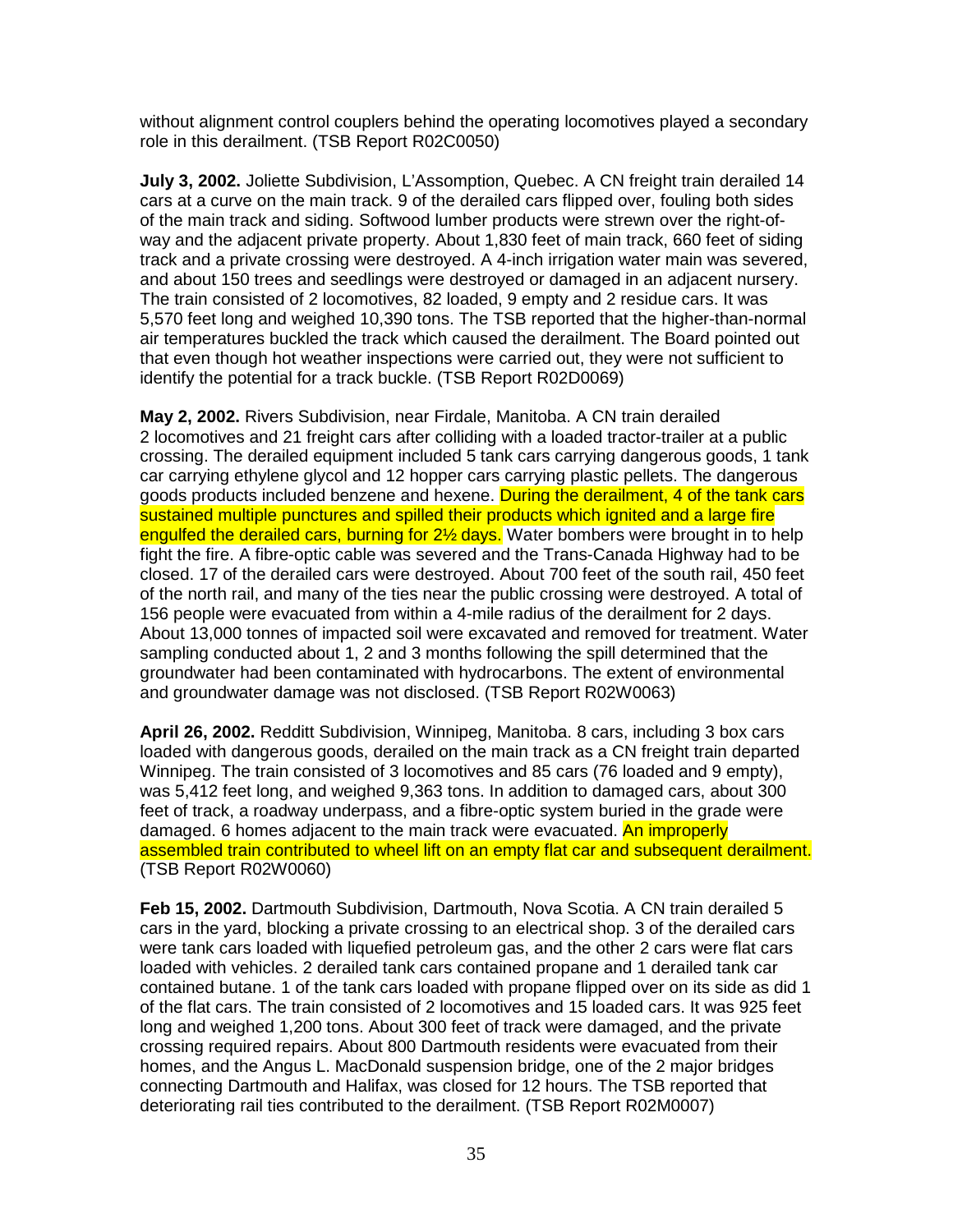without alignment control couplers behind the operating locomotives played a secondary role in this derailment. (TSB Report R02C0050)

**July 3, 2002.** Joliette Subdivision, L'Assomption, Quebec. A CN freight train derailed 14 cars at a curve on the main track. 9 of the derailed cars flipped over, fouling both sides of the main track and siding. Softwood lumber products were strewn over the right-of-way and the adjacent private property. About 1,830 feet of main track, 660 feet of siding track and a private crossing were destroyed. A 4-inch irrigation water main was severed, and about 150 trees and seedlings were destroyed or damaged in an adjacent nursery. The train consisted of 2 locomotives, 82 loaded, 9 empty and 2 residue cars. It was 5,570 feet long and weighed 10,390 tons. The TSB reported that the higher-than-normal air temperatures buckled the track which caused the derailment. The Board pointed out that even though hot weather inspections were carried out, they were not sufficient to identify the potential for a track buckle. (TSB Report R02D0069)

**May 2, 2002.** Rivers Subdivision, near Firdale, Manitoba. A CN train derailed 2 locomotives and 21 freight cars after colliding with a loaded tractor-trailer at a public crossing. The derailed equipment included 5 tank cars carrying dangerous goods, 1 tank car carrying ethylene glycol and 12 hopper cars carrying plastic pellets. The dangerous goods products included benzene and hexene. During the derailment, 4 of the tank cars sustained multiple punctures and spilled their products which ignited and a large fire engulfed the derailed cars, burning for 2½ days. Water bombers were brought in to help fight the fire. A fibre-optic cable was severed and the Trans-Canada Highway had to be closed. 17 of the derailed cars were destroyed. About 700 feet of the south rail, 450 feet of the north rail, and many of the ties near the public crossing were destroyed. A total of 156 people were evacuated from within a 4-mile radius of the derailment for 2 days. About 13,000 tonnes of impacted soil were excavated and removed for treatment. Water sampling conducted about 1, 2 and 3 months following the spill determined that the groundwater had been contaminated with hydrocarbons. The extent of environmental and groundwater damage was not disclosed. (TSB Report R02W0063)

**April 26, 2002.** Redditt Subdivision, Winnipeg, Manitoba. 8 cars, including 3 box cars loaded with dangerous goods, derailed on the main track as a CN freight train departed Winnipeg. The train consisted of 3 locomotives and 85 cars (76 loaded and 9 empty), was 5,412 feet long, and weighed 9,363 tons. In addition to damaged cars, about 300 feet of track, a roadway underpass, and a fibre-optic system buried in the grade were damaged. 6 homes adjacent to the main track were evacuated. An improperly assembled train contributed to wheel lift on an empty flat car and subsequent derailment. (TSB Report R02W0060)

**Feb 15, 2002.** Dartmouth Subdivision, Dartmouth, Nova Scotia. A CN train derailed 5 cars in the yard, blocking a private crossing to an electrical shop. 3 of the derailed cars were tank cars loaded with liquefied petroleum gas, and the other 2 cars were flat cars loaded with vehicles. 2 derailed tank cars contained propane and 1 derailed tank car contained butane. 1 of the tank cars loaded with propane flipped over on its side as did 1 of the flat cars. The train consisted of 2 locomotives and 15 loaded cars. It was 925 feet long and weighed 1,200 tons. About 300 feet of track were damaged, and the private crossing required repairs. About 800 Dartmouth residents were evacuated from their homes, and the Angus L. MacDonald suspension bridge, one of the 2 major bridges connecting Dartmouth and Halifax, was closed for 12 hours. The TSB reported that deteriorating rail ties contributed to the derailment. (TSB Report R02M0007)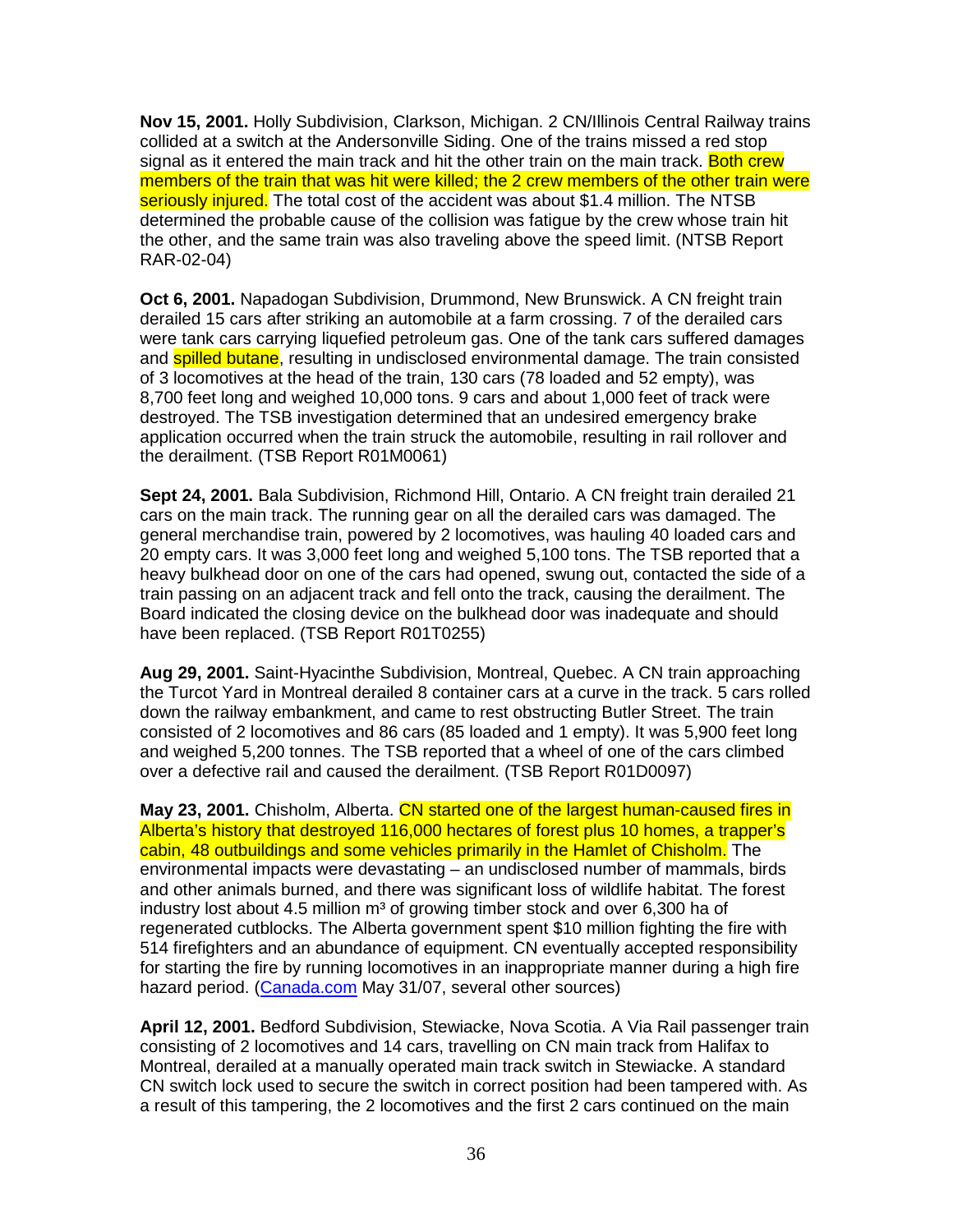**Nov 15, 2001.** Holly Subdivision, Clarkson, Michigan. 2 CN/Illinois Central Railway trains collided at a switch at the Andersonville Siding. One of the trains missed a red stop signal as it entered the main track and hit the other train on the main track. Both crew members of the train that was hit were killed; the 2 crew members of the other train were seriously injured. The total cost of the accident was about $1.4 million. The NTSB determined the probable cause of the collision was fatigue by the crew whose train hit the other, and the same train was also traveling above the speed limit. (NTSB Report RAR-02-04)

**Oct 6, 2001.** Napadogan Subdivision, Drummond, New Brunswick. A CN freight train derailed 15 cars after striking an automobile at a farm crossing. 7 of the derailed cars were tank cars carrying liquefied petroleum gas. One of the tank cars suffered damages and spilled butane, resulting in undisclosed environmental damage. The train consisted of 3 locomotives at the head of the train, 130 cars (78 loaded and 52 empty), was 8,700 feet long and weighed 10,000 tons. 9 cars and about 1,000 feet of track were destroyed. The TSB investigation determined that an undesired emergency brake application occurred when the train struck the automobile, resulting in rail rollover and the derailment. (TSB Report R01M0061)

**Sept 24, 2001.** Bala Subdivision, Richmond Hill, Ontario. A CN freight train derailed 21 cars on the main track. The running gear on all the derailed cars was damaged. The general merchandise train, powered by 2 locomotives, was hauling 40 loaded cars and 20 empty cars. It was 3,000 feet long and weighed 5,100 tons. The TSB reported that a heavy bulkhead door on one of the cars had opened, swung out, contacted the side of a train passing on an adjacent track and fell onto the track, causing the derailment. The Board indicated the closing device on the bulkhead door was inadequate and should have been replaced. (TSB Report R01T0255)

**Aug 29, 2001.** Saint-Hyacinthe Subdivision, Montreal, Quebec. A CN train approaching the Turcot Yard in Montreal derailed 8 container cars at a curve in the track. 5 cars rolled down the railway embankment, and came to rest obstructing Butler Street. The train consisted of 2 locomotives and 86 cars (85 loaded and 1 empty). It was 5,900 feet long and weighed 5,200 tonnes. The TSB reported that a wheel of one of the cars climbed over a defective rail and caused the derailment. (TSB Report R01D0097)

**May 23, 2001.** Chisholm, Alberta. CN started one of the largest human-caused fires in Alberta's history that destroyed 116,000 hectares of forest plus 10 homes, a trapper's cabin, 48 outbuildings and some vehicles primarily in the Hamlet of Chisholm. The environmental impacts were devastating – an undisclosed number of mammals, birds and other animals burned, and there was significant loss of wildlife habitat. The forest industry lost about 4.5 million m³ of growing timber stock and over 6,300 ha of regenerated cutblocks. The Alberta government spent $10 million fighting the fire with 514 firefighters and an abundance of equipment. CN eventually accepted responsibility for starting the fire by running locomotives in an inappropriate manner during a high fire hazard period. ([Canada.com](Canada.com) May 31/07, several other sources)

**April 12, 2001.** Bedford Subdivision, Stewiacke, Nova Scotia. A Via Rail passenger train consisting of 2 locomotives and 14 cars, travelling on CN main track from Halifax to Montreal, derailed at a manually operated main track switch in Stewiacke. A standard CN switch lock used to secure the switch in correct position had been tampered with. As a result of this tampering, the 2 locomotives and the first 2 cars continued on the main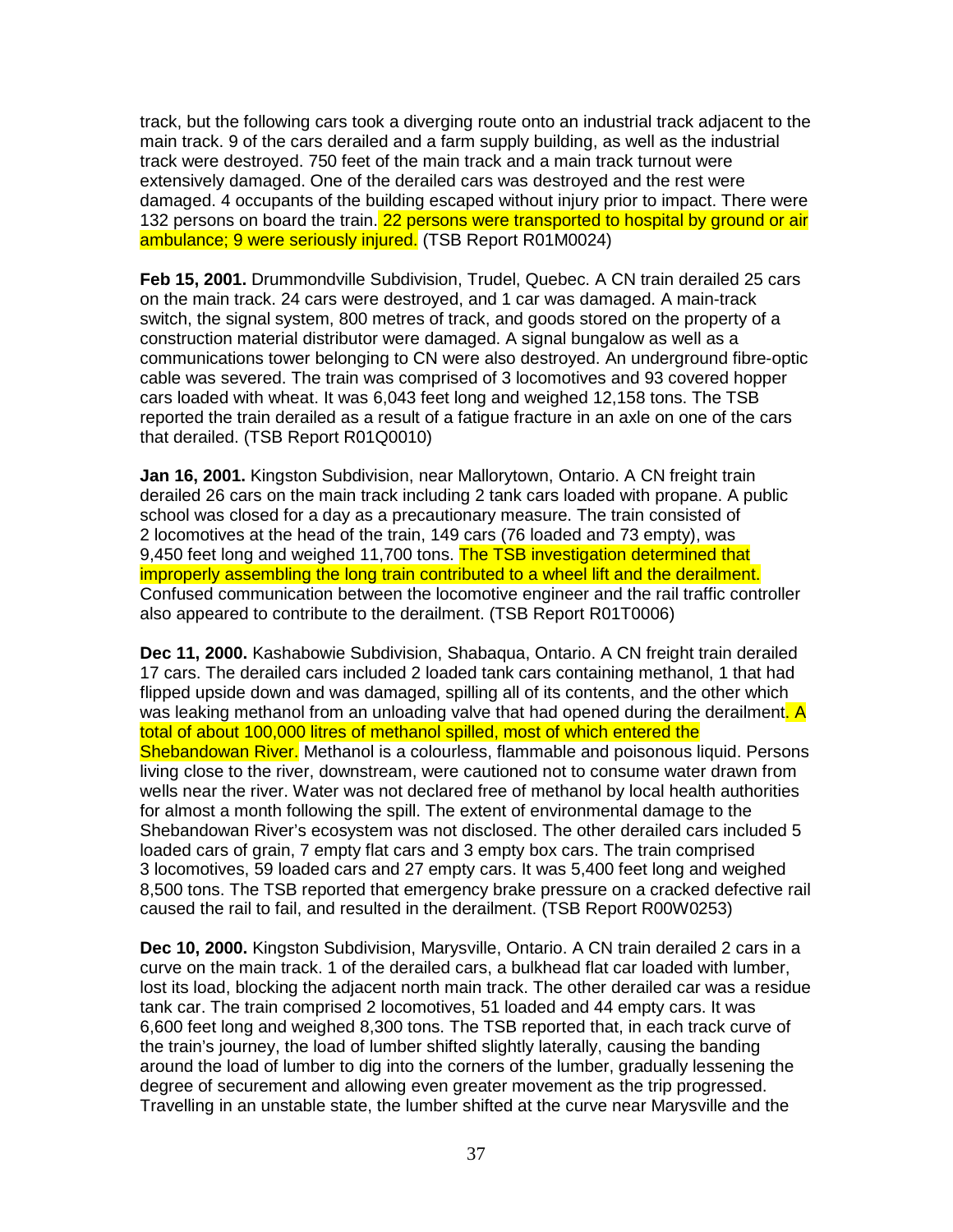track, but the following cars took a diverging route onto an industrial track adjacent to the main track. 9 of the cars derailed and a farm supply building, as well as the industrial track were destroyed. 750 feet of the main track and a main track turnout were extensively damaged. One of the derailed cars was destroyed and the rest were damaged. 4 occupants of the building escaped without injury prior to impact. There were 132 persons on board the train. 22 persons were transported to hospital by ground or air ambulance; 9 were seriously injured. (TSB Report R01M0024)

**Feb 15, 2001.** Drummondville Subdivision, Trudel, Quebec. A CN train derailed 25 cars on the main track. 24 cars were destroyed, and 1 car was damaged. A main-track switch, the signal system, 800 metres of track, and goods stored on the property of a construction material distributor were damaged. A signal bungalow as well as a communications tower belonging to CN were also destroyed. An underground fibre-optic cable was severed. The train was comprised of 3 locomotives and 93 covered hopper cars loaded with wheat. It was 6,043 feet long and weighed 12,158 tons. The TSB reported the train derailed as a result of a fatigue fracture in an axle on one of the cars that derailed. (TSB Report R01Q0010)

**Jan 16, 2001.** Kingston Subdivision, near Mallorytown, Ontario. A CN freight train derailed 26 cars on the main track including 2 tank cars loaded with propane. A public school was closed for a day as a precautionary measure. The train consisted of 2 locomotives at the head of the train, 149 cars (76 loaded and 73 empty), was 9,450 feet long and weighed 11,700 tons. The TSB investigation determined that improperly assembling the long train contributed to a wheel lift and the derailment. Confused communication between the locomotive engineer and the rail traffic controller also appeared to contribute to the derailment. (TSB Report R01T0006)

**Dec 11, 2000.** Kashabowie Subdivision, Shabaqua, Ontario. A CN freight train derailed 17 cars. The derailed cars included 2 loaded tank cars containing methanol, 1 that had flipped upside down and was damaged, spilling all of its contents, and the other which was leaking methanol from an unloading valve that had opened during the derailment. A total of about 100,000 litres of methanol spilled, most of which entered the Shebandowan River. Methanol is a colourless, flammable and poisonous liquid. Persons living close to the river, downstream, were cautioned not to consume water drawn from wells near the river. Water was not declared free of methanol by local health authorities for almost a month following the spill. The extent of environmental damage to the Shebandowan River's ecosystem was not disclosed. The other derailed cars included 5 loaded cars of grain, 7 empty flat cars and 3 empty box cars. The train comprised 3 locomotives, 59 loaded cars and 27 empty cars. It was 5,400 feet long and weighed 8,500 tons. The TSB reported that emergency brake pressure on a cracked defective rail caused the rail to fail, and resulted in the derailment. (TSB Report R00W0253)

**Dec 10, 2000.** Kingston Subdivision, Marysville, Ontario. A CN train derailed 2 cars in a curve on the main track. 1 of the derailed cars, a bulkhead flat car loaded with lumber, lost its load, blocking the adjacent north main track. The other derailed car was a residue tank car. The train comprised 2 locomotives, 51 loaded and 44 empty cars. It was 6,600 feet long and weighed 8,300 tons. The TSB reported that, in each track curve of the train's journey, the load of lumber shifted slightly laterally, causing the banding around the load of lumber to dig into the corners of the lumber, gradually lessening the degree of securement and allowing even greater movement as the trip progressed. Travelling in an unstable state, the lumber shifted at the curve near Marysville and the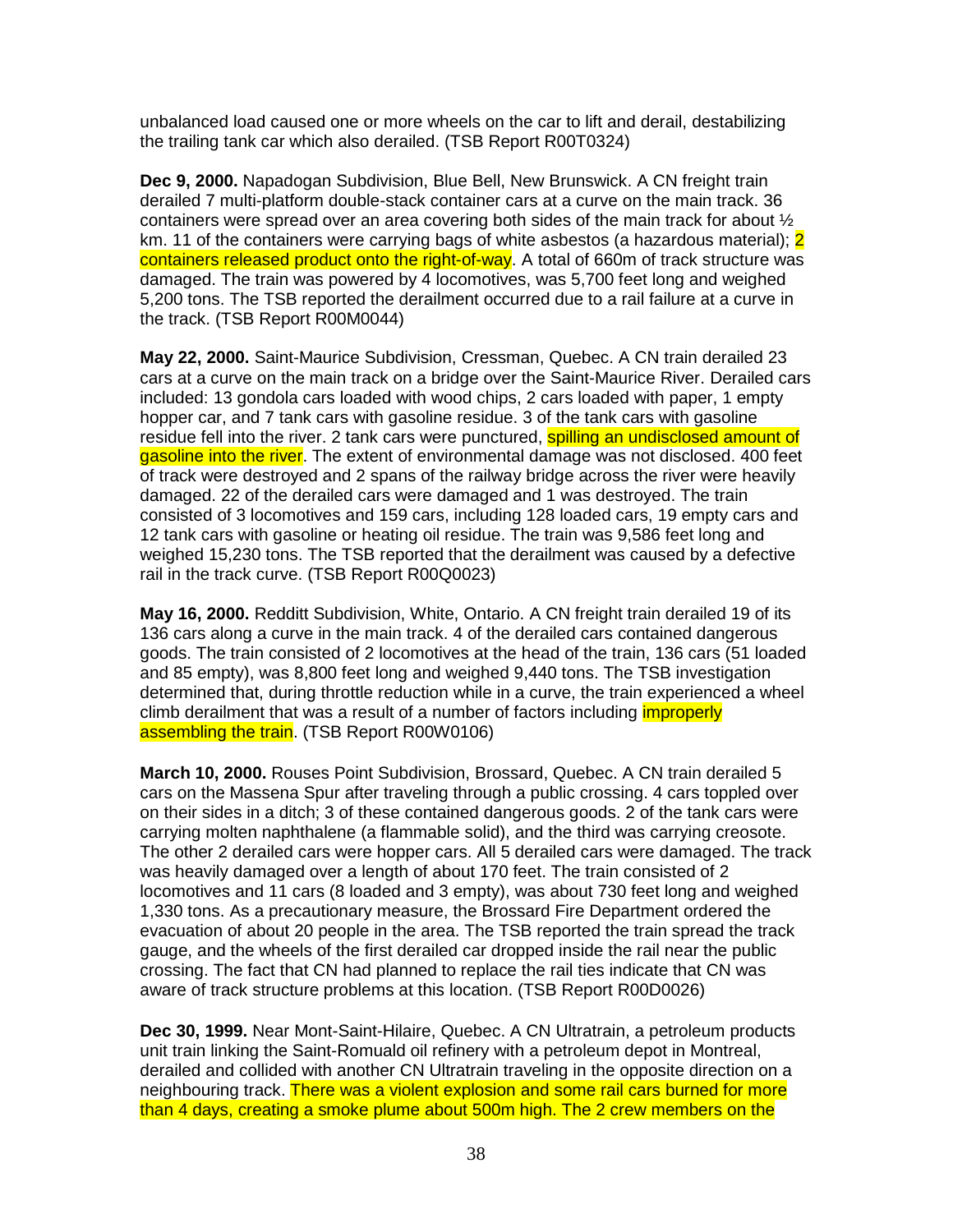unbalanced load caused one or more wheels on the car to lift and derail, destabilizing the trailing tank car which also derailed. (TSB Report R00T0324)

**Dec 9, 2000.** Napadogan Subdivision, Blue Bell, New Brunswick. A CN freight train derailed 7 multi-platform double-stack container cars at a curve on the main track. 36 containers were spread over an area covering both sides of the main track for about ½ km. 11 of the containers were carrying bags of white asbestos (a hazardous material); 2 containers released product onto the right-of-way. A total of 660m of track structure was damaged. The train was powered by 4 locomotives, was 5,700 feet long and weighed 5,200 tons. The TSB reported the derailment occurred due to a rail failure at a curve in the track. (TSB Report R00M0044)

**May 22, 2000.** Saint-Maurice Subdivision, Cressman, Quebec. A CN train derailed 23 cars at a curve on the main track on a bridge over the Saint-Maurice River. Derailed cars included: 13 gondola cars loaded with wood chips, 2 cars loaded with paper, 1 empty hopper car, and 7 tank cars with gasoline residue. 3 of the tank cars with gasoline residue fell into the river. 2 tank cars were punctured, spilling an undisclosed amount of gasoline into the river. The extent of environmental damage was not disclosed. 400 feet of track were destroyed and 2 spans of the railway bridge across the river were heavily damaged. 22 of the derailed cars were damaged and 1 was destroyed. The train consisted of 3 locomotives and 159 cars, including 128 loaded cars, 19 empty cars and 12 tank cars with gasoline or heating oil residue. The train was 9,586 feet long and weighed 15,230 tons. The TSB reported that the derailment was caused by a defective rail in the track curve. (TSB Report R00Q0023)

**May 16, 2000.** Redditt Subdivision, White, Ontario. A CN freight train derailed 19 of its 136 cars along a curve in the main track. 4 of the derailed cars contained dangerous goods. The train consisted of 2 locomotives at the head of the train, 136 cars (51 loaded and 85 empty), was 8,800 feet long and weighed 9,440 tons. The TSB investigation determined that, during throttle reduction while in a curve, the train experienced a wheel climb derailment that was a result of a number of factors including improperly assembling the train. (TSB Report R00W0106)

**March 10, 2000.** Rouses Point Subdivision, Brossard, Quebec. A CN train derailed 5 cars on the Massena Spur after traveling through a public crossing. 4 cars toppled over on their sides in a ditch; 3 of these contained dangerous goods. 2 of the tank cars were carrying molten naphthalene (a flammable solid), and the third was carrying creosote. The other 2 derailed cars were hopper cars. All 5 derailed cars were damaged. The track was heavily damaged over a length of about 170 feet. The train consisted of 2 locomotives and 11 cars (8 loaded and 3 empty), was about 730 feet long and weighed 1,330 tons. As a precautionary measure, the Brossard Fire Department ordered the evacuation of about 20 people in the area. The TSB reported the train spread the track gauge, and the wheels of the first derailed car dropped inside the rail near the public crossing. The fact that CN had planned to replace the rail ties indicate that CN was aware of track structure problems at this location. (TSB Report R00D0026)

**Dec 30, 1999.** Near Mont-Saint-Hilaire, Quebec. A CN Ultratrain, a petroleum products unit train linking the Saint-Romuald oil refinery with a petroleum depot in Montreal, derailed and collided with another CN Ultratrain traveling in the opposite direction on a neighbouring track. There was a violent explosion and some rail cars burned for more than 4 days, creating a smoke plume about 500m high. The 2 crew members on the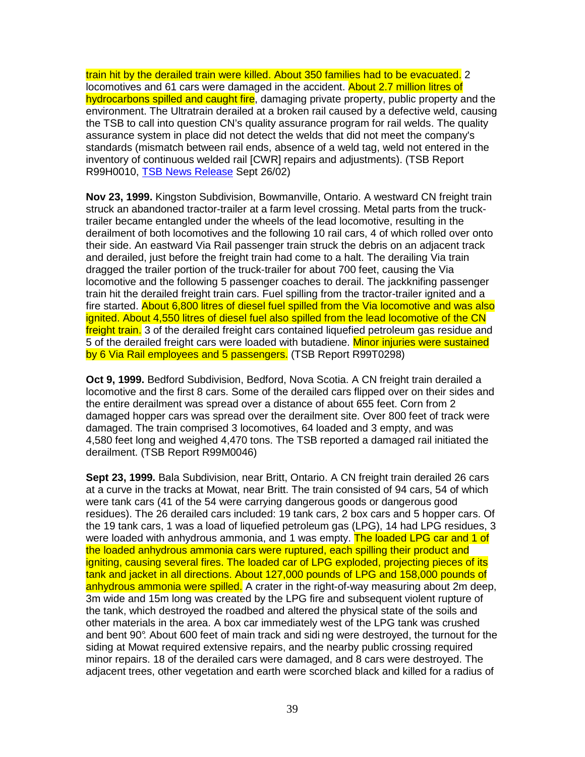train hit by the derailed train were killed. About 350 families had to be evacuated. 2 locomotives and 61 cars were damaged in the accident. About 2.7 million litres of hydrocarbons spilled and caught fire, damaging private property, public property and the environment. The Ultratrain derailed at a broken rail caused by a defective weld, causing the TSB to call into question CN's quality assurance program for rail welds. The quality assurance system in place did not detect the welds that did not meet the company's standards (mismatch between rail ends, absence of a weld tag, weld not entered in the inventory of continuous welded rail [CWR] repairs and adjustments). (TSB Report R99H0010, TSB News Release Sept 26/02)

**Nov 23, 1999.** Kingston Subdivision, Bowmanville, Ontario. A westward CN freight train struck an abandoned tractor-trailer at a farm level crossing. Metal parts from the truck-trailer became entangled under the wheels of the lead locomotive, resulting in the derailment of both locomotives and the following 10 rail cars, 4 of which rolled over onto their side. An eastward Via Rail passenger train struck the debris on an adjacent track and derailed, just before the freight train had come to a halt. The derailing Via train dragged the trailer portion of the truck-trailer for about 700 feet, causing the Via locomotive and the following 5 passenger coaches to derail. The jackknifing passenger train hit the derailed freight train cars. Fuel spilling from the tractor-trailer ignited and a fire started. About 6,800 litres of diesel fuel spilled from the Via locomotive and was also ignited. About 4,550 litres of diesel fuel also spilled from the lead locomotive of the CN freight train. 3 of the derailed freight cars contained liquefied petroleum gas residue and 5 of the derailed freight cars were loaded with butadiene. Minor injuries were sustained by 6 Via Rail employees and 5 passengers. (TSB Report R99T0298)

**Oct 9, 1999.** Bedford Subdivision, Bedford, Nova Scotia. A CN freight train derailed a locomotive and the first 8 cars. Some of the derailed cars flipped over on their sides and the entire derailment was spread over a distance of about 655 feet. Corn from 2 damaged hopper cars was spread over the derailment site. Over 800 feet of track were damaged. The train comprised 3 locomotives, 64 loaded and 3 empty, and was 4,580 feet long and weighed 4,470 tons. The TSB reported a damaged rail initiated the derailment. (TSB Report R99M0046)

**Sept 23, 1999.** Bala Subdivision, near Britt, Ontario. A CN freight train derailed 26 cars at a curve in the tracks at Mowat, near Britt. The train consisted of 94 cars, 54 of which were tank cars (41 of the 54 were carrying dangerous goods or dangerous good residues). The 26 derailed cars included: 19 tank cars, 2 box cars and 5 hopper cars. Of the 19 tank cars, 1 was a load of liquefied petroleum gas (LPG), 14 had LPG residues, 3 were loaded with anhydrous ammonia, and 1 was empty. The loaded LPG car and 1 of the loaded anhydrous ammonia cars were ruptured, each spilling their product and igniting, causing several fires. The loaded car of LPG exploded, projecting pieces of its tank and jacket in all directions. About 127,000 pounds of LPG and 158,000 pounds of anhydrous ammonia were spilled. A crater in the right-of-way measuring about 2m deep, 3m wide and 15m long was created by the LPG fire and subsequent violent rupture of the tank, which destroyed the roadbed and altered the physical state of the soils and other materials in the area. A box car immediately west of the LPG tank was crushed and bent 90°. About 600 feet of main track and siding were destroyed, the turnout for the siding at Mowat required extensive repairs, and the nearby public crossing required minor repairs. 18 of the derailed cars were damaged, and 8 cars were destroyed. The adjacent trees, other vegetation and earth were scorched black and killed for a radius of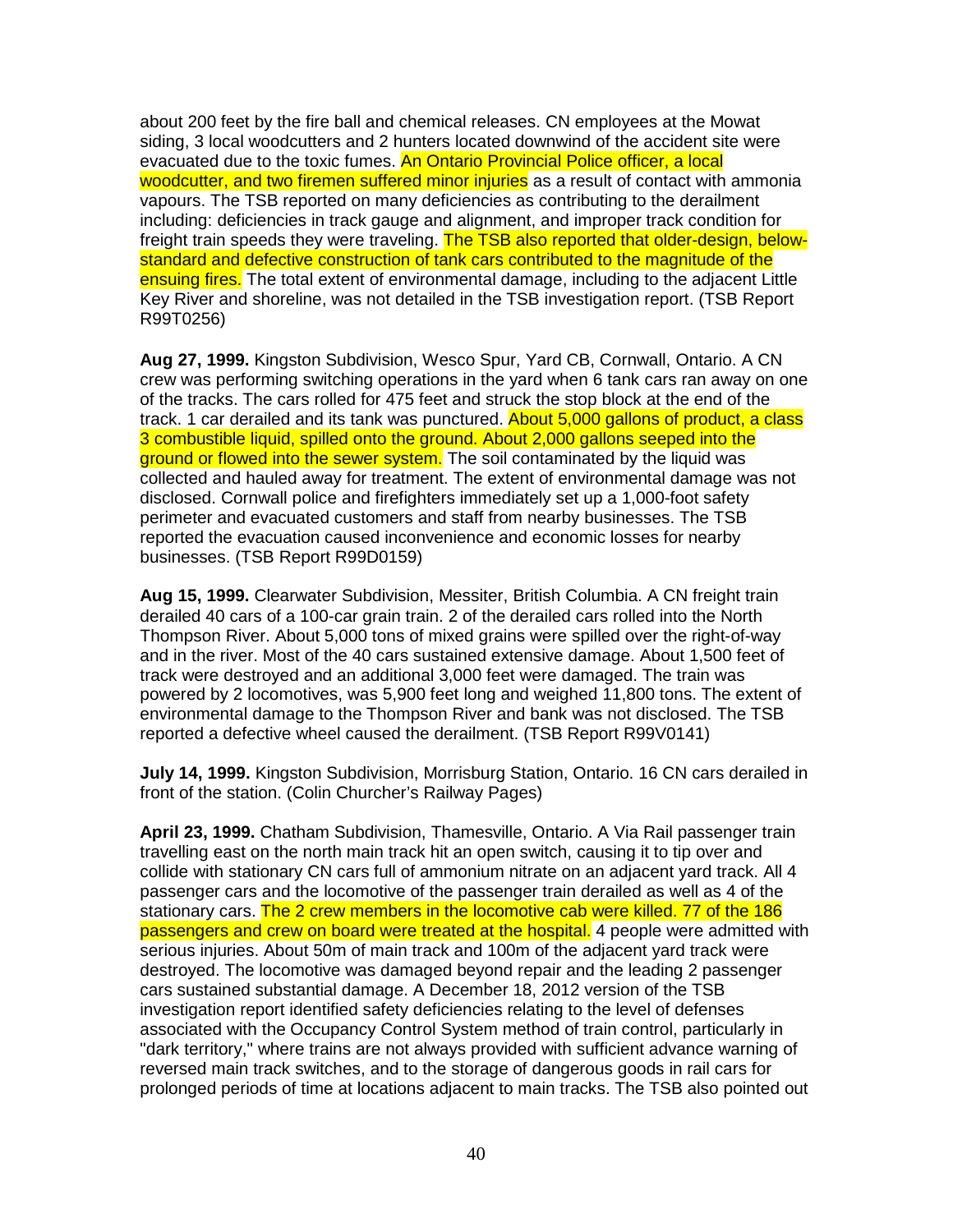about 200 feet by the fire ball and chemical releases. CN employees at the Mowat siding, 3 local woodcutters and 2 hunters located downwind of the accident site were evacuated due to the toxic fumes. An Ontario Provincial Police officer, a local woodcutter, and two firemen suffered minor injuries as a result of contact with ammonia vapours. The TSB reported on many deficiencies as contributing to the derailment including: deficiencies in track gauge and alignment, and improper track condition for freight train speeds they were traveling. The TSB also reported that older-design, below-standard and defective construction of tank cars contributed to the magnitude of the ensuing fires. The total extent of environmental damage, including to the adjacent Little Key River and shoreline, was not detailed in the TSB investigation report. (TSB Report R99T0256)

**Aug 27, 1999.** Kingston Subdivision, Wesco Spur, Yard CB, Cornwall, Ontario. A CN crew was performing switching operations in the yard when 6 tank cars ran away on one of the tracks. The cars rolled for 475 feet and struck the stop block at the end of the track. 1 car derailed and its tank was punctured. About 5,000 gallons of product, a class 3 combustible liquid, spilled onto the ground. About 2,000 gallons seeped into the ground or flowed into the sewer system. The soil contaminated by the liquid was collected and hauled away for treatment. The extent of environmental damage was not disclosed. Cornwall police and firefighters immediately set up a 1,000-foot safety perimeter and evacuated customers and staff from nearby businesses. The TSB reported the evacuation caused inconvenience and economic losses for nearby businesses. (TSB Report R99D0159)

**Aug 15, 1999.** Clearwater Subdivision, Messiter, British Columbia. A CN freight train derailed 40 cars of a 100-car grain train. 2 of the derailed cars rolled into the North Thompson River. About 5,000 tons of mixed grains were spilled over the right-of-way and in the river. Most of the 40 cars sustained extensive damage. About 1,500 feet of track were destroyed and an additional 3,000 feet were damaged. The train was powered by 2 locomotives, was 5,900 feet long and weighed 11,800 tons. The extent of environmental damage to the Thompson River and bank was not disclosed. The TSB reported a defective wheel caused the derailment. (TSB Report R99V0141)

**July 14, 1999.** Kingston Subdivision, Morrisburg Station, Ontario. 16 CN cars derailed in front of the station. (Colin Churcher's Railway Pages)

**April 23, 1999.** Chatham Subdivision, Thamesville, Ontario. A Via Rail passenger train travelling east on the north main track hit an open switch, causing it to tip over and collide with stationary CN cars full of ammonium nitrate on an adjacent yard track. All 4 passenger cars and the locomotive of the passenger train derailed as well as 4 of the stationary cars. The 2 crew members in the locomotive cab were killed. 77 of the 186 passengers and crew on board were treated at the hospital. 4 people were admitted with serious injuries. About 50m of main track and 100m of the adjacent yard track were destroyed. The locomotive was damaged beyond repair and the leading 2 passenger cars sustained substantial damage. A December 18, 2012 version of the TSB investigation report identified safety deficiencies relating to the level of defenses associated with the Occupancy Control System method of train control, particularly in "dark territory," where trains are not always provided with sufficient advance warning of reversed main track switches, and to the storage of dangerous goods in rail cars for prolonged periods of time at locations adjacent to main tracks. The TSB also pointed out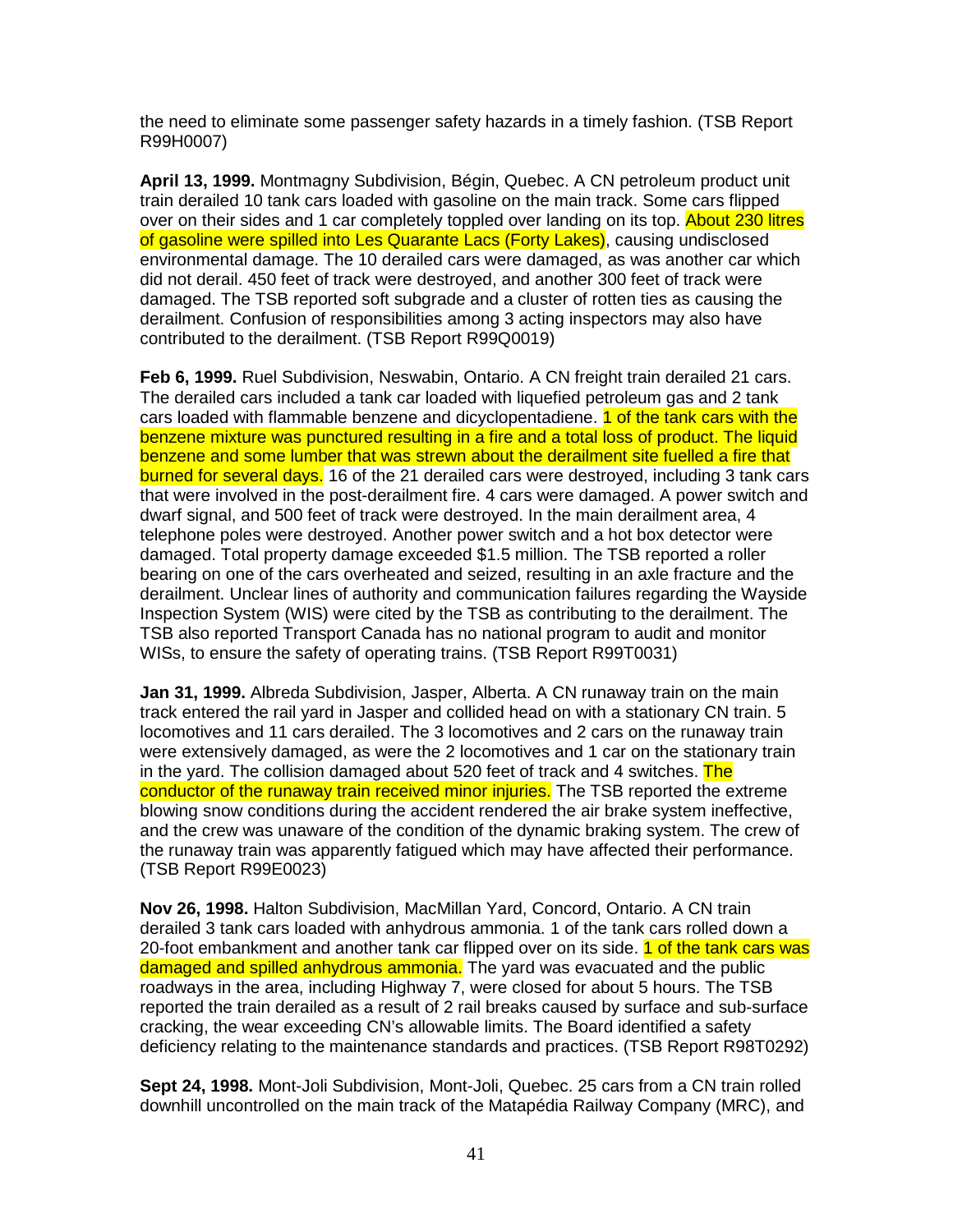the need to eliminate some passenger safety hazards in a timely fashion. (TSB Report R99H0007)

**April 13, 1999.** Montmagny Subdivision, Bégin, Quebec. A CN petroleum product unit train derailed 10 tank cars loaded with gasoline on the main track. Some cars flipped over on their sides and 1 car completely toppled over landing on its top. About 230 litres of gasoline were spilled into Les Quarante Lacs (Forty Lakes), causing undisclosed environmental damage. The 10 derailed cars were damaged, as was another car which did not derail. 450 feet of track were destroyed, and another 300 feet of track were damaged. The TSB reported soft subgrade and a cluster of rotten ties as causing the derailment. Confusion of responsibilities among 3 acting inspectors may also have contributed to the derailment. (TSB Report R99Q0019)

**Feb 6, 1999.** Ruel Subdivision, Neswabin, Ontario. A CN freight train derailed 21 cars. The derailed cars included a tank car loaded with liquefied petroleum gas and 2 tank cars loaded with flammable benzene and dicyclopentadiene. 1 of the tank cars with the benzene mixture was punctured resulting in a fire and a total loss of product. The liquid benzene and some lumber that was strewn about the derailment site fuelled a fire that burned for several days. 16 of the 21 derailed cars were destroyed, including 3 tank cars that were involved in the post-derailment fire. 4 cars were damaged. A power switch and dwarf signal, and 500 feet of track were destroyed. In the main derailment area, 4 telephone poles were destroyed. Another power switch and a hot box detector were damaged. Total property damage exceeded $1.5 million. The TSB reported a roller bearing on one of the cars overheated and seized, resulting in an axle fracture and the derailment. Unclear lines of authority and communication failures regarding the Wayside Inspection System (WIS) were cited by the TSB as contributing to the derailment. The TSB also reported Transport Canada has no national program to audit and monitor WISs, to ensure the safety of operating trains. (TSB Report R99T0031)

**Jan 31, 1999.** Albreda Subdivision, Jasper, Alberta. A CN runaway train on the main track entered the rail yard in Jasper and collided head on with a stationary CN train. 5 locomotives and 11 cars derailed. The 3 locomotives and 2 cars on the runaway train were extensively damaged, as were the 2 locomotives and 1 car on the stationary train in the yard. The collision damaged about 520 feet of track and 4 switches. The conductor of the runaway train received minor injuries. The TSB reported the extreme blowing snow conditions during the accident rendered the air brake system ineffective, and the crew was unaware of the condition of the dynamic braking system. The crew of the runaway train was apparently fatigued which may have affected their performance. (TSB Report R99E0023)

**Nov 26, 1998.** Halton Subdivision, MacMillan Yard, Concord, Ontario. A CN train derailed 3 tank cars loaded with anhydrous ammonia. 1 of the tank cars rolled down a 20-foot embankment and another tank car flipped over on its side. 1 of the tank cars was damaged and spilled anhydrous ammonia. The yard was evacuated and the public roadways in the area, including Highway 7, were closed for about 5 hours. The TSB reported the train derailed as a result of 2 rail breaks caused by surface and sub-surface cracking, the wear exceeding CN's allowable limits. The Board identified a safety deficiency relating to the maintenance standards and practices. (TSB Report R98T0292)

**Sept 24, 1998.** Mont-Joli Subdivision, Mont-Joli, Quebec. 25 cars from a CN train rolled downhill uncontrolled on the main track of the Matapédia Railway Company (MRC), and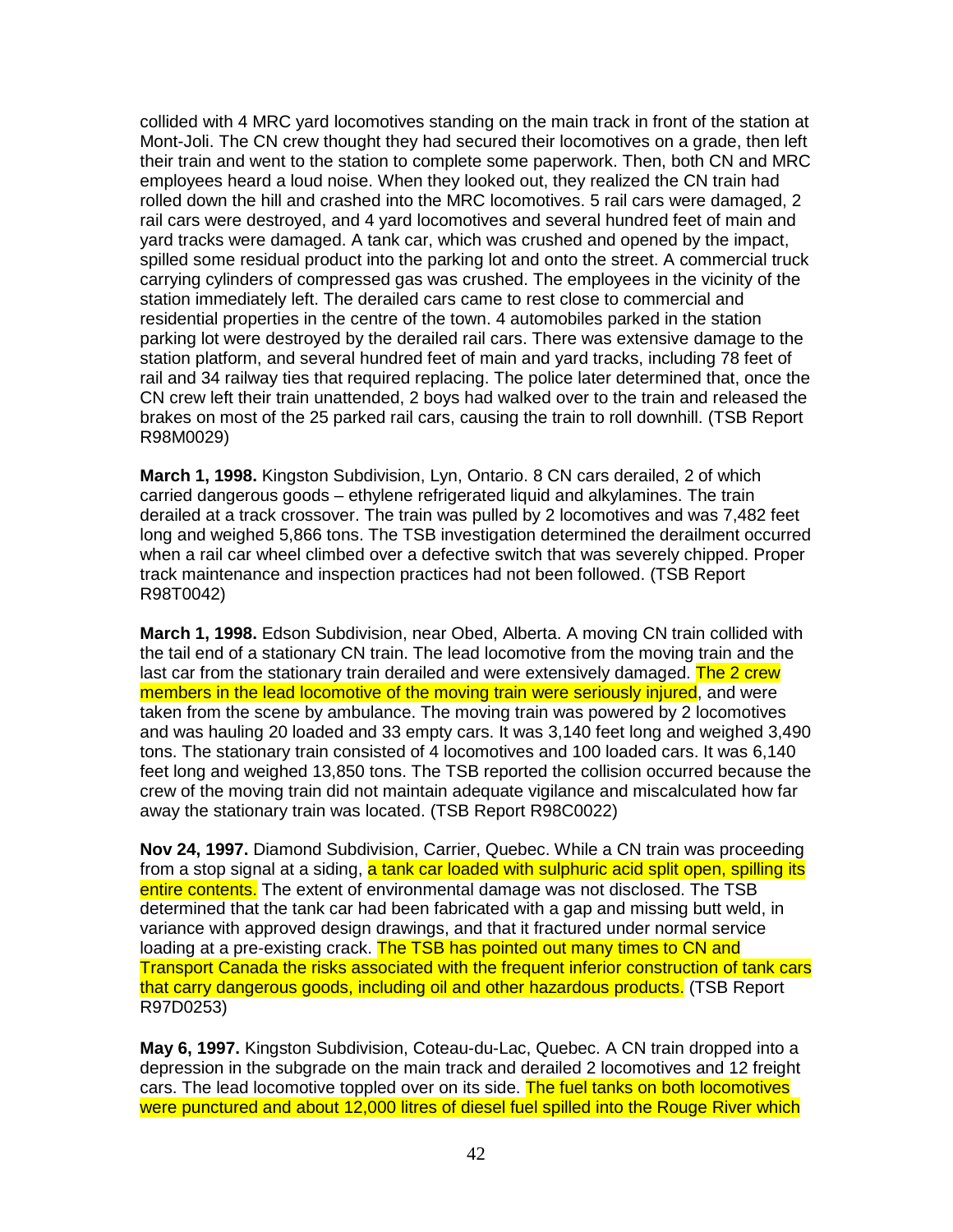collided with 4 MRC yard locomotives standing on the main track in front of the station at Mont-Joli. The CN crew thought they had secured their locomotives on a grade, then left their train and went to the station to complete some paperwork. Then, both CN and MRC employees heard a loud noise. When they looked out, they realized the CN train had rolled down the hill and crashed into the MRC locomotives. 5 rail cars were damaged, 2 rail cars were destroyed, and 4 yard locomotives and several hundred feet of main and yard tracks were damaged. A tank car, which was crushed and opened by the impact, spilled some residual product into the parking lot and onto the street. A commercial truck carrying cylinders of compressed gas was crushed. The employees in the vicinity of the station immediately left. The derailed cars came to rest close to commercial and residential properties in the centre of the town. 4 automobiles parked in the station parking lot were destroyed by the derailed rail cars. There was extensive damage to the station platform, and several hundred feet of main and yard tracks, including 78 feet of rail and 34 railway ties that required replacing. The police later determined that, once the CN crew left their train unattended, 2 boys had walked over to the train and released the brakes on most of the 25 parked rail cars, causing the train to roll downhill. (TSB Report R98M0029)

**March 1, 1998.** Kingston Subdivision, Lyn, Ontario. 8 CN cars derailed, 2 of which carried dangerous goods – ethylene refrigerated liquid and alkylamines. The train derailed at a track crossover. The train was pulled by 2 locomotives and was 7,482 feet long and weighed 5,866 tons. The TSB investigation determined the derailment occurred when a rail car wheel climbed over a defective switch that was severely chipped. Proper track maintenance and inspection practices had not been followed. (TSB Report R98T0042)

**March 1, 1998.** Edson Subdivision, near Obed, Alberta. A moving CN train collided with the tail end of a stationary CN train. The lead locomotive from the moving train and the last car from the stationary train derailed and were extensively damaged. The 2 crew members in the lead locomotive of the moving train were seriously injured, and were taken from the scene by ambulance. The moving train was powered by 2 locomotives and was hauling 20 loaded and 33 empty cars. It was 3,140 feet long and weighed 3,490 tons. The stationary train consisted of 4 locomotives and 100 loaded cars. It was 6,140 feet long and weighed 13,850 tons. The TSB reported the collision occurred because the crew of the moving train did not maintain adequate vigilance and miscalculated how far away the stationary train was located. (TSB Report R98C0022)

**Nov 24, 1997.** Diamond Subdivision, Carrier, Quebec. While a CN train was proceeding from a stop signal at a siding, a tank car loaded with sulphuric acid split open, spilling its entire contents. The extent of environmental damage was not disclosed. The TSB determined that the tank car had been fabricated with a gap and missing butt weld, in variance with approved design drawings, and that it fractured under normal service loading at a pre-existing crack. The TSB has pointed out many times to CN and Transport Canada the risks associated with the frequent inferior construction of tank cars that carry dangerous goods, including oil and other hazardous products. (TSB Report R97D0253)

**May 6, 1997.** Kingston Subdivision, Coteau-du-Lac, Quebec. A CN train dropped into a depression in the subgrade on the main track and derailed 2 locomotives and 12 freight cars. The lead locomotive toppled over on its side. The fuel tanks on both locomotives were punctured and about 12,000 litres of diesel fuel spilled into the Rouge River which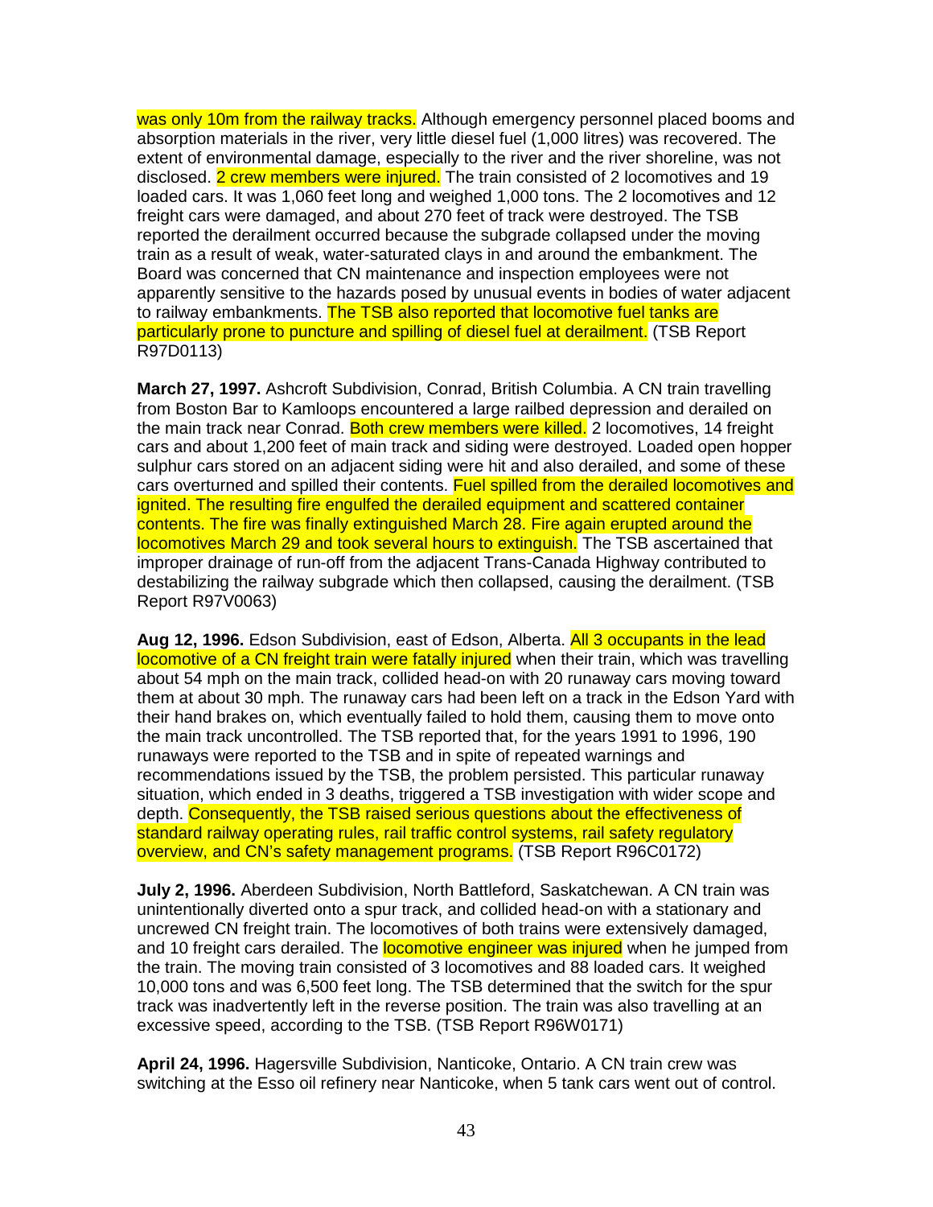was only 10m from the railway tracks. Although emergency personnel placed booms and absorption materials in the river, very little diesel fuel (1,000 litres) was recovered. The extent of environmental damage, especially to the river and the river shoreline, was not disclosed. 2 crew members were injured. The train consisted of 2 locomotives and 19 loaded cars. It was 1,060 feet long and weighed 1,000 tons. The 2 locomotives and 12 freight cars were damaged, and about 270 feet of track were destroyed. The TSB reported the derailment occurred because the subgrade collapsed under the moving train as a result of weak, water-saturated clays in and around the embankment. The Board was concerned that CN maintenance and inspection employees were not apparently sensitive to the hazards posed by unusual events in bodies of water adjacent to railway embankments. The TSB also reported that locomotive fuel tanks are particularly prone to puncture and spilling of diesel fuel at derailment. (TSB Report R97D0113)

**March 27, 1997.** Ashcroft Subdivision, Conrad, British Columbia. A CN train travelling from Boston Bar to Kamloops encountered a large railbed depression and derailed on the main track near Conrad. Both crew members were killed. 2 locomotives, 14 freight cars and about 1,200 feet of main track and siding were destroyed. Loaded open hopper sulphur cars stored on an adjacent siding were hit and also derailed, and some of these cars overturned and spilled their contents. Fuel spilled from the derailed locomotives and ignited. The resulting fire engulfed the derailed equipment and scattered container contents. The fire was finally extinguished March 28. Fire again erupted around the locomotives March 29 and took several hours to extinguish. The TSB ascertained that improper drainage of run-off from the adjacent Trans-Canada Highway contributed to destabilizing the railway subgrade which then collapsed, causing the derailment. (TSB Report R97V0063)

**Aug 12, 1996.** Edson Subdivision, east of Edson, Alberta. All 3 occupants in the lead locomotive of a CN freight train were fatally injured when their train, which was travelling about 54 mph on the main track, collided head-on with 20 runaway cars moving toward them at about 30 mph. The runaway cars had been left on a track in the Edson Yard with their hand brakes on, which eventually failed to hold them, causing them to move onto the main track uncontrolled. The TSB reported that, for the years 1991 to 1996, 190 runaways were reported to the TSB and in spite of repeated warnings and recommendations issued by the TSB, the problem persisted. This particular runaway situation, which ended in 3 deaths, triggered a TSB investigation with wider scope and depth. Consequently, the TSB raised serious questions about the effectiveness of standard railway operating rules, rail traffic control systems, rail safety regulatory overview, and CN's safety management programs. (TSB Report R96C0172)

**July 2, 1996.** Aberdeen Subdivision, North Battleford, Saskatchewan. A CN train was unintentionally diverted onto a spur track, and collided head-on with a stationary and uncrewed CN freight train. The locomotives of both trains were extensively damaged, and 10 freight cars derailed. The locomotive engineer was injured when he jumped from the train. The moving train consisted of 3 locomotives and 88 loaded cars. It weighed 10,000 tons and was 6,500 feet long. The TSB determined that the switch for the spur track was inadvertently left in the reverse position. The train was also travelling at an excessive speed, according to the TSB. (TSB Report R96W0171)

**April 24, 1996.** Hagersville Subdivision, Nanticoke, Ontario. A CN train crew was switching at the Esso oil refinery near Nanticoke, when 5 tank cars went out of control.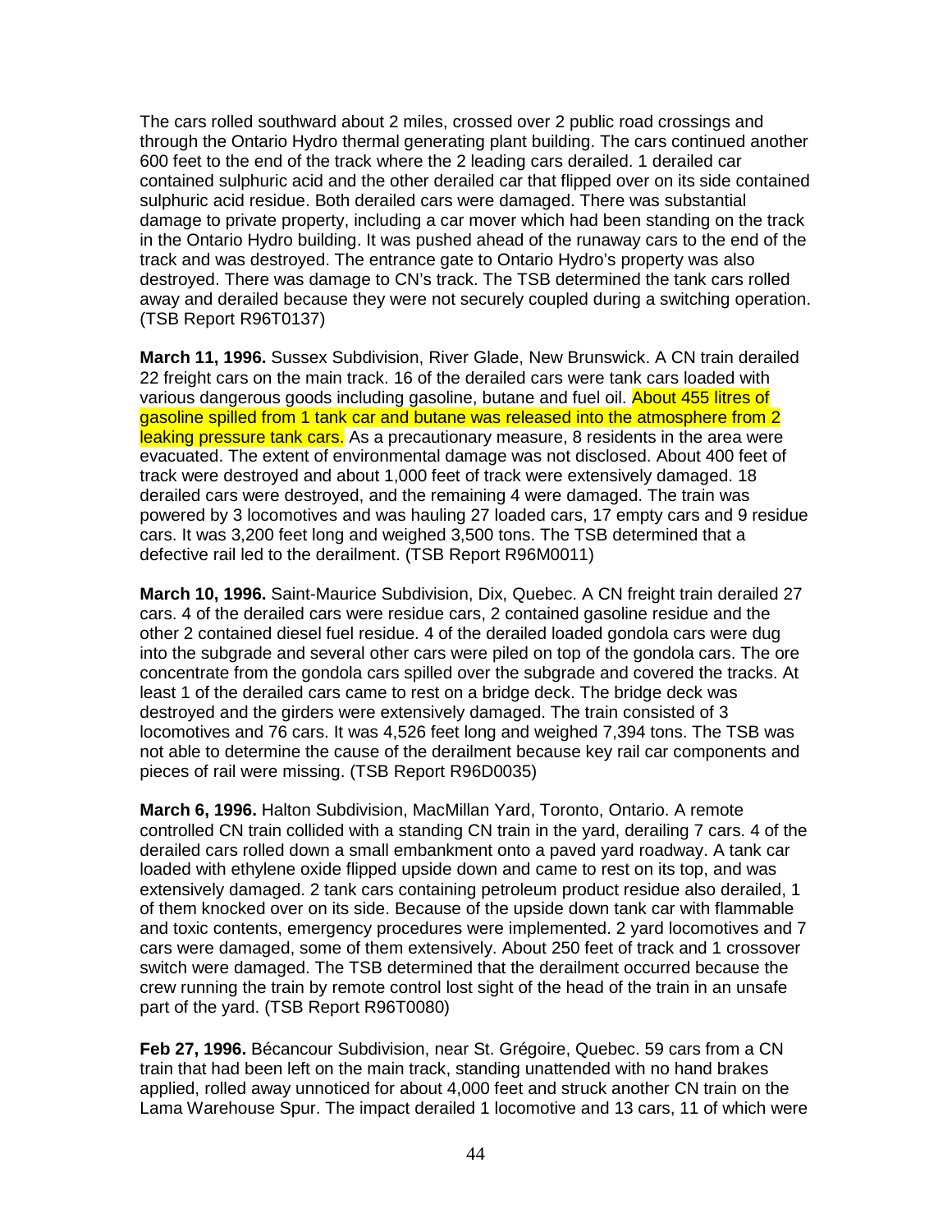The cars rolled southward about 2 miles, crossed over 2 public road crossings and through the Ontario Hydro thermal generating plant building. The cars continued another 600 feet to the end of the track where the 2 leading cars derailed. 1 derailed car contained sulphuric acid and the other derailed car that flipped over on its side contained sulphuric acid residue. Both derailed cars were damaged. There was substantial damage to private property, including a car mover which had been standing on the track in the Ontario Hydro building. It was pushed ahead of the runaway cars to the end of the track and was destroyed. The entrance gate to Ontario Hydro's property was also destroyed. There was damage to CN's track. The TSB determined the tank cars rolled away and derailed because they were not securely coupled during a switching operation. (TSB Report R96T0137)

**March 11, 1996.** Sussex Subdivision, River Glade, New Brunswick. A CN train derailed 22 freight cars on the main track. 16 of the derailed cars were tank cars loaded with various dangerous goods including gasoline, butane and fuel oil. About 455 litres of gasoline spilled from 1 tank car and butane was released into the atmosphere from 2 leaking pressure tank cars. As a precautionary measure, 8 residents in the area were evacuated. The extent of environmental damage was not disclosed. About 400 feet of track were destroyed and about 1,000 feet of track were extensively damaged. 18 derailed cars were destroyed, and the remaining 4 were damaged. The train was powered by 3 locomotives and was hauling 27 loaded cars, 17 empty cars and 9 residue cars. It was 3,200 feet long and weighed 3,500 tons. The TSB determined that a defective rail led to the derailment. (TSB Report R96M0011)

**March 10, 1996.** Saint-Maurice Subdivision, Dix, Quebec. A CN freight train derailed 27 cars. 4 of the derailed cars were residue cars, 2 contained gasoline residue and the other 2 contained diesel fuel residue. 4 of the derailed loaded gondola cars were dug into the subgrade and several other cars were piled on top of the gondola cars. The ore concentrate from the gondola cars spilled over the subgrade and covered the tracks. At least 1 of the derailed cars came to rest on a bridge deck. The bridge deck was destroyed and the girders were extensively damaged. The train consisted of 3 locomotives and 76 cars. It was 4,526 feet long and weighed 7,394 tons. The TSB was not able to determine the cause of the derailment because key rail car components and pieces of rail were missing. (TSB Report R96D0035)

**March 6, 1996.** Halton Subdivision, MacMillan Yard, Toronto, Ontario. A remote controlled CN train collided with a standing CN train in the yard, derailing 7 cars. 4 of the derailed cars rolled down a small embankment onto a paved yard roadway. A tank car loaded with ethylene oxide flipped upside down and came to rest on its top, and was extensively damaged. 2 tank cars containing petroleum product residue also derailed, 1 of them knocked over on its side. Because of the upside down tank car with flammable and toxic contents, emergency procedures were implemented. 2 yard locomotives and 7 cars were damaged, some of them extensively. About 250 feet of track and 1 crossover switch were damaged. The TSB determined that the derailment occurred because the crew running the train by remote control lost sight of the head of the train in an unsafe part of the yard. (TSB Report R96T0080)

**Feb 27, 1996.** Bécancour Subdivision, near St. Grégoire, Quebec. 59 cars from a CN train that had been left on the main track, standing unattended with no hand brakes applied, rolled away unnoticed for about 4,000 feet and struck another CN train on the Lama Warehouse Spur. The impact derailed 1 locomotive and 13 cars, 11 of which were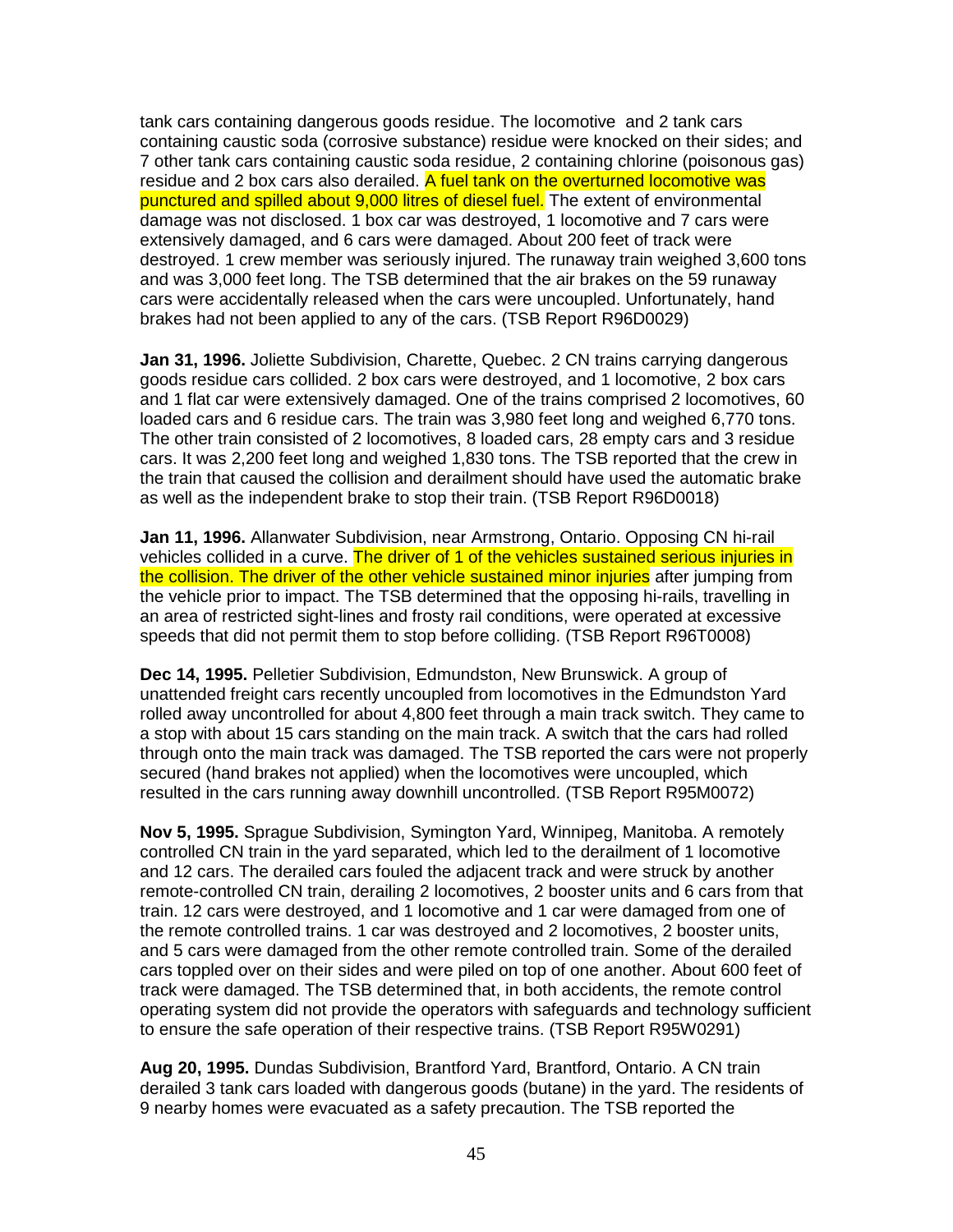tank cars containing dangerous goods residue. The locomotive and 2 tank cars containing caustic soda (corrosive substance) residue were knocked on their sides; and 7 other tank cars containing caustic soda residue, 2 containing chlorine (poisonous gas) residue and 2 box cars also derailed. A fuel tank on the overturned locomotive was punctured and spilled about 9,000 litres of diesel fuel. The extent of environmental damage was not disclosed. 1 box car was destroyed, 1 locomotive and 7 cars were extensively damaged, and 6 cars were damaged. About 200 feet of track were destroyed. 1 crew member was seriously injured. The runaway train weighed 3,600 tons and was 3,000 feet long. The TSB determined that the air brakes on the 59 runaway cars were accidentally released when the cars were uncoupled. Unfortunately, hand brakes had not been applied to any of the cars. (TSB Report R96D0029)

**Jan 31, 1996.** Joliette Subdivision, Charette, Quebec. 2 CN trains carrying dangerous goods residue cars collided. 2 box cars were destroyed, and 1 locomotive, 2 box cars and 1 flat car were extensively damaged. One of the trains comprised 2 locomotives, 60 loaded cars and 6 residue cars. The train was 3,980 feet long and weighed 6,770 tons. The other train consisted of 2 locomotives, 8 loaded cars, 28 empty cars and 3 residue cars. It was 2,200 feet long and weighed 1,830 tons. The TSB reported that the crew in the train that caused the collision and derailment should have used the automatic brake as well as the independent brake to stop their train. (TSB Report R96D0018)

**Jan 11, 1996.** Allanwater Subdivision, near Armstrong, Ontario. Opposing CN hi-rail vehicles collided in a curve. The driver of 1 of the vehicles sustained serious injuries in the collision. The driver of the other vehicle sustained minor injuries after jumping from the vehicle prior to impact. The TSB determined that the opposing hi-rails, travelling in an area of restricted sight-lines and frosty rail conditions, were operated at excessive speeds that did not permit them to stop before colliding. (TSB Report R96T0008)

**Dec 14, 1995.** Pelletier Subdivision, Edmundston, New Brunswick. A group of unattended freight cars recently uncoupled from locomotives in the Edmundston Yard rolled away uncontrolled for about 4,800 feet through a main track switch. They came to a stop with about 15 cars standing on the main track. A switch that the cars had rolled through onto the main track was damaged. The TSB reported the cars were not properly secured (hand brakes not applied) when the locomotives were uncoupled, which resulted in the cars running away downhill uncontrolled. (TSB Report R95M0072)

**Nov 5, 1995.** Sprague Subdivision, Symington Yard, Winnipeg, Manitoba. A remotely controlled CN train in the yard separated, which led to the derailment of 1 locomotive and 12 cars. The derailed cars fouled the adjacent track and were struck by another remote-controlled CN train, derailing 2 locomotives, 2 booster units and 6 cars from that train. 12 cars were destroyed, and 1 locomotive and 1 car were damaged from one of the remote controlled trains. 1 car was destroyed and 2 locomotives, 2 booster units, and 5 cars were damaged from the other remote controlled train. Some of the derailed cars toppled over on their sides and were piled on top of one another. About 600 feet of track were damaged. The TSB determined that, in both accidents, the remote control operating system did not provide the operators with safeguards and technology sufficient to ensure the safe operation of their respective trains. (TSB Report R95W0291)

**Aug 20, 1995.** Dundas Subdivision, Brantford Yard, Brantford, Ontario. A CN train derailed 3 tank cars loaded with dangerous goods (butane) in the yard. The residents of 9 nearby homes were evacuated as a safety precaution. The TSB reported the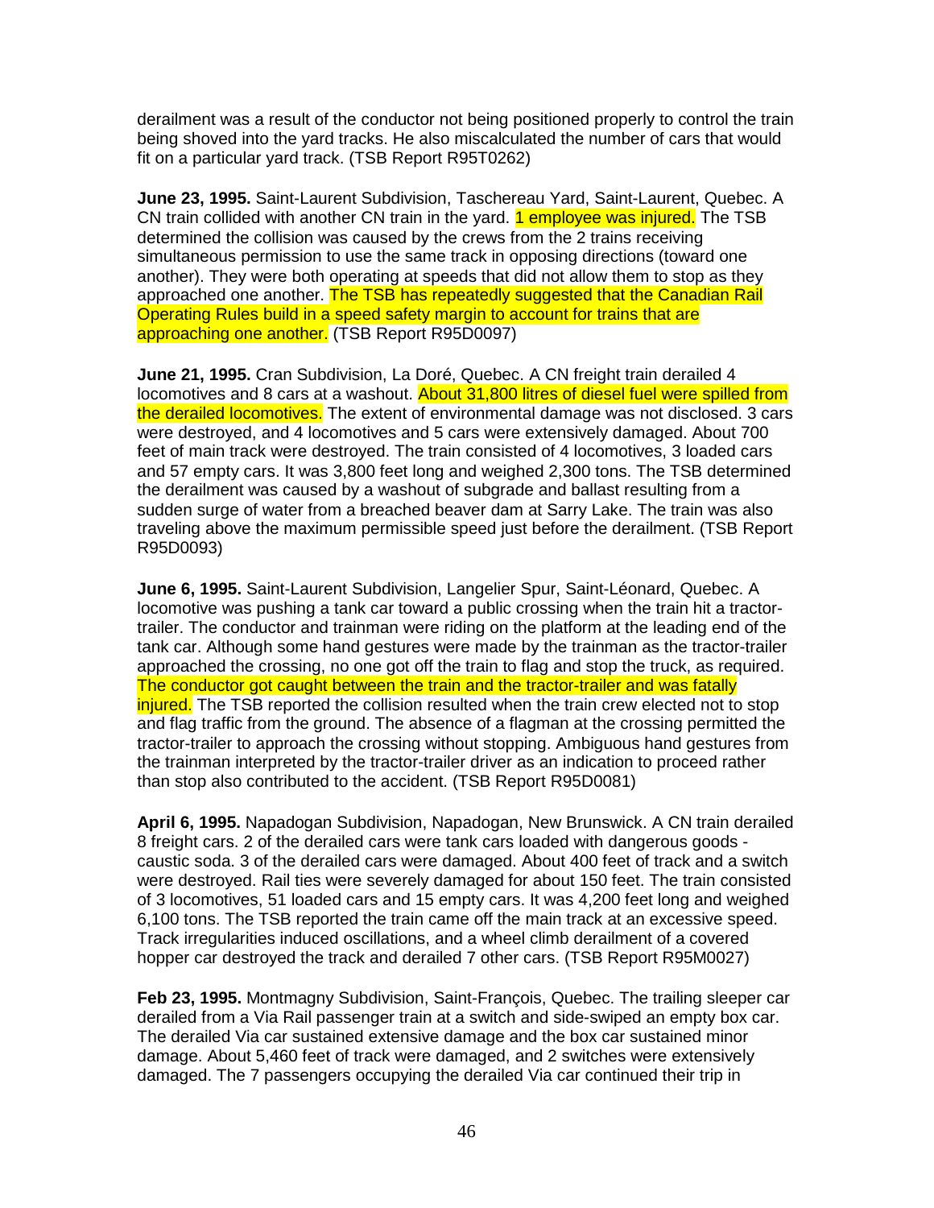derailment was a result of the conductor not being positioned properly to control the train being shoved into the yard tracks. He also miscalculated the number of cars that would fit on a particular yard track. (TSB Report R95T0262)

**June 23, 1995.** Saint-Laurent Subdivision, Taschereau Yard, Saint-Laurent, Quebec. A CN train collided with another CN train in the yard. 1 employee was injured. The TSB determined the collision was caused by the crews from the 2 trains receiving simultaneous permission to use the same track in opposing directions (toward one another). They were both operating at speeds that did not allow them to stop as they approached one another. The TSB has repeatedly suggested that the Canadian Rail Operating Rules build in a speed safety margin to account for trains that are approaching one another. (TSB Report R95D0097)

**June 21, 1995.** Cran Subdivision, La Doré, Quebec. A CN freight train derailed 4 locomotives and 8 cars at a washout. About 31,800 litres of diesel fuel were spilled from the derailed locomotives. The extent of environmental damage was not disclosed. 3 cars were destroyed, and 4 locomotives and 5 cars were extensively damaged. About 700 feet of main track were destroyed. The train consisted of 4 locomotives, 3 loaded cars and 57 empty cars. It was 3,800 feet long and weighed 2,300 tons. The TSB determined the derailment was caused by a washout of subgrade and ballast resulting from a sudden surge of water from a breached beaver dam at Sarry Lake. The train was also traveling above the maximum permissible speed just before the derailment. (TSB Report R95D0093)

**June 6, 1995.** Saint-Laurent Subdivision, Langelier Spur, Saint-Léonard, Quebec. A locomotive was pushing a tank car toward a public crossing when the train hit a tractor-trailer. The conductor and trainman were riding on the platform at the leading end of the tank car. Although some hand gestures were made by the trainman as the tractor-trailer approached the crossing, no one got off the train to flag and stop the truck, as required. The conductor got caught between the train and the tractor-trailer and was fatally injured. The TSB reported the collision resulted when the train crew elected not to stop and flag traffic from the ground. The absence of a flagman at the crossing permitted the tractor-trailer to approach the crossing without stopping. Ambiguous hand gestures from the trainman interpreted by the tractor-trailer driver as an indication to proceed rather than stop also contributed to the accident. (TSB Report R95D0081)

**April 6, 1995.** Napadogan Subdivision, Napadogan, New Brunswick. A CN train derailed 8 freight cars. 2 of the derailed cars were tank cars loaded with dangerous goods - caustic soda. 3 of the derailed cars were damaged. About 400 feet of track and a switch were destroyed. Rail ties were severely damaged for about 150 feet. The train consisted of 3 locomotives, 51 loaded cars and 15 empty cars. It was 4,200 feet long and weighed 6,100 tons. The TSB reported the train came off the main track at an excessive speed. Track irregularities induced oscillations, and a wheel climb derailment of a covered hopper car destroyed the track and derailed 7 other cars. (TSB Report R95M0027)

**Feb 23, 1995.** Montmagny Subdivision, Saint-François, Quebec. The trailing sleeper car derailed from a Via Rail passenger train at a switch and side-swiped an empty box car. The derailed Via car sustained extensive damage and the box car sustained minor damage. About 5,460 feet of track were damaged, and 2 switches were extensively damaged. The 7 passengers occupying the derailed Via car continued their trip in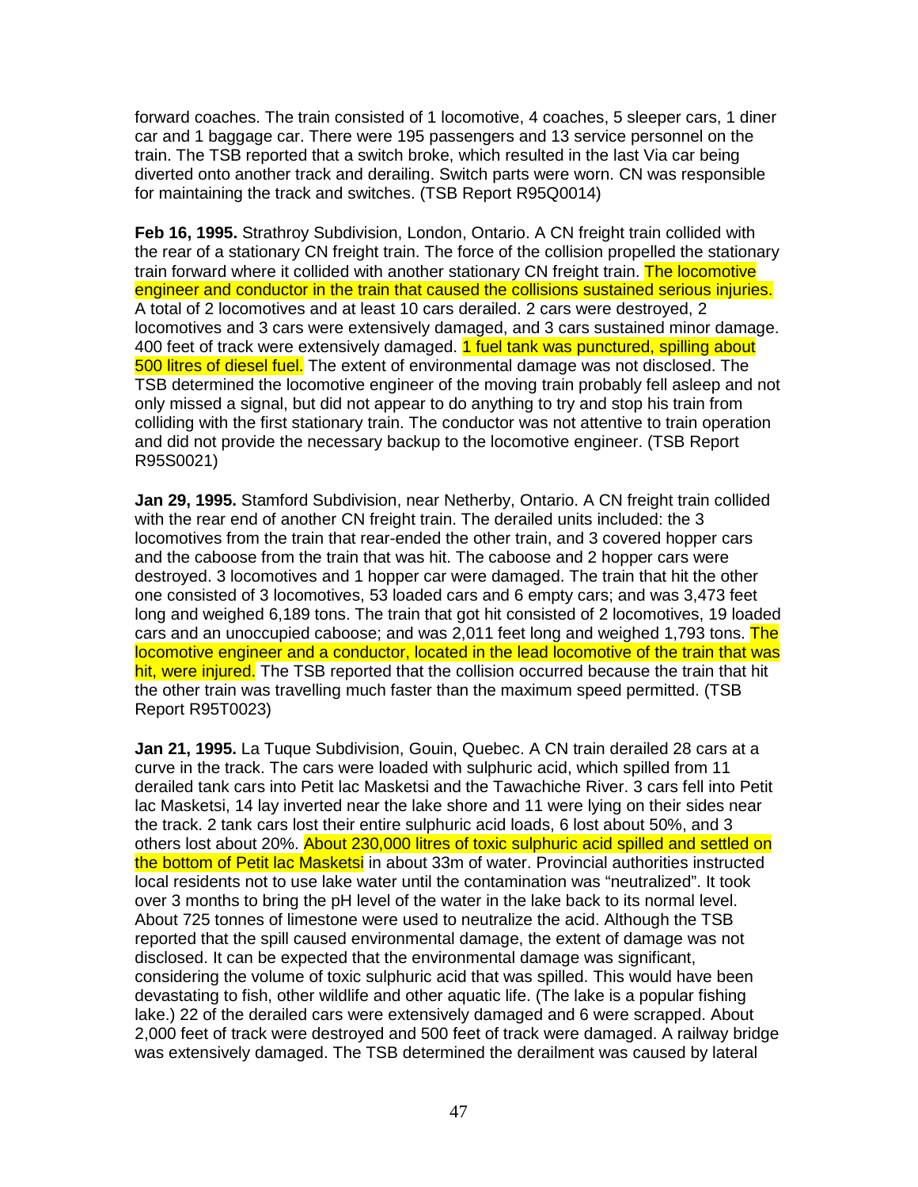forward coaches. The train consisted of 1 locomotive, 4 coaches, 5 sleeper cars, 1 diner car and 1 baggage car. There were 195 passengers and 13 service personnel on the train. The TSB reported that a switch broke, which resulted in the last Via car being diverted onto another track and derailing. Switch parts were worn. CN was responsible for maintaining the track and switches. (TSB Report R95Q0014)

**Feb 16, 1995.** Strathroy Subdivision, London, Ontario. A CN freight train collided with the rear of a stationary CN freight train. The force of the collision propelled the stationary train forward where it collided with another stationary CN freight train. The locomotive engineer and conductor in the train that caused the collisions sustained serious injuries. A total of 2 locomotives and at least 10 cars derailed. 2 cars were destroyed, 2 locomotives and 3 cars were extensively damaged, and 3 cars sustained minor damage. 400 feet of track were extensively damaged. 1 fuel tank was punctured, spilling about 500 litres of diesel fuel. The extent of environmental damage was not disclosed. The TSB determined the locomotive engineer of the moving train probably fell asleep and not only missed a signal, but did not appear to do anything to try and stop his train from colliding with the first stationary train. The conductor was not attentive to train operation and did not provide the necessary backup to the locomotive engineer. (TSB Report R95S0021)

**Jan 29, 1995.** Stamford Subdivision, near Netherby, Ontario. A CN freight train collided with the rear end of another CN freight train. The derailed units included: the 3 locomotives from the train that rear-ended the other train, and 3 covered hopper cars and the caboose from the train that was hit. The caboose and 2 hopper cars were destroyed. 3 locomotives and 1 hopper car were damaged. The train that hit the other one consisted of 3 locomotives, 53 loaded cars and 6 empty cars; and was 3,473 feet long and weighed 6,189 tons. The train that got hit consisted of 2 locomotives, 19 loaded cars and an unoccupied caboose; and was 2,011 feet long and weighed 1,793 tons. The locomotive engineer and a conductor, located in the lead locomotive of the train that was hit, were injured. The TSB reported that the collision occurred because the train that hit the other train was travelling much faster than the maximum speed permitted. (TSB Report R95T0023)

**Jan 21, 1995.** La Tuque Subdivision, Gouin, Quebec. A CN train derailed 28 cars at a curve in the track. The cars were loaded with sulphuric acid, which spilled from 11 derailed tank cars into Petit lac Masketsi and the Tawachiche River. 3 cars fell into Petit lac Masketsi, 14 lay inverted near the lake shore and 11 were lying on their sides near the track. 2 tank cars lost their entire sulphuric acid loads, 6 lost about 50%, and 3 others lost about 20%. About 230,000 litres of toxic sulphuric acid spilled and settled on the bottom of Petit lac Masketsi in about 33m of water. Provincial authorities instructed local residents not to use lake water until the contamination was "neutralized". It took over 3 months to bring the pH level of the water in the lake back to its normal level. About 725 tonnes of limestone were used to neutralize the acid. Although the TSB reported that the spill caused environmental damage, the extent of damage was not disclosed. It can be expected that the environmental damage was significant, considering the volume of toxic sulphuric acid that was spilled. This would have been devastating to fish, other wildlife and other aquatic life. (The lake is a popular fishing lake.) 22 of the derailed cars were extensively damaged and 6 were scrapped. About 2,000 feet of track were destroyed and 500 feet of track were damaged. A railway bridge was extensively damaged. The TSB determined the derailment was caused by lateral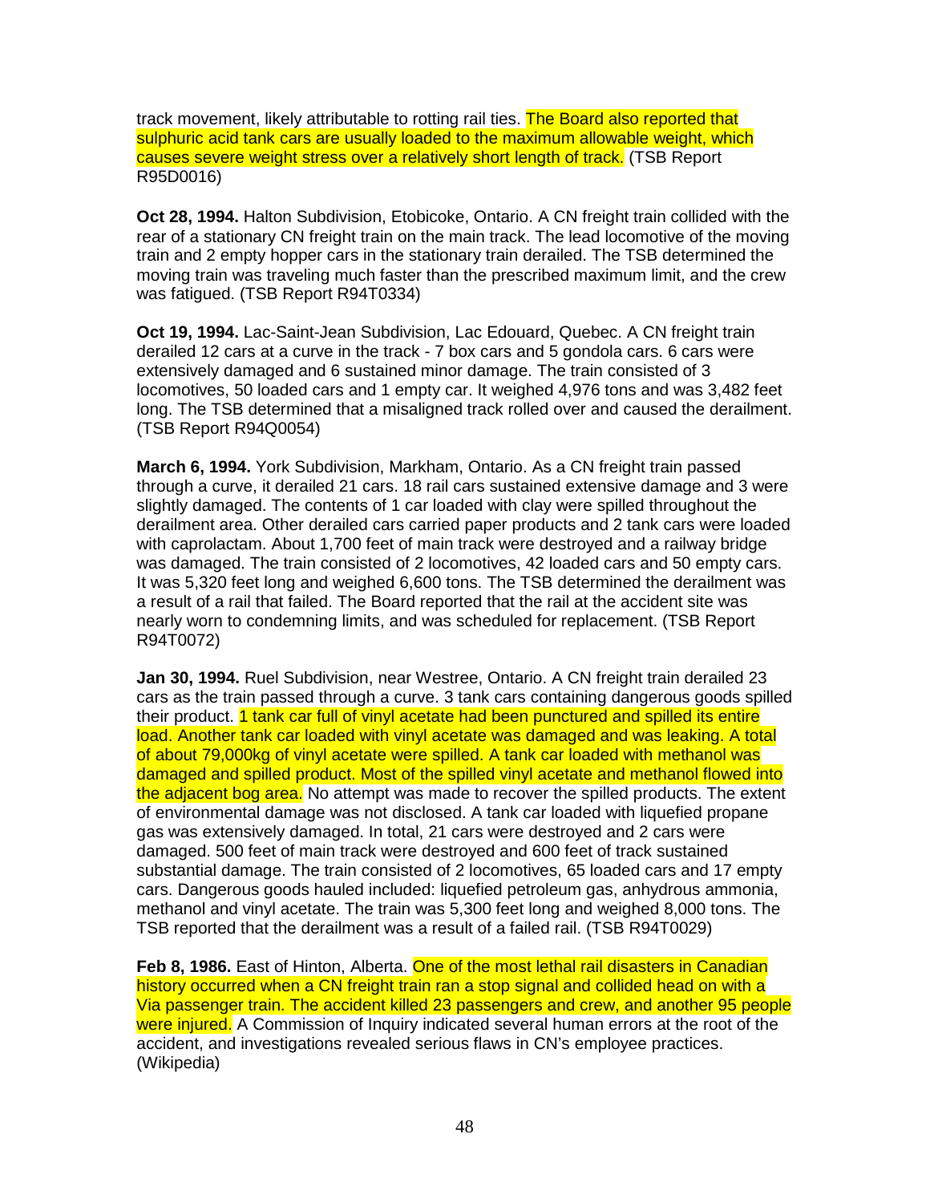track movement, likely attributable to rotting rail ties. The Board also reported that sulphuric acid tank cars are usually loaded to the maximum allowable weight, which causes severe weight stress over a relatively short length of track. (TSB Report R95D0016)

**Oct 28, 1994.** Halton Subdivision, Etobicoke, Ontario. A CN freight train collided with the rear of a stationary CN freight train on the main track. The lead locomotive of the moving train and 2 empty hopper cars in the stationary train derailed. The TSB determined the moving train was traveling much faster than the prescribed maximum limit, and the crew was fatigued. (TSB Report R94T0334)

**Oct 19, 1994.** Lac-Saint-Jean Subdivision, Lac Edouard, Quebec. A CN freight train derailed 12 cars at a curve in the track - 7 box cars and 5 gondola cars. 6 cars were extensively damaged and 6 sustained minor damage. The train consisted of 3 locomotives, 50 loaded cars and 1 empty car. It weighed 4,976 tons and was 3,482 feet long. The TSB determined that a misaligned track rolled over and caused the derailment. (TSB Report R94Q0054)

**March 6, 1994.** York Subdivision, Markham, Ontario. As a CN freight train passed through a curve, it derailed 21 cars. 18 rail cars sustained extensive damage and 3 were slightly damaged. The contents of 1 car loaded with clay were spilled throughout the derailment area. Other derailed cars carried paper products and 2 tank cars were loaded with caprolactam. About 1,700 feet of main track were destroyed and a railway bridge was damaged. The train consisted of 2 locomotives, 42 loaded cars and 50 empty cars. It was 5,320 feet long and weighed 6,600 tons. The TSB determined the derailment was a result of a rail that failed. The Board reported that the rail at the accident site was nearly worn to condemning limits, and was scheduled for replacement. (TSB Report R94T0072)

**Jan 30, 1994.** Ruel Subdivision, near Westree, Ontario. A CN freight train derailed 23 cars as the train passed through a curve. 3 tank cars containing dangerous goods spilled their product. 1 tank car full of vinyl acetate had been punctured and spilled its entire load. Another tank car loaded with vinyl acetate was damaged and was leaking. A total of about 79,000kg of vinyl acetate were spilled. A tank car loaded with methanol was damaged and spilled product. Most of the spilled vinyl acetate and methanol flowed into the adjacent bog area. No attempt was made to recover the spilled products. The extent of environmental damage was not disclosed. A tank car loaded with liquefied propane gas was extensively damaged. In total, 21 cars were destroyed and 2 cars were damaged. 500 feet of main track were destroyed and 600 feet of track sustained substantial damage. The train consisted of 2 locomotives, 65 loaded cars and 17 empty cars. Dangerous goods hauled included: liquefied petroleum gas, anhydrous ammonia, methanol and vinyl acetate. The train was 5,300 feet long and weighed 8,000 tons. The TSB reported that the derailment was a result of a failed rail. (TSB R94T0029)

**Feb 8, 1986.** East of Hinton, Alberta. One of the most lethal rail disasters in Canadian history occurred when a CN freight train ran a stop signal and collided head on with a Via passenger train. The accident killed 23 passengers and crew, and another 95 people were injured. A Commission of Inquiry indicated several human errors at the root of the accident, and investigations revealed serious flaws in CN's employee practices. (Wikipedia)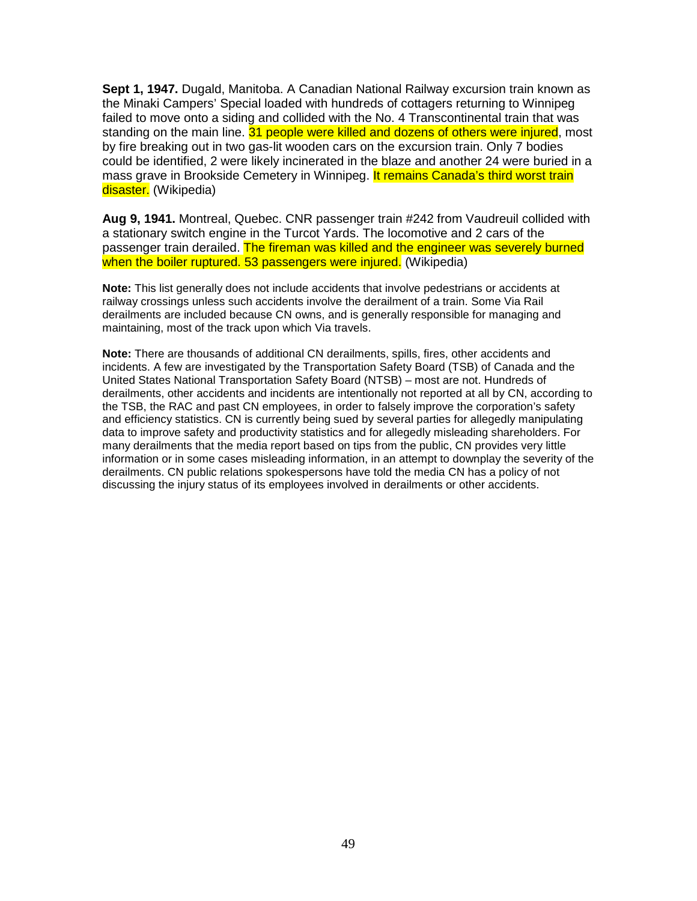**Sept 1, 1947.** Dugald, Manitoba. A Canadian National Railway excursion train known as the Minaki Campers' Special loaded with hundreds of cottagers returning to Winnipeg failed to move onto a siding and collided with the No. 4 Transcontinental train that was standing on the main line. 31 people were killed and dozens of others were injured, most by fire breaking out in two gas-lit wooden cars on the excursion train. Only 7 bodies could be identified, 2 were likely incinerated in the blaze and another 24 were buried in a mass grave in Brookside Cemetery in Winnipeg. It remains Canada's third worst train disaster. (Wikipedia)

**Aug 9, 1941.** Montreal, Quebec. CNR passenger train #242 from Vaudreuil collided with a stationary switch engine in the Turcot Yards. The locomotive and 2 cars of the passenger train derailed. The fireman was killed and the engineer was severely burned when the boiler ruptured. 53 passengers were injured. (Wikipedia)

**Note:** This list generally does not include accidents that involve pedestrians or accidents at railway crossings unless such accidents involve the derailment of a train. Some Via Rail derailments are included because CN owns, and is generally responsible for managing and maintaining, most of the track upon which Via travels.

**Note:** There are thousands of additional CN derailments, spills, fires, other accidents and incidents. A few are investigated by the Transportation Safety Board (TSB) of Canada and the United States National Transportation Safety Board (NTSB) – most are not. Hundreds of derailments, other accidents and incidents are intentionally not reported at all by CN, according to the TSB, the RAC and past CN employees, in order to falsely improve the corporation's safety and efficiency statistics. CN is currently being sued by several parties for allegedly manipulating data to improve safety and productivity statistics and for allegedly misleading shareholders. For many derailments that the media report based on tips from the public, CN provides very little information or in some cases misleading information, in an attempt to downplay the severity of the derailments. CN public relations spokespersons have told the media CN has a policy of not discussing the injury status of its employees involved in derailments or other accidents.